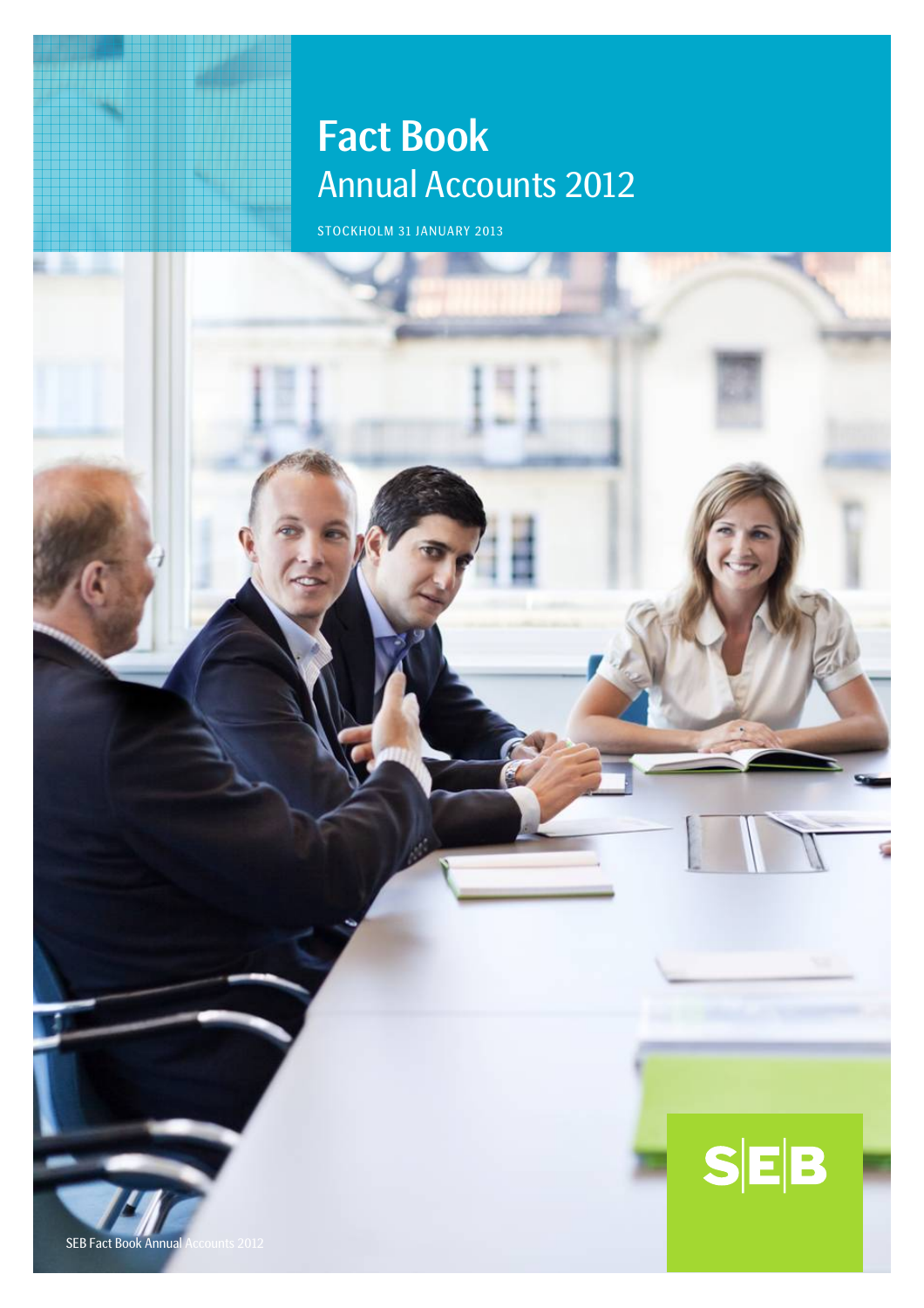# Fact Book

## Annual Accounts 2012

STOCKHOLM 31 JANUARY 2013

SEB

SEB Fact Book Annual Accounts 2012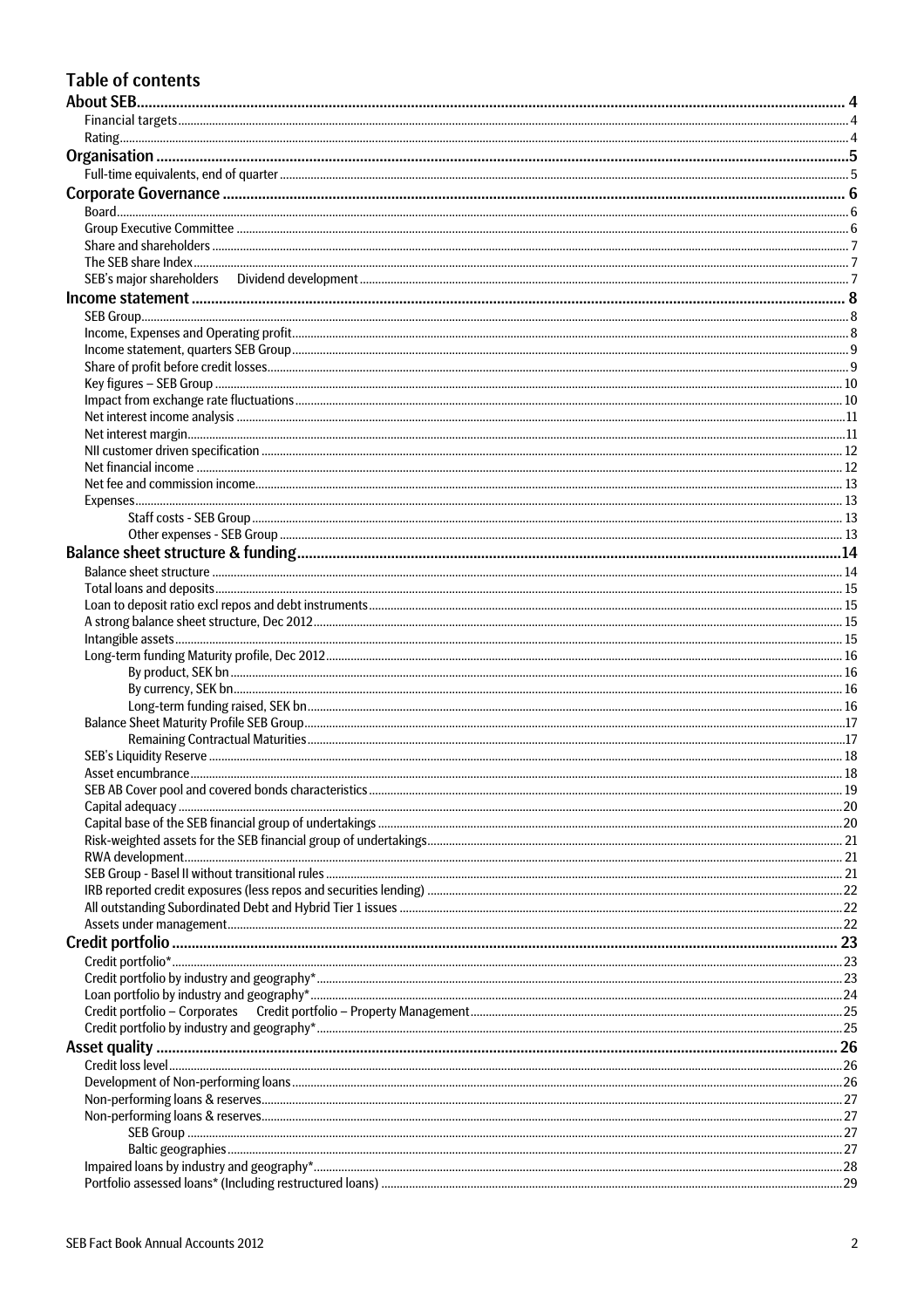# Table of contents

**About SEB** ..... 4
- Financial targets ..... 4
- Rating ..... 4

**Organisation** ..... 5
- Full-time equivalents, end of quarter ..... 5

**Corporate Governance** ..... 6
- Board ..... 6
- Group Executive Committee ..... 6
- Share and shareholders ..... 7
- The SEB share Index ..... 7
- SEB's major shareholders     Dividend development ..... 7

**Income statement** ..... 8
- SEB Group ..... 8
- Income, Expenses and Operating profit ..... 8
- Income statement, quarters SEB Group ..... 9
- Share of profit before credit losses ..... 9
- Key figures – SEB Group ..... 10
- Impact from exchange rate fluctuations ..... 10
- Net interest income analysis ..... 11
- Net interest margin ..... 11
- NII customer driven specification ..... 12
- Net financial income ..... 12
- Net fee and commission income ..... 13
- Expenses ..... 13
  - Staff costs - SEB Group ..... 13
  - Other expenses - SEB Group ..... 13

**Balance sheet structure & funding** ..... 14
- Balance sheet structure ..... 14
- Total loans and deposits ..... 15
- Loan to deposit ratio excl repos and debt instruments ..... 15
- A strong balance sheet structure, Dec 2012 ..... 15
- Intangible assets ..... 15
- Long-term funding Maturity profile, Dec 2012 ..... 16
  - By product, SEK bn ..... 16
  - By currency, SEK bn ..... 16
  - Long-term funding raised, SEK bn ..... 16
- Balance Sheet Maturity Profile SEB Group ..... 17
  - Remaining Contractual Maturities ..... 17
- SEB's Liquidity Reserve ..... 18
- Asset encumbrance ..... 18
- SEB AB Cover pool and covered bonds characteristics ..... 19
- Capital adequacy ..... 20
- Capital base of the SEB financial group of undertakings ..... 20
- Risk-weighted assets for the SEB financial group of undertakings ..... 21
- RWA development ..... 21
- SEB Group - Basel II without transitional rules ..... 21
- IRB reported credit exposures (less repos and securities lending) ..... 22
- All outstanding Subordinated Debt and Hybrid Tier 1 issues ..... 22
- Assets under management ..... 22

**Credit portfolio** ..... 23
- Credit portfolio* ..... 23
- Credit portfolio by industry and geography* ..... 23
- Loan portfolio by industry and geography* ..... 24
- Credit portfolio – Corporates     Credit portfolio – Property Management ..... 25
- Credit portfolio by industry and geography* ..... 25

**Asset quality** ..... 26
- Credit loss level ..... 26
- Development of Non-performing loans ..... 26
- Non-performing loans & reserves ..... 27
- Non-performing loans & reserves ..... 27
  - SEB Group ..... 27
  - Baltic geographies ..... 27
- Impaired loans by industry and geography* ..... 28
- Portfolio assessed loans* (Including restructured loans) ..... 29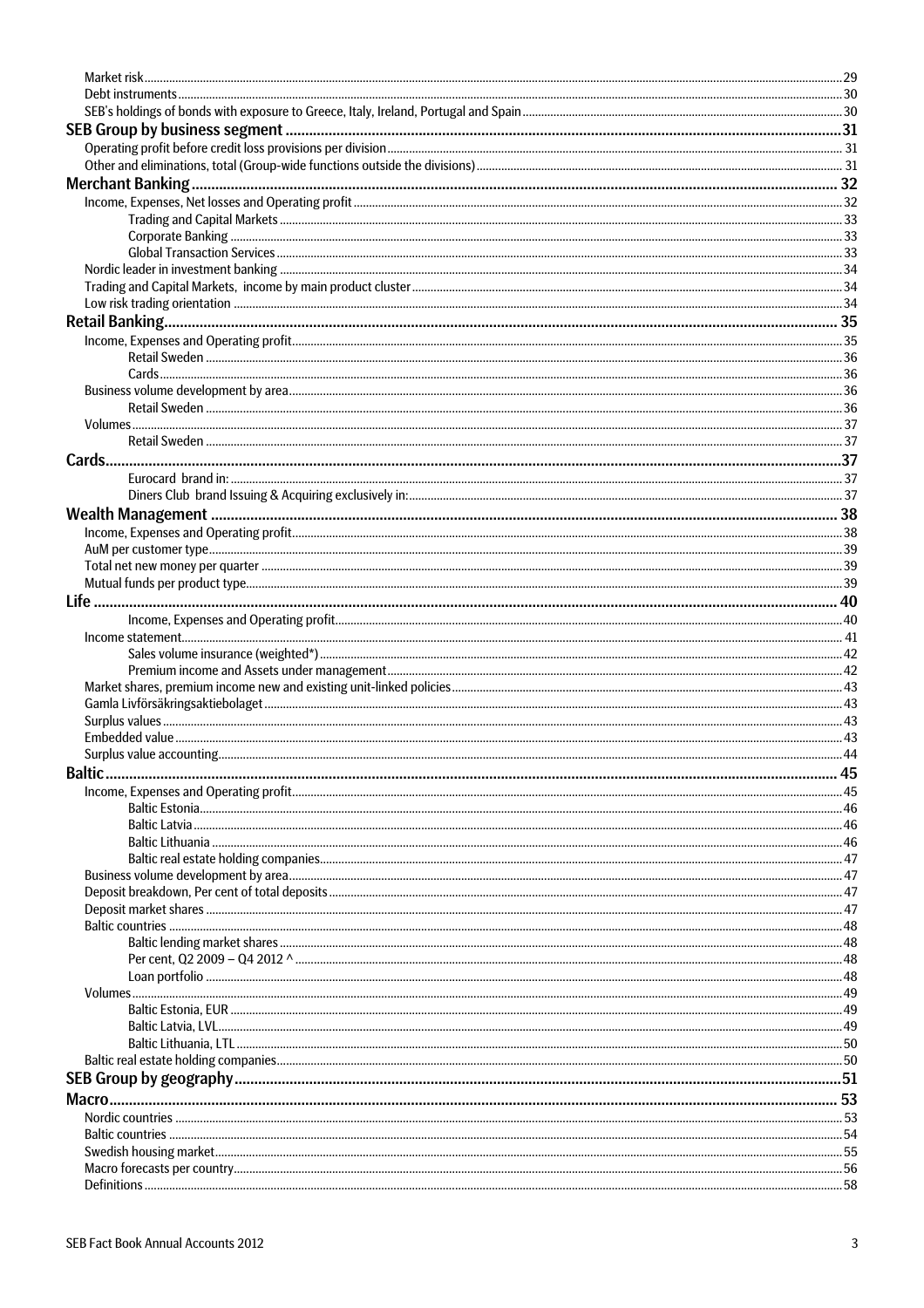Market risk .......... 29
Debt instruments .......... 30
SEB's holdings of bonds with exposure to Greece, Italy, Ireland, Portugal and Spain .......... 30

**SEB Group by business segment .......... 31**

Operating profit before credit loss provisions per division .......... 31
Other and eliminations, total (Group-wide functions outside the divisions) .......... 31

**Merchant Banking .......... 32**

Income, Expenses, Net losses and Operating profit .......... 32
- Trading and Capital Markets .......... 33
- Corporate Banking .......... 33
- Global Transaction Services .......... 33

Nordic leader in investment banking .......... 34
Trading and Capital Markets, income by main product cluster .......... 34
Low risk trading orientation .......... 34

**Retail Banking .......... 35**

Income, Expenses and Operating profit .......... 35
- Retail Sweden .......... 36
- Cards .......... 36

Business volume development by area .......... 36
- Retail Sweden .......... 36

Volumes .......... 37
- Retail Sweden .......... 37

**Cards .......... 37**

- Eurocard brand in: .......... 37
- Diners Club brand Issuing & Acquiring exclusively in: .......... 37

**Wealth Management .......... 38**

Income, Expenses and Operating profit .......... 38
AuM per customer type .......... 39
Total net new money per quarter .......... 39
Mutual funds per product type .......... 39

**Life .......... 40**

- Income, Expenses and Operating profit .......... 40

Income statement .......... 41
- Sales volume insurance (weighted*) .......... 42
- Premium income and Assets under management .......... 42

Market shares, premium income new and existing unit-linked policies .......... 43
Gamla Livförsäkringsaktiebolaget .......... 43
Surplus values .......... 43
Embedded value .......... 43
Surplus value accounting .......... 44

**Baltic .......... 45**

Income, Expenses and Operating profit .......... 45
- Baltic Estonia .......... 46
- Baltic Latvia .......... 46
- Baltic Lithuania .......... 46
- Baltic real estate holding companies .......... 47

Business volume development by area .......... 47
Deposit breakdown, Per cent of total deposits .......... 47
Deposit market shares .......... 47
Baltic countries .......... 48
- Baltic lending market shares .......... 48
- Per cent, Q2 2009 – Q4 2012 ^ .......... 48
- Loan portfolio .......... 48

Volumes .......... 49
- Baltic Estonia, EUR .......... 49
- Baltic Latvia, LVL .......... 49
- Baltic Lithuania, LTL .......... 50

Baltic real estate holding companies .......... 50

**SEB Group by geography .......... 51**

**Macro .......... 53**

Nordic countries .......... 53
Baltic countries .......... 54
Swedish housing market .......... 55
Macro forecasts per country .......... 56
Definitions .......... 58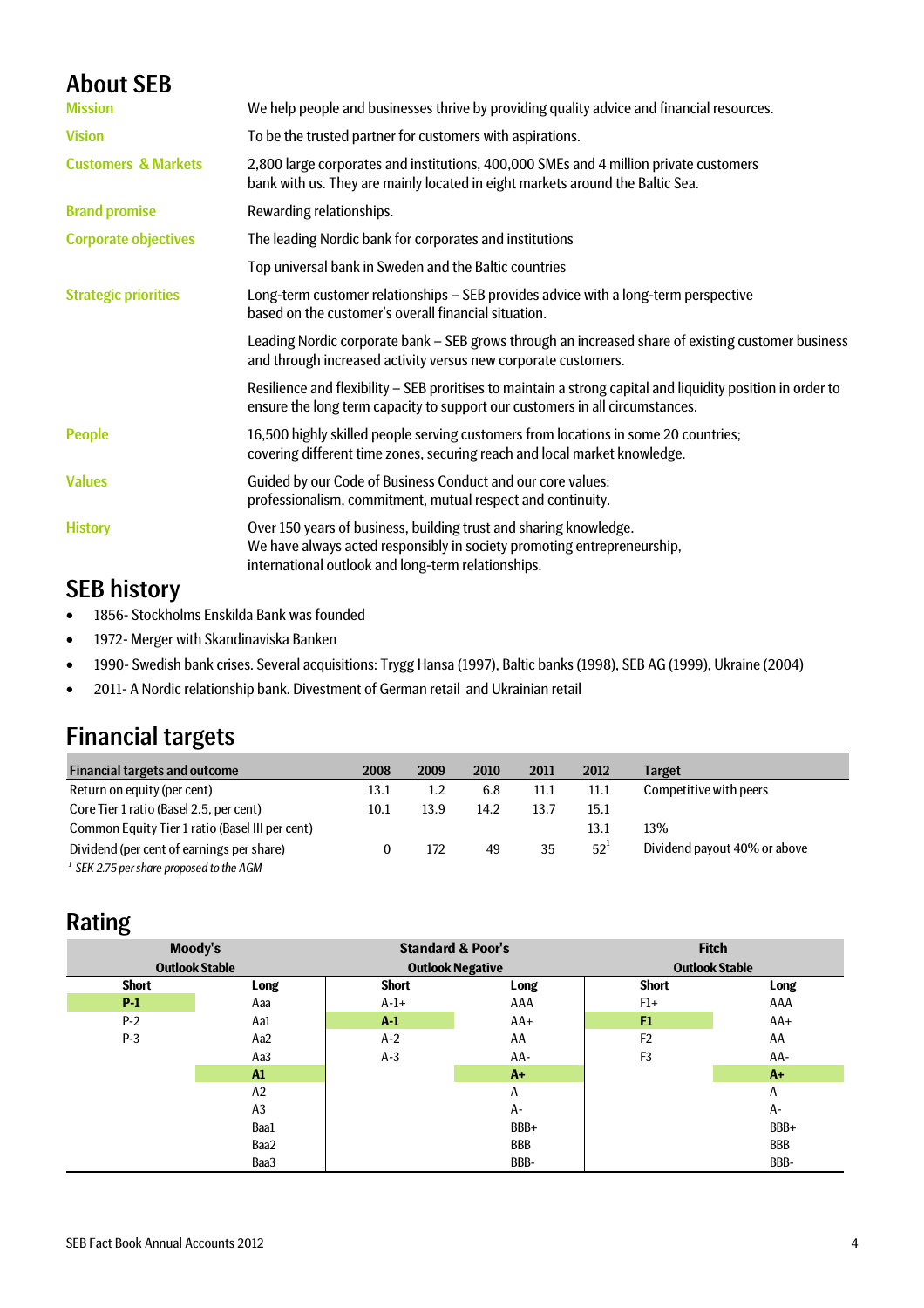## About SEB

| | |
|---|---|
| **Mission** | We help people and businesses thrive by providing quality advice and financial resources. |
| **Vision** | To be the trusted partner for customers with aspirations. |
| **Customers & Markets** | 2,800 large corporates and institutions, 400,000 SMEs and 4 million private customers bank with us. They are mainly located in eight markets around the Baltic Sea. |
| **Brand promise** | Rewarding relationships. |
| **Corporate objectives** | The leading Nordic bank for corporates and institutions |
| | Top universal bank in Sweden and the Baltic countries |
| **Strategic priorities** | Long-term customer relationships – SEB provides advice with a long-term perspective based on the customer's overall financial situation. |
| | Leading Nordic corporate bank – SEB grows through an increased share of existing customer business and through increased activity versus new corporate customers. |
| | Resilience and flexibility – SEB proritises to maintain a strong capital and liquidity position in order to ensure the long term capacity to support our customers in all circumstances. |
| **People** | 16,500 highly skilled people serving customers from locations in some 20 countries; covering different time zones, securing reach and local market knowledge. |
| **Values** | Guided by our Code of Business Conduct and our core values: professionalism, commitment, mutual respect and continuity. |
| **History** | Over 150 years of business, building trust and sharing knowledge. We have always acted responsibly in society promoting entrepreneurship, international outlook and long-term relationships. |

## SEB history

- 1856- Stockholms Enskilda Bank was founded
- 1972- Merger with Skandinaviska Banken
- 1990- Swedish bank crises. Several acquisitions: Trygg Hansa (1997), Baltic banks (1998), SEB AG (1999), Ukraine (2004)
- 2011- A Nordic relationship bank. Divestment of German retail and Ukrainian retail

## Financial targets

| Financial targets and outcome | 2008 | 2009 | 2010 | 2011 | 2012 | Target |
|---|---|---|---|---|---|---|
| Return on equity (per cent) | 13.1 | 1.2 | 6.8 | 11.1 | 11.1 | Competitive with peers |
| Core Tier 1 ratio (Basel 2.5, per cent) | 10.1 | 13.9 | 14.2 | 13.7 | 15.1 | |
| Common Equity Tier 1 ratio (Basel III per cent) | | | | | 13.1 | 13% |
| Dividend (per cent of earnings per share) | 0 | 172 | 49 | 35 | 52[1] | Dividend payout 40% or above |

*[1] SEK 2.75 per share proposed to the AGM*

## Rating

| Moody's | | Standard & Poor's | | Fitch | |
|---|---|---|---|---|---|
| Outlook Stable | | Outlook Negative | | Outlook Stable | |
| **Short** | **Long** | **Short** | **Long** | **Short** | **Long** |
| **P-1** | Aaa | A-1+ | AAA | F1+ | AAA |
| P-2 | Aa1 | **A-1** | AA+ | **F1** | AA+ |
| P-3 | Aa2 | A-2 | AA | F2 | AA |
| | Aa3 | A-3 | AA- | F3 | AA- |
| | **A1** | | **A+** | | **A+** |
| | A2 | | A | | A |
| | A3 | | A- | | A- |
| | Baa1 | | BBB+ | | BBB+ |
| | Baa2 | | BBB | | BBB |
| | Baa3 | | BBB- | | BBB- |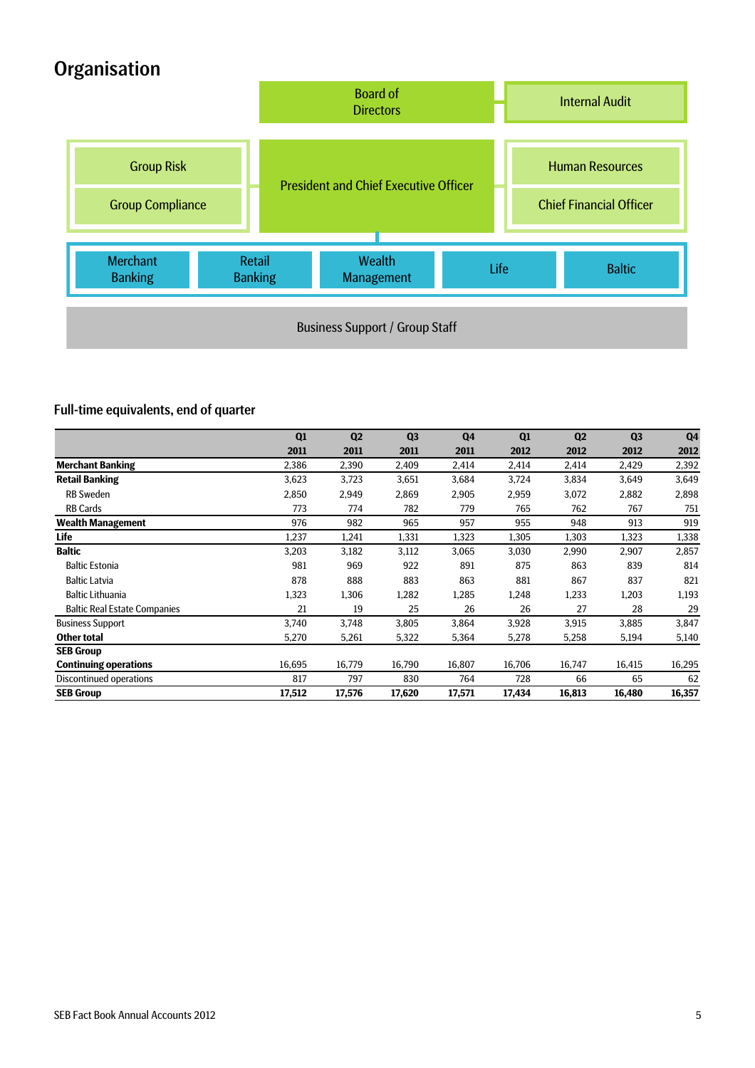# Organisation

Board of Directors

Internal Audit

Group Risk

Group Compliance

President and Chief Executive Officer

Human Resources

Chief Financial Officer

Merchant Banking | Retail Banking | Wealth Management | Life | Baltic

Business Support / Group Staff

## Full-time equivalents, end of quarter

| | Q1 2011 | Q2 2011 | Q3 2011 | Q4 2011 | Q1 2012 | Q2 2012 | Q3 2012 | Q4 2012 |
|---|---|---|---|---|---|---|---|---|
| **Merchant Banking** | 2,386 | 2,390 | 2,409 | 2,414 | 2,414 | 2,414 | 2,429 | 2,392 |
| **Retail Banking** | 3,623 | 3,723 | 3,651 | 3,684 | 3,724 | 3,834 | 3,649 | 3,649 |
| RB Sweden | 2,850 | 2,949 | 2,869 | 2,905 | 2,959 | 3,072 | 2,882 | 2,898 |
| RB Cards | 773 | 774 | 782 | 779 | 765 | 762 | 767 | 751 |
| **Wealth Management** | 976 | 982 | 965 | 957 | 955 | 948 | 913 | 919 |
| **Life** | 1,237 | 1,241 | 1,331 | 1,323 | 1,305 | 1,303 | 1,323 | 1,338 |
| **Baltic** | 3,203 | 3,182 | 3,112 | 3,065 | 3,030 | 2,990 | 2,907 | 2,857 |
| Baltic Estonia | 981 | 969 | 922 | 891 | 875 | 863 | 839 | 814 |
| Baltic Latvia | 878 | 888 | 883 | 863 | 881 | 867 | 837 | 821 |
| Baltic Lithuania | 1,323 | 1,306 | 1,282 | 1,285 | 1,248 | 1,233 | 1,203 | 1,193 |
| Baltic Real Estate Companies | 21 | 19 | 25 | 26 | 26 | 27 | 28 | 29 |
| Business Support | 3,740 | 3,748 | 3,805 | 3,864 | 3,928 | 3,915 | 3,885 | 3,847 |
| **Other total** | 5,270 | 5,261 | 5,322 | 5,364 | 5,278 | 5,258 | 5,194 | 5,140 |
| **SEB Group** | | | | | | | | |
| **Continuing operations** | 16,695 | 16,779 | 16,790 | 16,807 | 16,706 | 16,747 | 16,415 | 16,295 |
| Discontinued operations | 817 | 797 | 830 | 764 | 728 | 66 | 65 | 62 |
| **SEB Group** | **17,512** | **17,576** | **17,620** | **17,571** | **17,434** | **16,813** | **16,480** | **16,357** |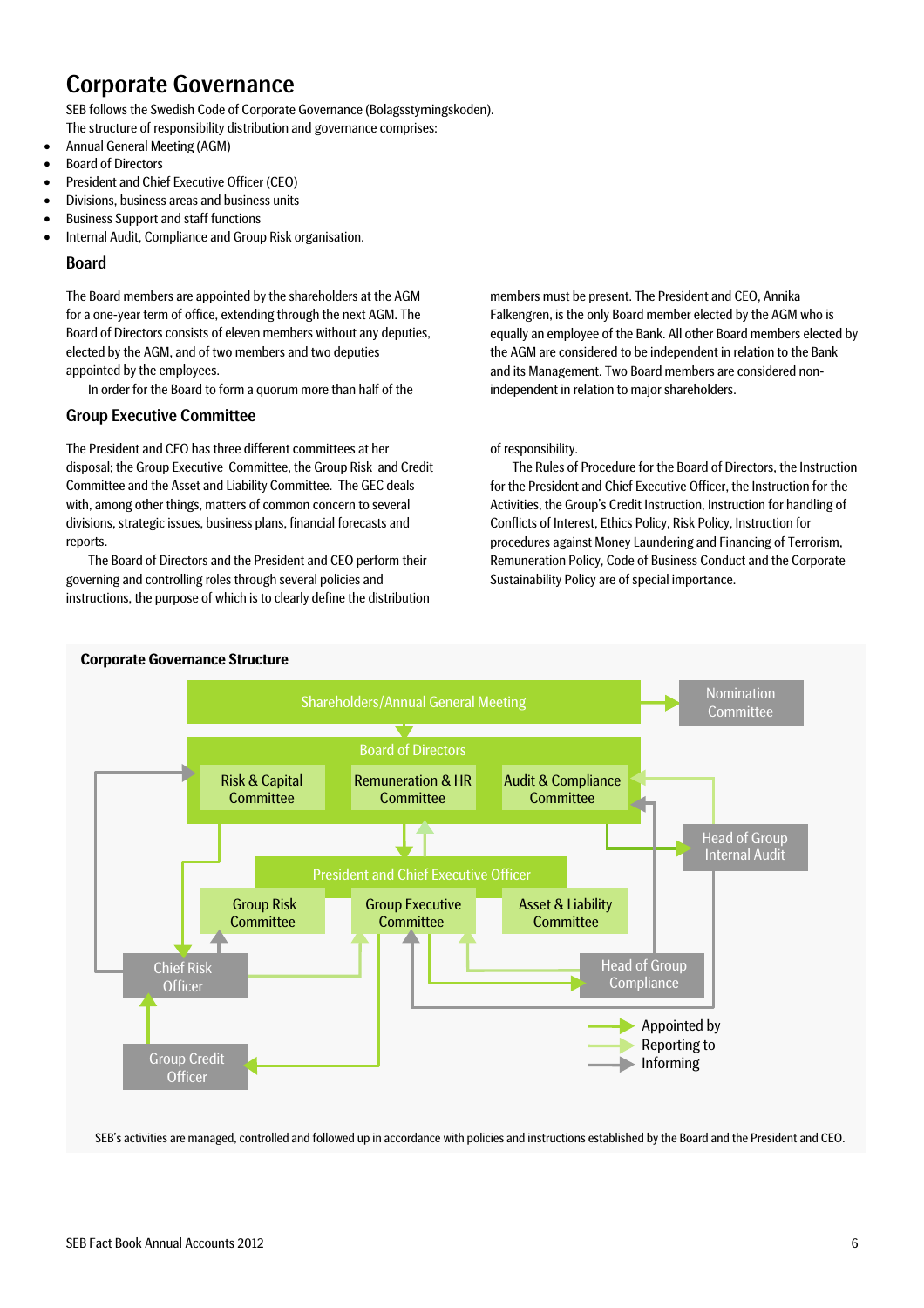# Corporate Governance

SEB follows the Swedish Code of Corporate Governance (Bolagsstyrningskoden).

The structure of responsibility distribution and governance comprises:

- Annual General Meeting (AGM)
- Board of Directors
- President and Chief Executive Officer (CEO)
- Divisions, business areas and business units
- Business Support and staff functions
- Internal Audit, Compliance and Group Risk organisation.

## Board

The Board members are appointed by the shareholders at the AGM for a one-year term of office, extending through the next AGM. The Board of Directors consists of eleven members without any deputies, elected by the AGM, and of two members and two deputies appointed by the employees.

In order for the Board to form a quorum more than half of the members must be present. The President and CEO, Annika Falkengren, is the only Board member elected by the AGM who is equally an employee of the Bank. All other Board members elected by the AGM are considered to be independent in relation to the Bank and its Management. Two Board members are considered non-independent in relation to major shareholders.

## Group Executive Committee

The President and CEO has three different committees at her disposal; the Group Executive Committee, the Group Risk and Credit Committee and the Asset and Liability Committee. The GEC deals with, among other things, matters of common concern to several divisions, strategic issues, business plans, financial forecasts and reports.

The Board of Directors and the President and CEO perform their governing and controlling roles through several policies and instructions, the purpose of which is to clearly define the distribution of responsibility.

The Rules of Procedure for the Board of Directors, the Instruction for the President and Chief Executive Officer, the Instruction for the Activities, the Group's Credit Instruction, Instruction for handling of Conflicts of Interest, Ethics Policy, Risk Policy, Instruction for procedures against Money Laundering and Financing of Terrorism, Remuneration Policy, Code of Business Conduct and the Corporate Sustainability Policy are of special importance.

**Corporate Governance Structure**

Shareholders/Annual General Meeting
Nomination Committee
Board of Directors
Risk & Capital Committee
Remuneration & HR Committee
Audit & Compliance Committee
Head of Group Internal Audit
President and Chief Executive Officer
Group Risk Committee
Group Executive Committee
Asset & Liability Committee
Chief Risk Officer
Head of Group Compliance
Group Credit Officer

Appointed by
Reporting to
Informing

SEB's activities are managed, controlled and followed up in accordance with policies and instructions established by the Board and the President and CEO.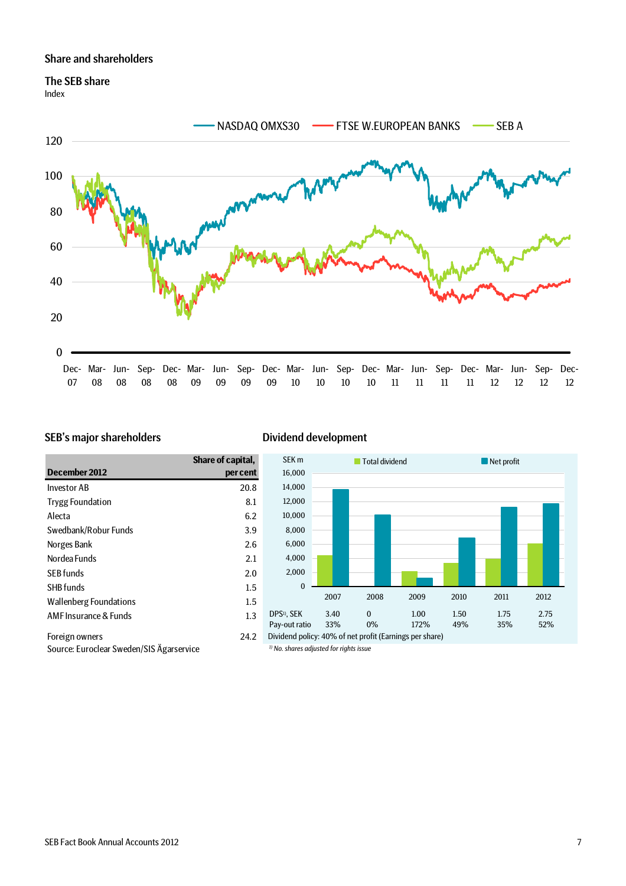## Share and shareholders

### The SEB share

Index

### SEB's major shareholders

| December 2012 | Share of capital, per cent |
|---|---|
| Investor AB | 20.8 |
| Trygg Foundation | 8.1 |
| Alecta | 6.2 |
| Swedbank/Robur Funds | 3.9 |
| Norges Bank | 2.6 |
| Nordea Funds | 2.1 |
| SEB funds | 2.0 |
| SHB funds | 1.5 |
| Wallenberg Foundations | 1.5 |
| AMF Insurance & Funds | 1.3 |
| Foreign owners | 24.2 |

Source: Euroclear Sweden/SIS Ägarservice

### Dividend development

| | 2007 | 2008 | 2009 | 2010 | 2011 | 2012 |
|---|---|---|---|---|---|---|
| DPS[1], SEK | 3.40 | 0 | 1.00 | 1.50 | 1.75 | 2.75 |
| Pay-out ratio | 33% | 0% | 172% | 49% | 35% | 52% |

Dividend policy: 40% of net profit (Earnings per share)

*[1] No. shares adjusted for rights issue*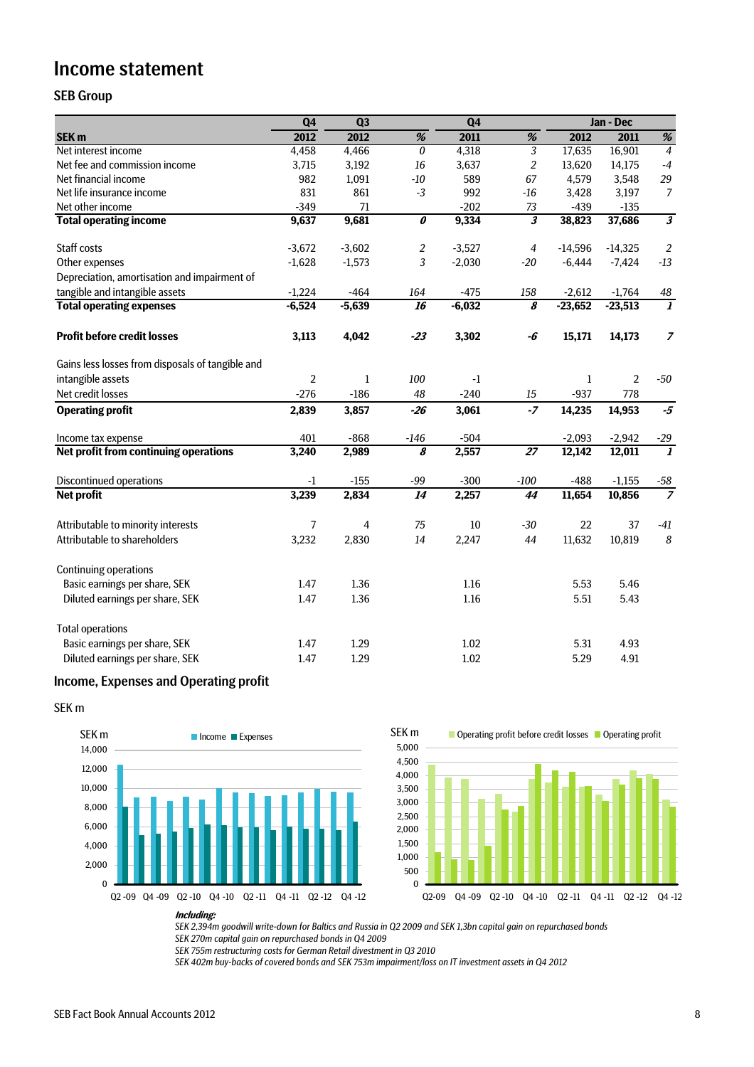# Income statement

## SEB Group

| SEK m | Q4 2012 | Q3 2012 | % | Q4 2011 | % | Jan - Dec 2012 | Jan - Dec 2011 | % |
|---|---|---|---|---|---|---|---|---|
| Net interest income | 4,458 | 4,466 | *0* | 4,318 | *3* | 17,635 | 16,901 | *4* |
| Net fee and commission income | 3,715 | 3,192 | *16* | 3,637 | *2* | 13,620 | 14,175 | *-4* |
| Net financial income | 982 | 1,091 | *-10* | 589 | *67* | 4,579 | 3,548 | *29* |
| Net life insurance income | 831 | 861 | *-3* | 992 | *-16* | 3,428 | 3,197 | *7* |
| Net other income | -349 | 71 | | -202 | *73* | -439 | -135 | |
| **Total operating income** | **9,637** | **9,681** | ***0*** | **9,334** | ***3*** | **38,823** | **37,686** | ***3*** |
| | | | | | | | | |
| Staff costs | -3,672 | -3,602 | *2* | -3,527 | *4* | -14,596 | -14,325 | *2* |
| Other expenses | -1,628 | -1,573 | *3* | -2,030 | *-20* | -6,444 | -7,424 | *-13* |
| Depreciation, amortisation and impairment of tangible and intangible assets | -1,224 | -464 | *164* | -475 | *158* | -2,612 | -1,764 | *48* |
| **Total operating expenses** | **-6,524** | **-5,639** | ***16*** | **-6,032** | ***8*** | **-23,652** | **-23,513** | ***1*** |
| | | | | | | | | |
| **Profit before credit losses** | **3,113** | **4,042** | ***-23*** | **3,302** | ***-6*** | **15,171** | **14,173** | ***7*** |
| | | | | | | | | |
| Gains less losses from disposals of tangible and intangible assets | 2 | 1 | *100* | -1 | | 1 | 2 | *-50* |
| Net credit losses | -276 | -186 | *48* | -240 | *15* | -937 | 778 | |
| **Operating profit** | **2,839** | **3,857** | ***-26*** | **3,061** | ***-7*** | **14,235** | **14,953** | ***-5*** |
| | | | | | | | | |
| Income tax expense | 401 | -868 | *-146* | -504 | | -2,093 | -2,942 | *-29* |
| **Net profit from continuing operations** | **3,240** | **2,989** | ***8*** | **2,557** | ***27*** | **12,142** | **12,011** | ***1*** |
| | | | | | | | | |
| Discontinued operations | -1 | -155 | *-99* | -300 | *-100* | -488 | -1,155 | *-58* |
| **Net profit** | **3,239** | **2,834** | ***14*** | **2,257** | ***44*** | **11,654** | **10,856** | ***7*** |
| | | | | | | | | |
| Attributable to minority interests | 7 | 4 | *75* | 10 | *-30* | 22 | 37 | *-41* |
| Attributable to shareholders | 3,232 | 2,830 | *14* | 2,247 | *44* | 11,632 | 10,819 | *8* |
| | | | | | | | | |
| Continuing operations | | | | | | | | |
| Basic earnings per share, SEK | 1.47 | 1.36 | | 1.16 | | 5.53 | 5.46 | |
| Diluted earnings per share, SEK | 1.47 | 1.36 | | 1.16 | | 5.51 | 5.43 | |
| | | | | | | | | |
| Total operations | | | | | | | | |
| Basic earnings per share, SEK | 1.47 | 1.29 | | 1.02 | | 5.31 | 4.93 | |
| Diluted earnings per share, SEK | 1.47 | 1.29 | | 1.02 | | 5.29 | 4.91 | |

## Income, Expenses and Operating profit

SEK m

***Including:***

*SEK 2,394m goodwill write-down for Baltics and Russia in Q2 2009 and SEK 1,3bn capital gain on repurchased bonds*
*SEK 270m capital gain on repurchased bonds in Q4 2009*
*SEK 755m restructuring costs for German Retail divestment in Q3 2010*
*SEK 402m buy-backs of covered bonds and SEK 753m impairment/loss on IT investment assets in Q4 2012*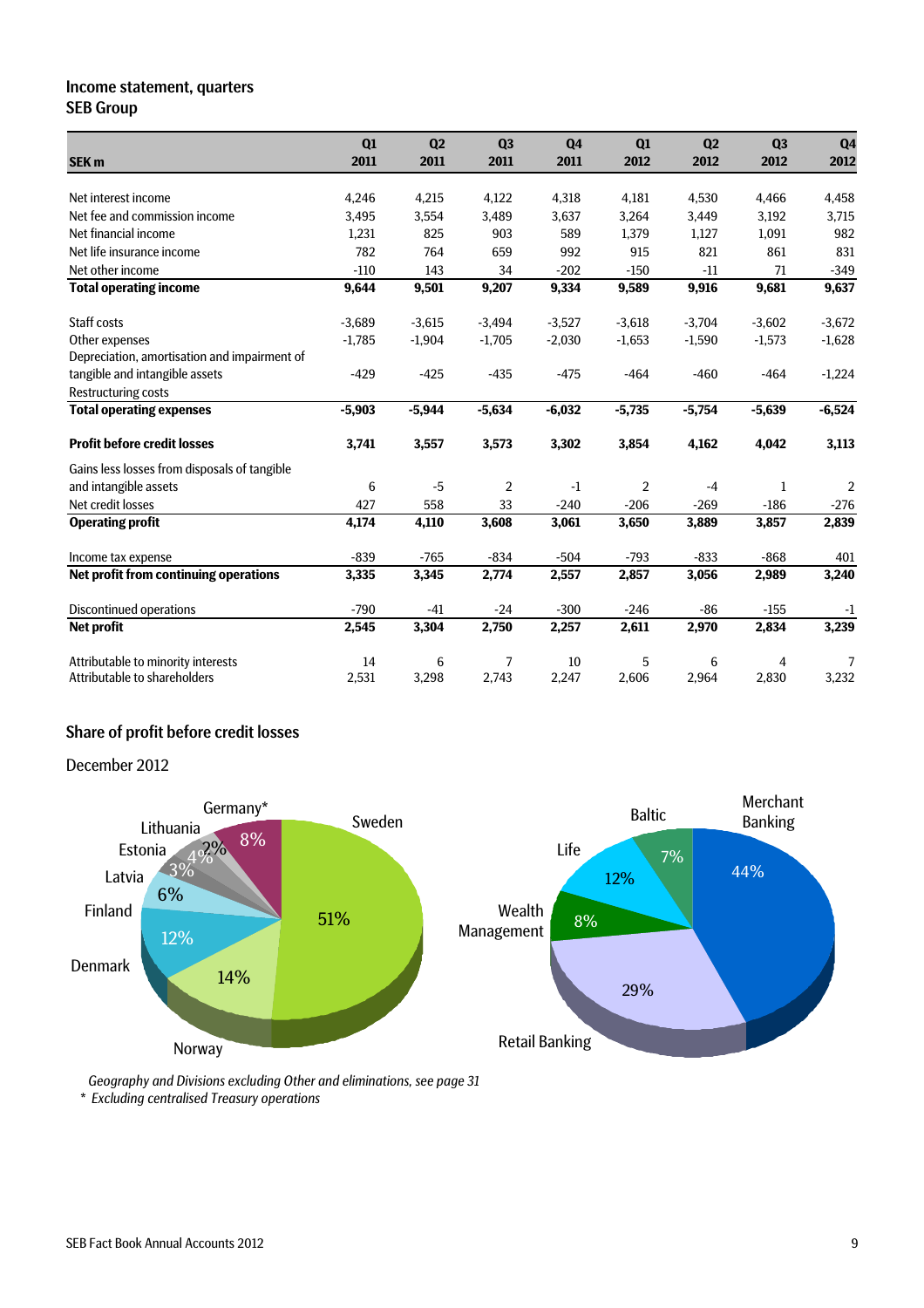## Income statement, quarters
### SEB Group

| SEK m | Q1 2011 | Q2 2011 | Q3 2011 | Q4 2011 | Q1 2012 | Q2 2012 | Q3 2012 | Q4 2012 |
|---|---|---|---|---|---|---|---|---|
| Net interest income | 4,246 | 4,215 | 4,122 | 4,318 | 4,181 | 4,530 | 4,466 | 4,458 |
| Net fee and commission income | 3,495 | 3,554 | 3,489 | 3,637 | 3,264 | 3,449 | 3,192 | 3,715 |
| Net financial income | 1,231 | 825 | 903 | 589 | 1,379 | 1,127 | 1,091 | 982 |
| Net life insurance income | 782 | 764 | 659 | 992 | 915 | 821 | 861 | 831 |
| Net other income | -110 | 143 | 34 | -202 | -150 | -11 | 71 | -349 |
| **Total operating income** | **9,644** | **9,501** | **9,207** | **9,334** | **9,589** | **9,916** | **9,681** | **9,637** |
| Staff costs | -3,689 | -3,615 | -3,494 | -3,527 | -3,618 | -3,704 | -3,602 | -3,672 |
| Other expenses | -1,785 | -1,904 | -1,705 | -2,030 | -1,653 | -1,590 | -1,573 | -1,628 |
| Depreciation, amortisation and impairment of tangible and intangible assets | -429 | -425 | -435 | -475 | -464 | -460 | -464 | -1,224 |
| Restructuring costs | | | | | | | | |
| **Total operating expenses** | **-5,903** | **-5,944** | **-5,634** | **-6,032** | **-5,735** | **-5,754** | **-5,639** | **-6,524** |
| **Profit before credit losses** | **3,741** | **3,557** | **3,573** | **3,302** | **3,854** | **4,162** | **4,042** | **3,113** |
| Gains less losses from disposals of tangible and intangible assets | 6 | -5 | 2 | -1 | 2 | -4 | 1 | 2 |
| Net credit losses | 427 | 558 | 33 | -240 | -206 | -269 | -186 | -276 |
| **Operating profit** | **4,174** | **4,110** | **3,608** | **3,061** | **3,650** | **3,889** | **3,857** | **2,839** |
| Income tax expense | -839 | -765 | -834 | -504 | -793 | -833 | -868 | 401 |
| **Net profit from continuing operations** | **3,335** | **3,345** | **2,774** | **2,557** | **2,857** | **3,056** | **2,989** | **3,240** |
| Discontinued operations | -790 | -41 | -24 | -300 | -246 | -86 | -155 | -1 |
| **Net profit** | **2,545** | **3,304** | **2,750** | **2,257** | **2,611** | **2,970** | **2,834** | **3,239** |
| Attributable to minority interests | 14 | 6 | 7 | 10 | 5 | 6 | 4 | 7 |
| Attributable to shareholders | 2,531 | 3,298 | 2,743 | 2,247 | 2,606 | 2,964 | 2,830 | 3,232 |

## Share of profit before credit losses

December 2012

| Geography | Share |
|---|---|
| Sweden | 51% |
| Norway | 14% |
| Denmark | 12% |
| Finland | 6% |
| Latvia | 3% |
| Estonia | 4% |
| Lithuania | 2% |
| Germany* | 8% |

| Division | Share |
|---|---|
| Merchant Banking | 44% |
| Retail Banking | 29% |
| Wealth Management | 8% |
| Life | 12% |
| Baltic | 7% |

*Geography and Divisions excluding Other and eliminations, see page 31*

\* *Excluding centralised Treasury operations*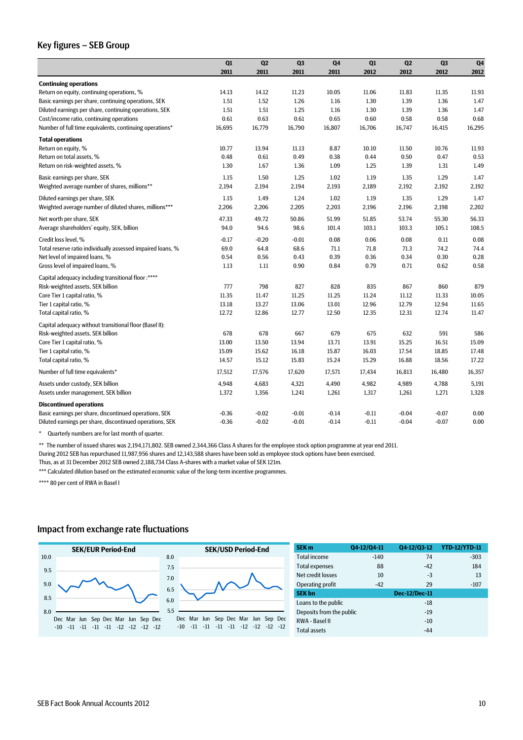## Key figures – SEB Group

| | Q1 2011 | Q2 2011 | Q3 2011 | Q4 2011 | Q1 2012 | Q2 2012 | Q3 2012 | Q4 2012 |
|---|---|---|---|---|---|---|---|---|
| **Continuing operations** | | | | | | | | |
| Return on equity, continuing operations, % | 14.13 | 14.12 | 11.23 | 10.05 | 11.06 | 11.83 | 11.35 | 11.93 |
| Basic earnings per share, continuing operations, SEK | 1.51 | 1.52 | 1.26 | 1.16 | 1.30 | 1.39 | 1.36 | 1.47 |
| Diluted earnings per share, continuing operations, SEK | 1.51 | 1.51 | 1.25 | 1.16 | 1.30 | 1.39 | 1.36 | 1.47 |
| Cost/income ratio, continuing operations | 0.61 | 0.63 | 0.61 | 0.65 | 0.60 | 0.58 | 0.58 | 0.68 |
| Number of full time equivalents, continuing operations* | 16,695 | 16,779 | 16,790 | 16,807 | 16,706 | 16,747 | 16,415 | 16,295 |
| **Total operations** | | | | | | | | |
| Return on equity, % | 10.77 | 13.94 | 11.13 | 8.87 | 10.10 | 11.50 | 10.76 | 11.93 |
| Return on total assets, % | 0.48 | 0.61 | 0.49 | 0.38 | 0.44 | 0.50 | 0.47 | 0.53 |
| Return on risk-weighted assets, % | 1.30 | 1.67 | 1.36 | 1.09 | 1.25 | 1.39 | 1.31 | 1.49 |
| Basic earnings per share, SEK | 1.15 | 1.50 | 1.25 | 1.02 | 1.19 | 1.35 | 1.29 | 1.47 |
| Weighted average number of shares, millions** | 2,194 | 2,194 | 2,194 | 2,193 | 2,189 | 2,192 | 2,192 | 2,192 |
| Diluted earnings per share, SEK | 1.15 | 1.49 | 1.24 | 1.02 | 1.19 | 1.35 | 1.29 | 1.47 |
| Weighted average number of diluted shares, millions*** | 2,206 | 2,206 | 2,205 | 2,203 | 2,196 | 2,196 | 2,198 | 2,202 |
| Net worth per share, SEK | 47.33 | 49.72 | 50.86 | 51.99 | 51.85 | 53.74 | 55.30 | 56.33 |
| Average shareholders' equity, SEK, billion | 94.0 | 94.6 | 98.6 | 101.4 | 103.1 | 103.3 | 105.1 | 108.5 |
| Credit loss level, % | -0.17 | -0.20 | -0.01 | 0.08 | 0.06 | 0.08 | 0.11 | 0.08 |
| Total reserve ratio individually assessed impaired loans, % | 69.0 | 64.8 | 68.6 | 71.1 | 71.8 | 71.3 | 74.2 | 74.4 |
| Net level of impaired loans, % | 0.54 | 0.56 | 0.43 | 0.39 | 0.36 | 0.34 | 0.30 | 0.28 |
| Gross level of impaired loans, % | 1.13 | 1.11 | 0.90 | 0.84 | 0.79 | 0.71 | 0.62 | 0.58 |
| Capital adequacy including transitional floor :**** | | | | | | | | |
| Risk-weighted assets, SEK billion | 777 | 798 | 827 | 828 | 835 | 867 | 860 | 879 |
| Core Tier 1 capital ratio, % | 11.35 | 11.47 | 11.25 | 11.25 | 11.24 | 11.12 | 11.33 | 10.05 |
| Tier 1 capital ratio, % | 13.18 | 13.27 | 13.06 | 13.01 | 12.96 | 12.79 | 12.94 | 11.65 |
| Total capital ratio, % | 12.72 | 12.86 | 12.77 | 12.50 | 12.35 | 12.31 | 12.74 | 11.47 |
| Capital adequacy without transitional floor (Basel II): | | | | | | | | |
| Risk-weighted assets, SEK billion | 678 | 678 | 667 | 679 | 675 | 632 | 591 | 586 |
| Core Tier 1 capital ratio, % | 13.00 | 13.50 | 13.94 | 13.71 | 13.91 | 15.25 | 16.51 | 15.09 |
| Tier 1 capital ratio, % | 15.09 | 15.62 | 16.18 | 15.87 | 16.03 | 17.54 | 18.85 | 17.48 |
| Total capital ratio, % | 14.57 | 15.12 | 15.83 | 15.24 | 15.29 | 16.88 | 18.56 | 17.22 |
| Number of full time equivalents* | 17,512 | 17,576 | 17,620 | 17,571 | 17,434 | 16,813 | 16,480 | 16,357 |
| Assets under custody, SEK billion | 4,948 | 4,683 | 4,321 | 4,490 | 4,982 | 4,989 | 4,788 | 5,191 |
| Assets under management, SEK billion | 1,372 | 1,356 | 1,241 | 1,261 | 1,317 | 1,261 | 1,271 | 1,328 |
| **Discontinued operations** | | | | | | | | |
| Basic earnings per share, discontinued operations, SEK | -0.36 | -0.02 | -0.01 | -0.14 | -0.11 | -0.04 | -0.07 | 0.00 |
| Diluted earnings per share, discontinued operations, SEK | -0.36 | -0.02 | -0.01 | -0.14 | -0.11 | -0.04 | -0.07 | 0.00 |

\* Quarterly numbers are for last month of quarter.

** The number of issued shares was 2,194,171,802. SEB owned 2,344,366 Class A shares for the employee stock option programme at year end 2011.
During 2012 SEB has repurchased 11,987,956 shares and 12,143,588 shares have been sold as employee stock options have been exercised.
Thus, as at 31 December 2012 SEB owned 2,188,734 Class A-shares with a market value of SEK 121m.

*** Calculated dilution based on the estimated economic value of the long-term incentive programmes.

**** 80 per cent of RWA in Basel I

## Impact from exchange rate fluctuations

**SEK/EUR Period-End**

**SEK/USD Period-End**

| SEK m | Q4-12/Q4-11 | Q4-12/Q3-12 | YTD-12/YTD-11 |
|---|---|---|---|
| Total income | -140 | 74 | -303 |
| Total expenses | 88 | -42 | 184 |
| Net credit losses | 10 | -3 | 13 |
| Operating profit | -42 | 29 | -107 |
| **SEK bn** | | **Dec-12/Dec-11** | |
| Loans to the public | | -18 | |
| Deposits from the public | | -19 | |
| RWA - Basel II | | -10 | |
| Total assets | | -44 | |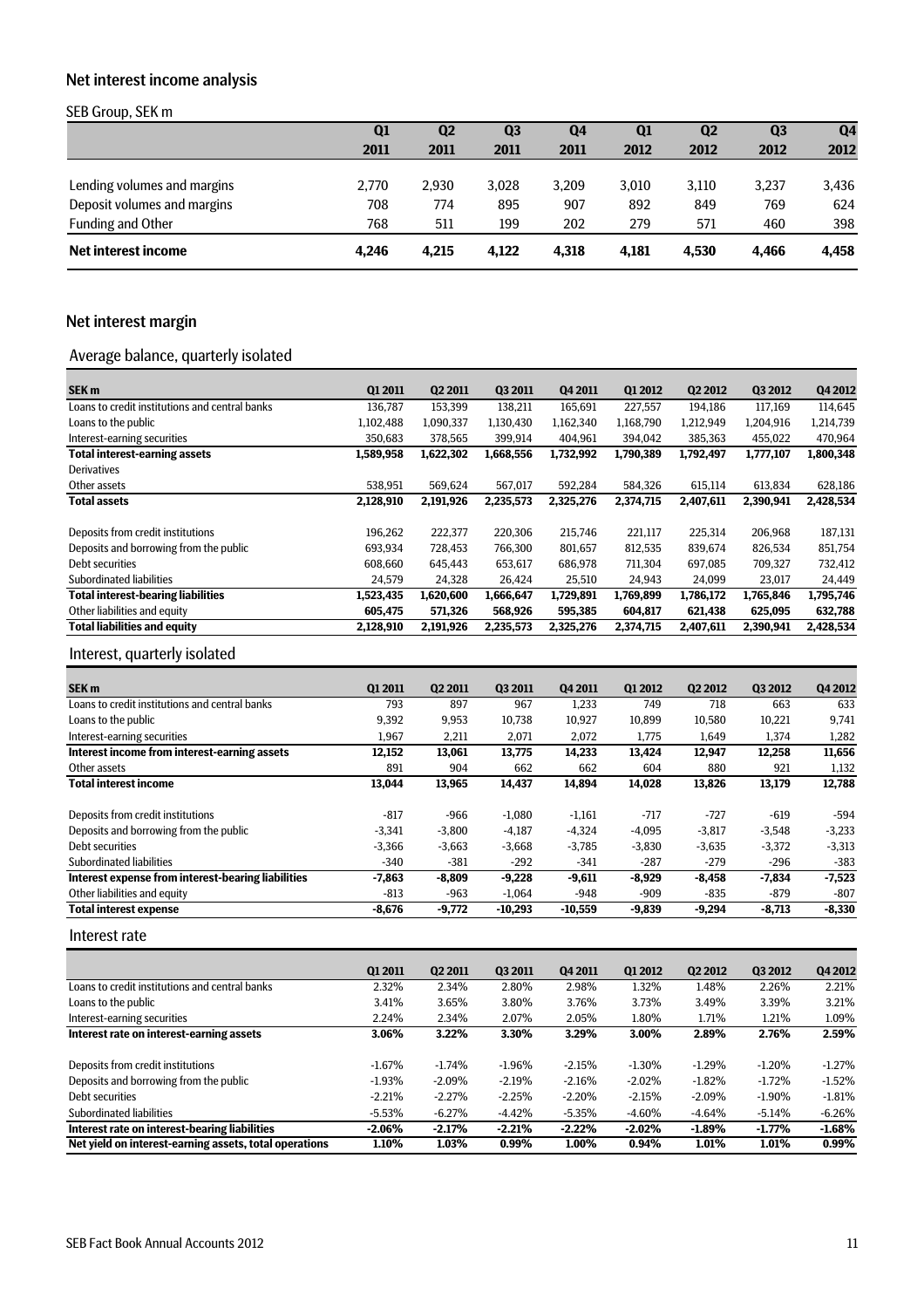## Net interest income analysis

SEB Group, SEK m

| | Q1 2011 | Q2 2011 | Q3 2011 | Q4 2011 | Q1 2012 | Q2 2012 | Q3 2012 | Q4 2012 |
|---|---|---|---|---|---|---|---|---|
| Lending volumes and margins | 2,770 | 2,930 | 3,028 | 3,209 | 3,010 | 3,110 | 3,237 | 3,436 |
| Deposit volumes and margins | 708 | 774 | 895 | 907 | 892 | 849 | 769 | 624 |
| Funding and Other | 768 | 511 | 199 | 202 | 279 | 571 | 460 | 398 |
| **Net interest income** | **4,246** | **4,215** | **4,122** | **4,318** | **4,181** | **4,530** | **4,466** | **4,458** |

## Net interest margin

### Average balance, quarterly isolated

| SEK m | Q1 2011 | Q2 2011 | Q3 2011 | Q4 2011 | Q1 2012 | Q2 2012 | Q3 2012 | Q4 2012 |
|---|---|---|---|---|---|---|---|---|
| Loans to credit institutions and central banks | 136,787 | 153,399 | 138,211 | 165,691 | 227,557 | 194,186 | 117,169 | 114,645 |
| Loans to the public | 1,102,488 | 1,090,337 | 1,130,430 | 1,162,340 | 1,168,790 | 1,212,949 | 1,204,916 | 1,214,739 |
| Interest-earning securities | 350,683 | 378,565 | 399,914 | 404,961 | 394,042 | 385,363 | 455,022 | 470,964 |
| **Total interest-earning assets** | **1,589,958** | **1,622,302** | **1,668,556** | **1,732,992** | **1,790,389** | **1,792,497** | **1,777,107** | **1,800,348** |
| Derivatives | | | | | | | | |
| Other assets | 538,951 | 569,624 | 567,017 | 592,284 | 584,326 | 615,114 | 613,834 | 628,186 |
| **Total assets** | **2,128,910** | **2,191,926** | **2,235,573** | **2,325,276** | **2,374,715** | **2,407,611** | **2,390,941** | **2,428,534** |
| | | | | | | | | |
| Deposits from credit institutions | 196,262 | 222,377 | 220,306 | 215,746 | 221,117 | 225,314 | 206,968 | 187,131 |
| Deposits and borrowing from the public | 693,934 | 728,453 | 766,300 | 801,657 | 812,535 | 839,674 | 826,534 | 851,754 |
| Debt securities | 608,660 | 645,443 | 653,617 | 686,978 | 711,304 | 697,085 | 709,327 | 732,412 |
| Subordinated liabilities | 24,579 | 24,328 | 26,424 | 25,510 | 24,943 | 24,099 | 23,017 | 24,449 |
| **Total interest-bearing liabilities** | **1,523,435** | **1,620,600** | **1,666,647** | **1,729,891** | **1,769,899** | **1,786,172** | **1,765,846** | **1,795,746** |
| **Other liabilities and equity** | **605,475** | **571,326** | **568,926** | **595,385** | **604,817** | **621,438** | **625,095** | **632,788** |
| **Total liabilities and equity** | **2,128,910** | **2,191,926** | **2,235,573** | **2,325,276** | **2,374,715** | **2,407,611** | **2,390,941** | **2,428,534** |

### Interest, quarterly isolated

| SEK m | Q1 2011 | Q2 2011 | Q3 2011 | Q4 2011 | Q1 2012 | Q2 2012 | Q3 2012 | Q4 2012 |
|---|---|---|---|---|---|---|---|---|
| Loans to credit institutions and central banks | 793 | 897 | 967 | 1,233 | 749 | 718 | 663 | 633 |
| Loans to the public | 9,392 | 9,953 | 10,738 | 10,927 | 10,899 | 10,580 | 10,221 | 9,741 |
| Interest-earning securities | 1,967 | 2,211 | 2,071 | 2,072 | 1,775 | 1,649 | 1,374 | 1,282 |
| **Interest income from interest-earning assets** | **12,152** | **13,061** | **13,775** | **14,233** | **13,424** | **12,947** | **12,258** | **11,656** |
| Other assets | 891 | 904 | 662 | 662 | 604 | 880 | 921 | 1,132 |
| **Total interest income** | **13,044** | **13,965** | **14,437** | **14,894** | **14,028** | **13,826** | **13,179** | **12,788** |
| | | | | | | | | |
| Deposits from credit institutions | -817 | -966 | -1,080 | -1,161 | -717 | -727 | -619 | -594 |
| Deposits and borrowing from the public | -3,341 | -3,800 | -4,187 | -4,324 | -4,095 | -3,817 | -3,548 | -3,233 |
| Debt securities | -3,366 | -3,663 | -3,668 | -3,785 | -3,830 | -3,635 | -3,372 | -3,313 |
| Subordinated liabilities | -340 | -381 | -292 | -341 | -287 | -279 | -296 | -383 |
| **Interest expense from interest-bearing liabilities** | **-7,863** | **-8,809** | **-9,228** | **-9,611** | **-8,929** | **-8,458** | **-7,834** | **-7,523** |
| Other liabilities and equity | -813 | -963 | -1,064 | -948 | -909 | -835 | -879 | -807 |
| **Total interest expense** | **-8,676** | **-9,772** | **-10,293** | **-10,559** | **-9,839** | **-9,294** | **-8,713** | **-8,330** |

### Interest rate

| | Q1 2011 | Q2 2011 | Q3 2011 | Q4 2011 | Q1 2012 | Q2 2012 | Q3 2012 | Q4 2012 |
|---|---|---|---|---|---|---|---|---|
| Loans to credit institutions and central banks | 2.32% | 2.34% | 2.80% | 2.98% | 1.32% | 1.48% | 2.26% | 2.21% |
| Loans to the public | 3.41% | 3.65% | 3.80% | 3.76% | 3.73% | 3.49% | 3.39% | 3.21% |
| Interest-earning securities | 2.24% | 2.34% | 2.07% | 2.05% | 1.80% | 1.71% | 1.21% | 1.09% |
| **Interest rate on interest-earning assets** | **3.06%** | **3.22%** | **3.30%** | **3.29%** | **3.00%** | **2.89%** | **2.76%** | **2.59%** |
| | | | | | | | | |
| Deposits from credit institutions | -1.67% | -1.74% | -1.96% | -2.15% | -1.30% | -1.29% | -1.20% | -1.27% |
| Deposits and borrowing from the public | -1.93% | -2.09% | -2.19% | -2.16% | -2.02% | -1.82% | -1.72% | -1.52% |
| Debt securities | -2.21% | -2.27% | -2.25% | -2.20% | -2.15% | -2.09% | -1.90% | -1.81% |
| Subordinated liabilities | -5.53% | -6.27% | -4.42% | -5.35% | -4.60% | -4.64% | -5.14% | -6.26% |
| **Interest rate on interest-bearing liabilities** | **-2.06%** | **-2.17%** | **-2.21%** | **-2.22%** | **-2.02%** | **-1.89%** | **-1.77%** | **-1.68%** |
| **Net yield on interest-earning assets, total operations** | **1.10%** | **1.03%** | **0.99%** | **1.00%** | **0.94%** | **1.01%** | **1.01%** | **0.99%** |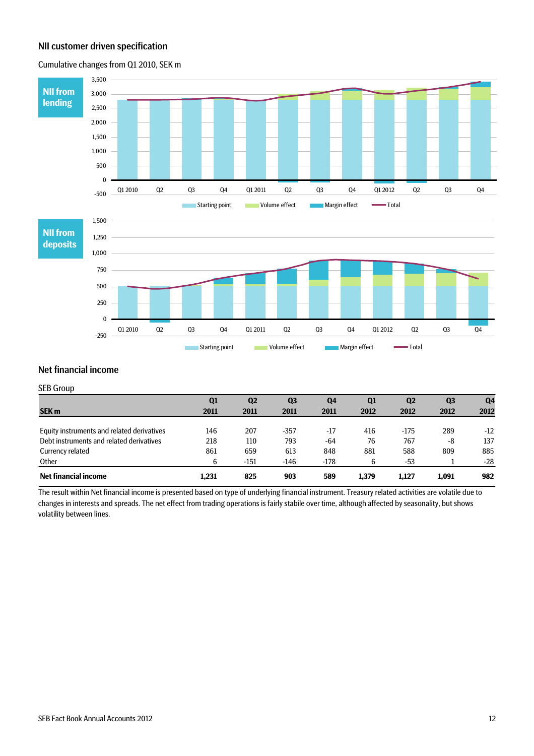## NII customer driven specification

Cumulative changes from Q1 2010, SEK m

**NII from lending**

Starting point | Volume effect | Margin effect | Total

**NII from deposits**

Starting point | Volume effect | Margin effect | Total

## Net financial income

SEB Group

| SEK m | Q1 2011 | Q2 2011 | Q3 2011 | Q4 2011 | Q1 2012 | Q2 2012 | Q3 2012 | Q4 2012 |
|---|---|---|---|---|---|---|---|---|
| Equity instruments and related derivatives | 146 | 207 | -357 | -17 | 416 | -175 | 289 | -12 |
| Debt instruments and related derivatives | 218 | 110 | 793 | -64 | 76 | 767 | -8 | 137 |
| Currency related | 861 | 659 | 613 | 848 | 881 | 588 | 809 | 885 |
| Other | 6 | -151 | -146 | -178 | 6 | -53 | 1 | -28 |
| **Net financial income** | **1,231** | **825** | **903** | **589** | **1,379** | **1,127** | **1,091** | **982** |

The result within Net financial income is presented based on type of underlying financial instrument. Treasury related activities are volatile due to changes in interests and spreads. The net effect from trading operations is fairly stabile over time, although affected by seasonality, but shows volatility between lines.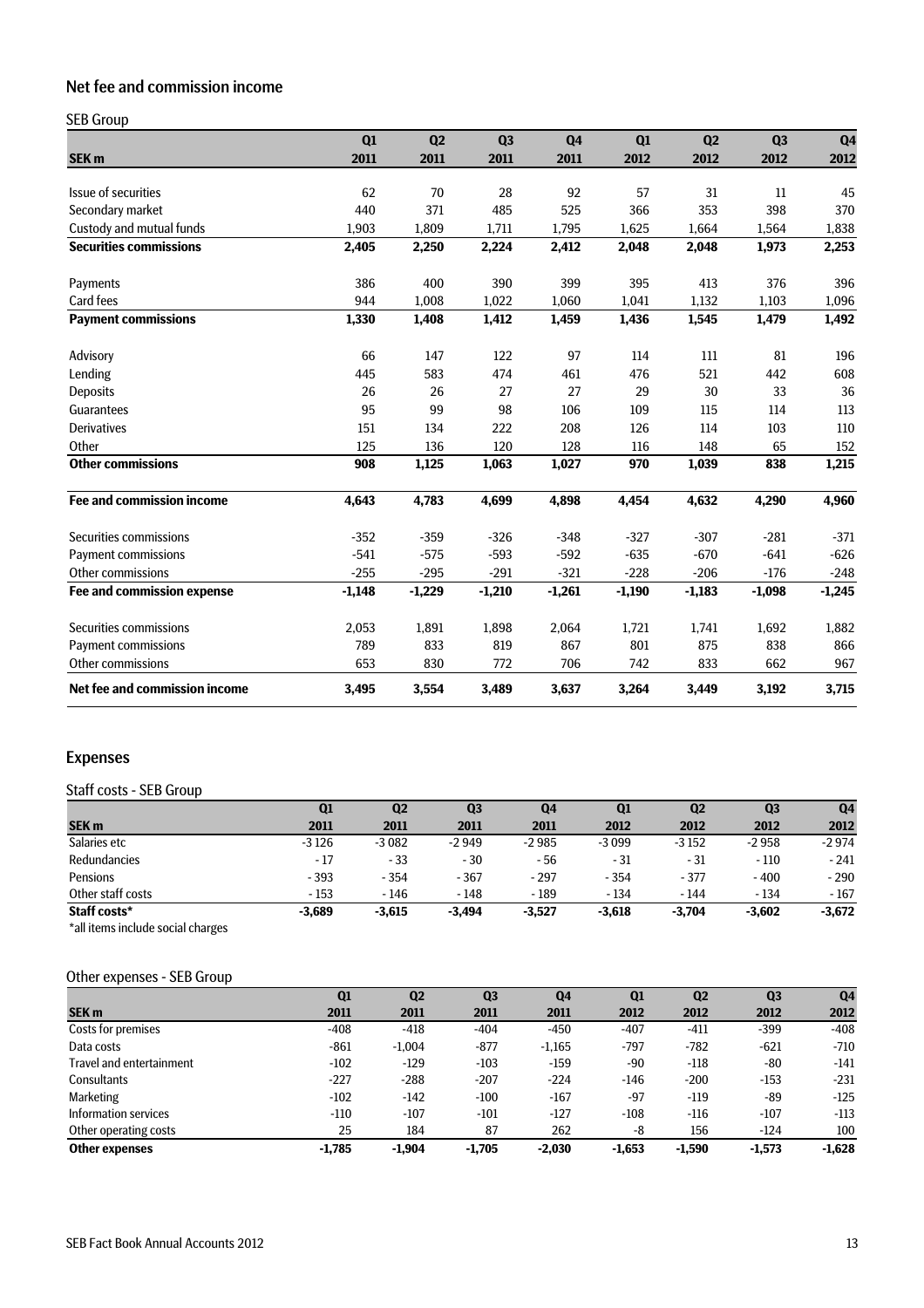## Net fee and commission income

SEB Group

| SEK m | Q1 2011 | Q2 2011 | Q3 2011 | Q4 2011 | Q1 2012 | Q2 2012 | Q3 2012 | Q4 2012 |
|---|---|---|---|---|---|---|---|---|
| Issue of securities | 62 | 70 | 28 | 92 | 57 | 31 | 11 | 45 |
| Secondary market | 440 | 371 | 485 | 525 | 366 | 353 | 398 | 370 |
| Custody and mutual funds | 1,903 | 1,809 | 1,711 | 1,795 | 1,625 | 1,664 | 1,564 | 1,838 |
| **Securities commissions** | **2,405** | **2,250** | **2,224** | **2,412** | **2,048** | **2,048** | **1,973** | **2,253** |
| Payments | 386 | 400 | 390 | 399 | 395 | 413 | 376 | 396 |
| Card fees | 944 | 1,008 | 1,022 | 1,060 | 1,041 | 1,132 | 1,103 | 1,096 |
| **Payment commissions** | **1,330** | **1,408** | **1,412** | **1,459** | **1,436** | **1,545** | **1,479** | **1,492** |
| Advisory | 66 | 147 | 122 | 97 | 114 | 111 | 81 | 196 |
| Lending | 445 | 583 | 474 | 461 | 476 | 521 | 442 | 608 |
| Deposits | 26 | 26 | 27 | 27 | 29 | 30 | 33 | 36 |
| Guarantees | 95 | 99 | 98 | 106 | 109 | 115 | 114 | 113 |
| Derivatives | 151 | 134 | 222 | 208 | 126 | 114 | 103 | 110 |
| Other | 125 | 136 | 120 | 128 | 116 | 148 | 65 | 152 |
| **Other commissions** | **908** | **1,125** | **1,063** | **1,027** | **970** | **1,039** | **838** | **1,215** |
| **Fee and commission income** | **4,643** | **4,783** | **4,699** | **4,898** | **4,454** | **4,632** | **4,290** | **4,960** |
| Securities commissions | -352 | -359 | -326 | -348 | -327 | -307 | -281 | -371 |
| Payment commissions | -541 | -575 | -593 | -592 | -635 | -670 | -641 | -626 |
| Other commissions | -255 | -295 | -291 | -321 | -228 | -206 | -176 | -248 |
| **Fee and commission expense** | **-1,148** | **-1,229** | **-1,210** | **-1,261** | **-1,190** | **-1,183** | **-1,098** | **-1,245** |
| Securities commissions | 2,053 | 1,891 | 1,898 | 2,064 | 1,721 | 1,741 | 1,692 | 1,882 |
| Payment commissions | 789 | 833 | 819 | 867 | 801 | 875 | 838 | 866 |
| Other commissions | 653 | 830 | 772 | 706 | 742 | 833 | 662 | 967 |
| **Net fee and commission income** | **3,495** | **3,554** | **3,489** | **3,637** | **3,264** | **3,449** | **3,192** | **3,715** |

## Expenses

Staff costs - SEB Group

| SEK m | Q1 2011 | Q2 2011 | Q3 2011 | Q4 2011 | Q1 2012 | Q2 2012 | Q3 2012 | Q4 2012 |
|---|---|---|---|---|---|---|---|---|
| Salaries etc | -3 126 | -3 082 | -2 949 | -2 985 | -3 099 | -3 152 | -2 958 | -2 974 |
| Redundancies | - 17 | - 33 | - 30 | - 56 | - 31 | - 31 | - 110 | - 241 |
| Pensions | - 393 | - 354 | - 367 | - 297 | - 354 | - 377 | - 400 | - 290 |
| Other staff costs | - 153 | - 146 | - 148 | - 189 | - 134 | - 144 | - 134 | - 167 |
| **Staff costs*** | **-3,689** | **-3,615** | **-3,494** | **-3,527** | **-3,618** | **-3,704** | **-3,602** | **-3,672** |

*all items include social charges

Other expenses - SEB Group

| SEK m | Q1 2011 | Q2 2011 | Q3 2011 | Q4 2011 | Q1 2012 | Q2 2012 | Q3 2012 | Q4 2012 |
|---|---|---|---|---|---|---|---|---|
| Costs for premises | -408 | -418 | -404 | -450 | -407 | -411 | -399 | -408 |
| Data costs | -861 | -1,004 | -877 | -1,165 | -797 | -782 | -621 | -710 |
| Travel and entertainment | -102 | -129 | -103 | -159 | -90 | -118 | -80 | -141 |
| Consultants | -227 | -288 | -207 | -224 | -146 | -200 | -153 | -231 |
| Marketing | -102 | -142 | -100 | -167 | -97 | -119 | -89 | -125 |
| Information services | -110 | -107 | -101 | -127 | -108 | -116 | -107 | -113 |
| Other operating costs | 25 | 184 | 87 | 262 | -8 | 156 | -124 | 100 |
| **Other expenses** | **-1,785** | **-1,904** | **-1,705** | **-2,030** | **-1,653** | **-1,590** | **-1,573** | **-1,628** |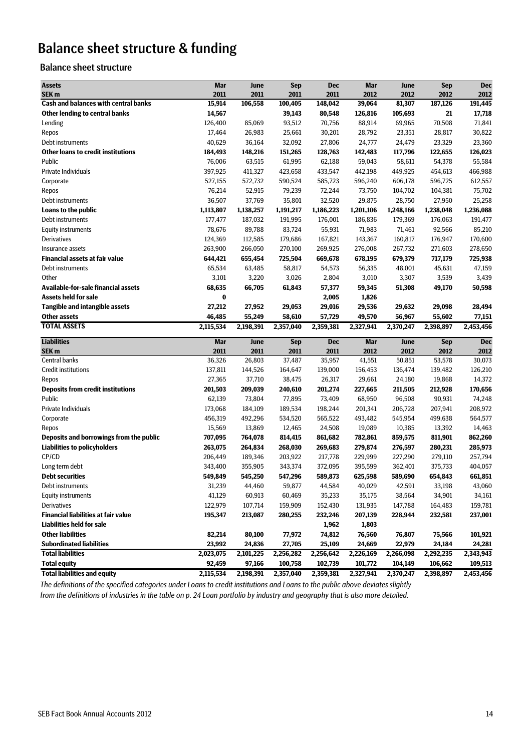# Balance sheet structure & funding

## Balance sheet structure

| **Assets** | **Mar** | **June** | **Sep** | **Dec** | **Mar** | **June** | **Sep** | **Dec** |
|---|---|---|---|---|---|---|---|---|
| **SEK m** | **2011** | **2011** | **2011** | **2011** | **2012** | **2012** | **2012** | **2012** |
| **Cash and balances with central banks** | **15,914** | **106,558** | **100,405** | **148,042** | **39,064** | **81,307** | **187,126** | **191,445** |
| **Other lending to central banks** | **14,567** | | **39,143** | **80,548** | **126,816** | **105,693** | **21** | **17,718** |
| Lending | 126,400 | 85,069 | 93,512 | 70,756 | 88,914 | 69,965 | 70,508 | 71,841 |
| Repos | 17,464 | 26,983 | 25,661 | 30,201 | 28,792 | 23,351 | 28,817 | 30,822 |
| Debt instruments | 40,629 | 36,164 | 32,092 | 27,806 | 24,777 | 24,479 | 23,329 | 23,360 |
| **Other loans to credit institutions** | **184,493** | **148,216** | **151,265** | **128,763** | **142,483** | **117,796** | **122,655** | **126,023** |
| Public | 76,006 | 63,515 | 61,995 | 62,188 | 59,043 | 58,611 | 54,378 | 55,584 |
| Private Individuals | 397,925 | 411,327 | 423,658 | 433,547 | 442,198 | 449,925 | 454,613 | 466,988 |
| Corporate | 527,155 | 572,732 | 590,524 | 585,723 | 596,240 | 606,178 | 596,725 | 612,557 |
| Repos | 76,214 | 52,915 | 79,239 | 72,244 | 73,750 | 104,702 | 104,381 | 75,702 |
| Debt instruments | 36,507 | 37,769 | 35,801 | 32,520 | 29,875 | 28,750 | 27,950 | 25,258 |
| **Loans to the public** | **1,113,807** | **1,138,257** | **1,191,217** | **1,186,223** | **1,201,106** | **1,248,166** | **1,238,048** | **1,236,088** |
| Debt instruments | 177,477 | 187,032 | 191,995 | 176,001 | 186,836 | 179,369 | 176,063 | 191,477 |
| Equity instruments | 78,676 | 89,788 | 83,724 | 55,931 | 71,983 | 71,461 | 92,566 | 85,210 |
| Derivatives | 124,369 | 112,585 | 179,686 | 167,821 | 143,367 | 160,817 | 176,947 | 170,600 |
| Insurance assets | 263,900 | 266,050 | 270,100 | 269,925 | 276,008 | 267,732 | 271,603 | 278,650 |
| **Financial assets at fair value** | **644,421** | **655,454** | **725,504** | **669,678** | **678,195** | **679,379** | **717,179** | **725,938** |
| Debt instruments | 65,534 | 63,485 | 58,817 | 54,573 | 56,335 | 48,001 | 45,631 | 47,159 |
| Other | 3,101 | 3,220 | 3,026 | 2,804 | 3,010 | 3,307 | 3,539 | 3,439 |
| **Available-for-sale financial assets** | **68,635** | **66,705** | **61,843** | **57,377** | **59,345** | **51,308** | **49,170** | **50,598** |
| **Assets held for sale** | **0** | | | **2,005** | **1,826** | | | |
| **Tangible and intangible assets** | **27,212** | **27,952** | **29,053** | **29,016** | **29,536** | **29,632** | **29,098** | **28,494** |
| **Other assets** | **46,485** | **55,249** | **58,610** | **57,729** | **49,570** | **56,967** | **55,602** | **77,151** |
| **TOTAL ASSETS** | **2,115,534** | **2,198,391** | **2,357,040** | **2,359,381** | **2,327,941** | **2,370,247** | **2,398,897** | **2,453,456** |

| **Liabilities** | **Mar** | **June** | **Sep** | **Dec** | **Mar** | **June** | **Sep** | **Dec** |
|---|---|---|---|---|---|---|---|---|
| **SEK m** | **2011** | **2011** | **2011** | **2011** | **2012** | **2012** | **2012** | **2012** |
| Central banks | 36,326 | 26,803 | 37,487 | 35,957 | 41,551 | 50,851 | 53,578 | 30,073 |
| Credit institutions | 137,811 | 144,526 | 164,647 | 139,000 | 156,453 | 136,474 | 139,482 | 126,210 |
| Repos | 27,365 | 37,710 | 38,475 | 26,317 | 29,661 | 24,180 | 19,868 | 14,372 |
| **Deposits from credit institutions** | **201,503** | **209,039** | **240,610** | **201,274** | **227,665** | **211,505** | **212,928** | **170,656** |
| Public | 62,139 | 73,804 | 77,895 | 73,409 | 68,950 | 96,508 | 90,931 | 74,248 |
| Private Individuals | 173,068 | 184,109 | 189,534 | 198,244 | 201,341 | 206,728 | 207,941 | 208,972 |
| Corporate | 456,319 | 492,296 | 534,520 | 565,522 | 493,482 | 545,954 | 499,638 | 564,577 |
| Repos | 15,569 | 13,869 | 12,465 | 24,508 | 19,089 | 10,385 | 13,392 | 14,463 |
| **Deposits and borrowings from the public** | **707,095** | **764,078** | **814,415** | **861,682** | **782,861** | **859,575** | **811,901** | **862,260** |
| **Liabilities to policyholders** | **263,075** | **264,834** | **268,030** | **269,683** | **279,874** | **276,597** | **280,231** | **285,973** |
| CP/CD | 206,449 | 189,346 | 203,922 | 217,778 | 229,999 | 227,290 | 279,110 | 257,794 |
| Long term debt | 343,400 | 355,905 | 343,374 | 372,095 | 395,599 | 362,401 | 375,733 | 404,057 |
| **Debt securities** | **549,849** | **545,250** | **547,296** | **589,873** | **625,598** | **589,690** | **654,843** | **661,851** |
| Debt instruments | 31,239 | 44,460 | 59,877 | 44,584 | 40,029 | 42,591 | 33,198 | 43,060 |
| Equity instruments | 41,129 | 60,913 | 60,469 | 35,233 | 35,175 | 38,564 | 34,901 | 34,161 |
| Derivatives | 122,979 | 107,714 | 159,909 | 152,430 | 131,935 | 147,788 | 164,483 | 159,781 |
| **Financial liabilities at fair value** | **195,347** | **213,087** | **280,255** | **232,246** | **207,139** | **228,944** | **232,581** | **237,001** |
| **Liabilities held for sale** | | | | **1,962** | **1,803** | | | |
| **Other liabilities** | **82,214** | **80,100** | **77,972** | **74,812** | **76,560** | **76,807** | **75,566** | **101,921** |
| **Subordinated liabilities** | **23,992** | **24,836** | **27,705** | **25,109** | **24,669** | **22,979** | **24,184** | **24,281** |
| **Total liabilities** | **2,023,075** | **2,101,225** | **2,256,282** | **2,256,642** | **2,226,169** | **2,266,098** | **2,292,235** | **2,343,943** |
| **Total equity** | **92,459** | **97,166** | **100,758** | **102,739** | **101,772** | **104,149** | **106,662** | **109,513** |
| **Total liabilities and equity** | **2,115,534** | **2,198,391** | **2,357,040** | **2,359,381** | **2,327,941** | **2,370,247** | **2,398,897** | **2,453,456** |

*The definitions of the specified categories under Loans to credit institutions and Loans to the public above deviates slightly from the definitions of industries in the table on p. 24 Loan portfolio by industry and geography that is also more detailed.*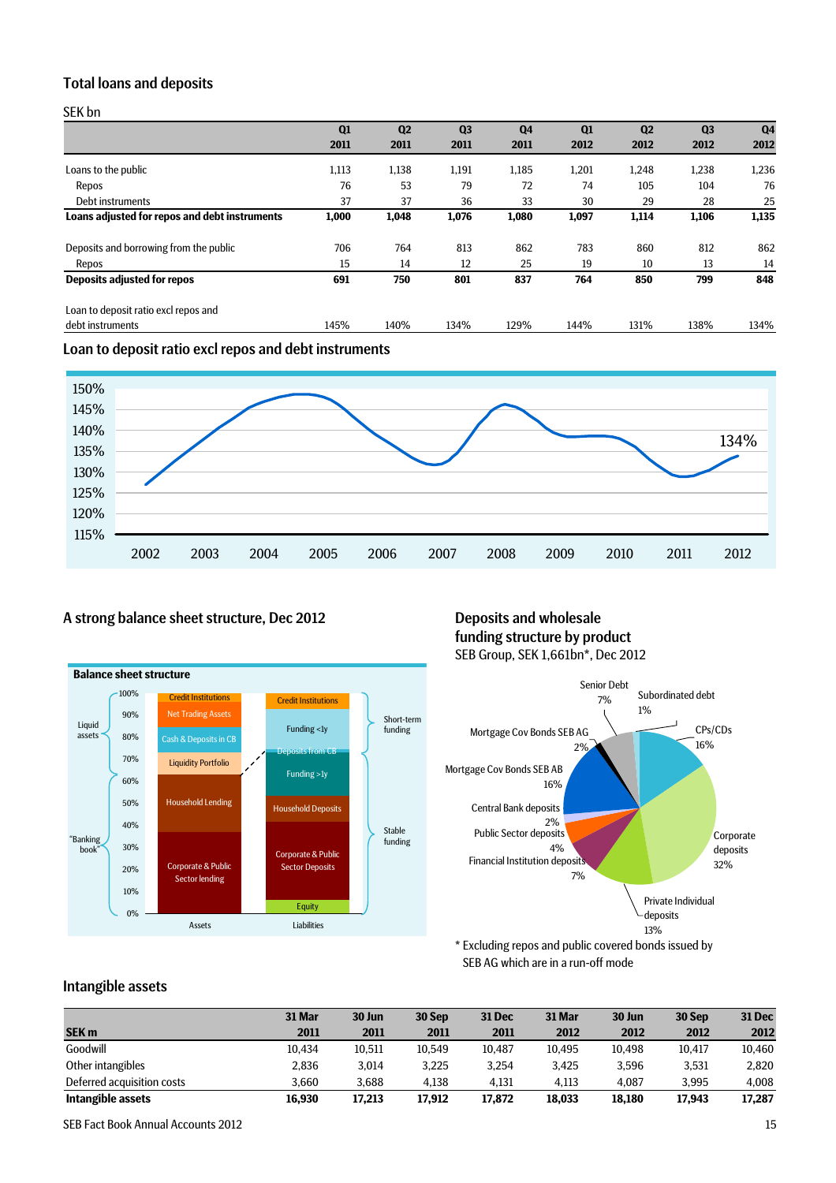## Total loans and deposits

SEK bn

| | Q1 2011 | Q2 2011 | Q3 2011 | Q4 2011 | Q1 2012 | Q2 2012 | Q3 2012 | Q4 2012 |
|---|---|---|---|---|---|---|---|---|
| Loans to the public | 1,113 | 1,138 | 1,191 | 1,185 | 1,201 | 1,248 | 1,238 | 1,236 |
| Repos | 76 | 53 | 79 | 72 | 74 | 105 | 104 | 76 |
| Debt instruments | 37 | 37 | 36 | 33 | 30 | 29 | 28 | 25 |
| **Loans adjusted for repos and debt instruments** | **1,000** | **1,048** | **1,076** | **1,080** | **1,097** | **1,114** | **1,106** | **1,135** |
| Deposits and borrowing from the public | 706 | 764 | 813 | 862 | 783 | 860 | 812 | 862 |
| Repos | 15 | 14 | 12 | 25 | 19 | 10 | 13 | 14 |
| **Deposits adjusted for repos** | **691** | **750** | **801** | **837** | **764** | **850** | **799** | **848** |
| Loan to deposit ratio excl repos and debt instruments | 145% | 140% | 134% | 129% | 144% | 131% | 138% | 134% |

## Loan to deposit ratio excl repos and debt instruments

## A strong balance sheet structure, Dec 2012

## Deposits and wholesale funding structure by product

SEB Group, SEK 1,661bn*, Dec 2012

* Excluding repos and public covered bonds issued by SEB AG which are in a run-off mode

## Intangible assets

| SEK m | 31 Mar 2011 | 30 Jun 2011 | 30 Sep 2011 | 31 Dec 2011 | 31 Mar 2012 | 30 Jun 2012 | 30 Sep 2012 | 31 Dec 2012 |
|---|---|---|---|---|---|---|---|---|
| Goodwill | 10,434 | 10,511 | 10,549 | 10,487 | 10,495 | 10,498 | 10,417 | 10,460 |
| Other intangibles | 2,836 | 3,014 | 3,225 | 3,254 | 3,425 | 3,596 | 3,531 | 2,820 |
| Deferred acquisition costs | 3,660 | 3,688 | 4,138 | 4,131 | 4,113 | 4,087 | 3,995 | 4,008 |
| **Intangible assets** | **16,930** | **17,213** | **17,912** | **17,872** | **18,033** | **18,180** | **17,943** | **17,287** |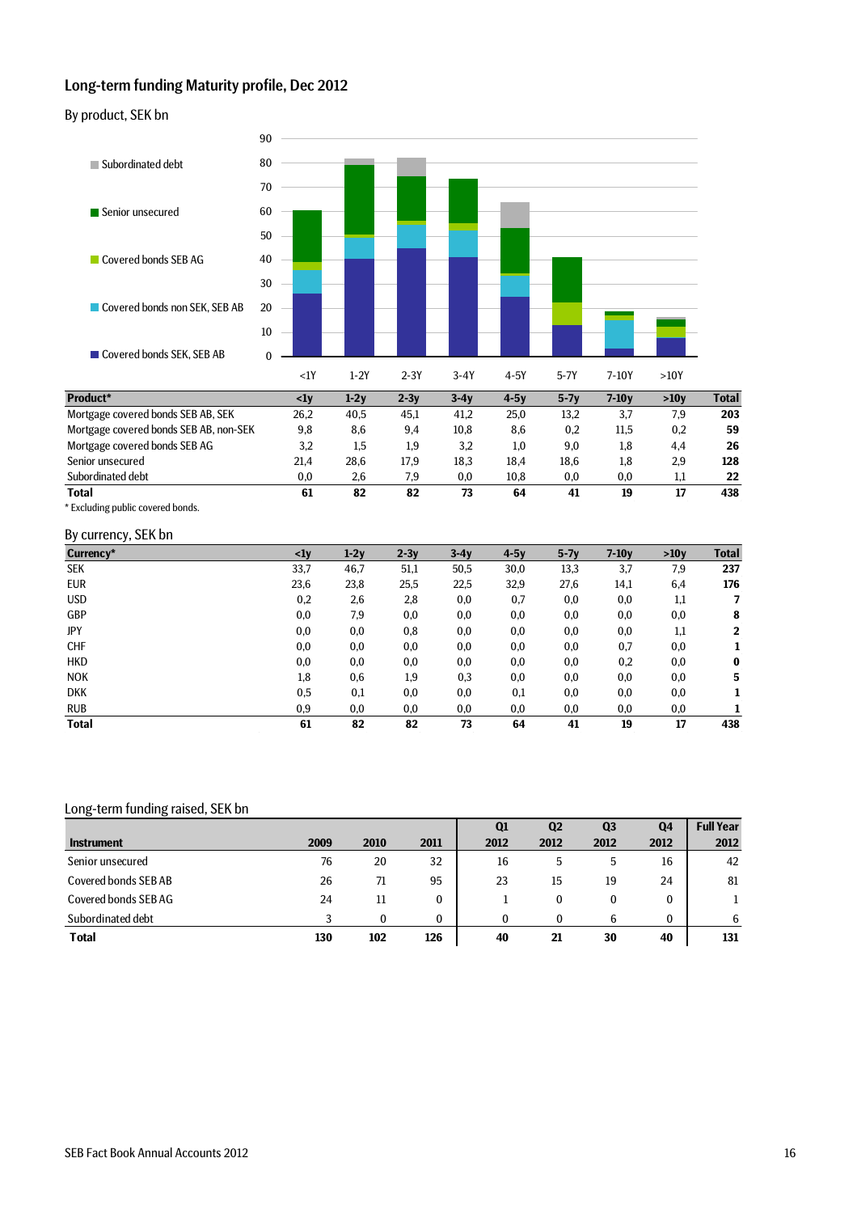## Long-term funding Maturity profile, Dec 2012

### By product, SEK bn

| Product* | <1y | 1-2y | 2-3y | 3-4y | 4-5y | 5-7y | 7-10y | >10y | Total |
|---|---|---|---|---|---|---|---|---|---|
| Mortgage covered bonds SEB AB, SEK | 26,2 | 40,5 | 45,1 | 41,2 | 25,0 | 13,2 | 3,7 | 7,9 | **203** |
| Mortgage covered bonds SEB AB, non-SEK | 9,8 | 8,6 | 9,4 | 10,8 | 8,6 | 0,2 | 11,5 | 0,2 | **59** |
| Mortgage covered bonds SEB AG | 3,2 | 1,5 | 1,9 | 3,2 | 1,0 | 9,0 | 1,8 | 4,4 | **26** |
| Senior unsecured | 21,4 | 28,6 | 17,9 | 18,3 | 18,4 | 18,6 | 1,8 | 2,9 | **128** |
| Subordinated debt | 0,0 | 2,6 | 7,9 | 0,0 | 10,8 | 0,0 | 0,0 | 1,1 | **22** |
| **Total** | **61** | **82** | **82** | **73** | **64** | **41** | **19** | **17** | **438** |

\* Excluding public covered bonds.

### By currency, SEK bn

| Currency* | <1y | 1-2y | 2-3y | 3-4y | 4-5y | 5-7y | 7-10y | >10y | Total |
|---|---|---|---|---|---|---|---|---|---|
| SEK | 33,7 | 46,7 | 51,1 | 50,5 | 30,0 | 13,3 | 3,7 | 7,9 | **237** |
| EUR | 23,6 | 23,8 | 25,5 | 22,5 | 32,9 | 27,6 | 14,1 | 6,4 | **176** |
| USD | 0,2 | 2,6 | 2,8 | 0,0 | 0,7 | 0,0 | 0,0 | 1,1 | **7** |
| GBP | 0,0 | 7,9 | 0,0 | 0,0 | 0,0 | 0,0 | 0,0 | 0,0 | **8** |
| JPY | 0,0 | 0,0 | 0,8 | 0,0 | 0,0 | 0,0 | 0,0 | 1,1 | **2** |
| CHF | 0,0 | 0,0 | 0,0 | 0,0 | 0,0 | 0,0 | 0,7 | 0,0 | **1** |
| HKD | 0,0 | 0,0 | 0,0 | 0,0 | 0,0 | 0,0 | 0,2 | 0,0 | **0** |
| NOK | 1,8 | 0,6 | 1,9 | 0,3 | 0,0 | 0,0 | 0,0 | 0,0 | **5** |
| DKK | 0,5 | 0,1 | 0,0 | 0,0 | 0,1 | 0,0 | 0,0 | 0,0 | **1** |
| RUB | 0,9 | 0,0 | 0,0 | 0,0 | 0,0 | 0,0 | 0,0 | 0,0 | **1** |
| **Total** | **61** | **82** | **82** | **73** | **64** | **41** | **19** | **17** | **438** |

## Long-term funding raised, SEK bn

| Instrument | 2009 | 2010 | 2011 | Q1 2012 | Q2 2012 | Q3 2012 | Q4 2012 | Full Year 2012 |
|---|---|---|---|---|---|---|---|---|
| Senior unsecured | 76 | 20 | 32 | 16 | 5 | 5 | 16 | 42 |
| Covered bonds SEB AB | 26 | 71 | 95 | 23 | 15 | 19 | 24 | 81 |
| Covered bonds SEB AG | 24 | 11 | 0 | 1 | 0 | 0 | 0 | 1 |
| Subordinated debt | 3 | 0 | 0 | 0 | 0 | 6 | 0 | 6 |
| **Total** | **130** | **102** | **126** | **40** | **21** | **30** | **40** | **131** |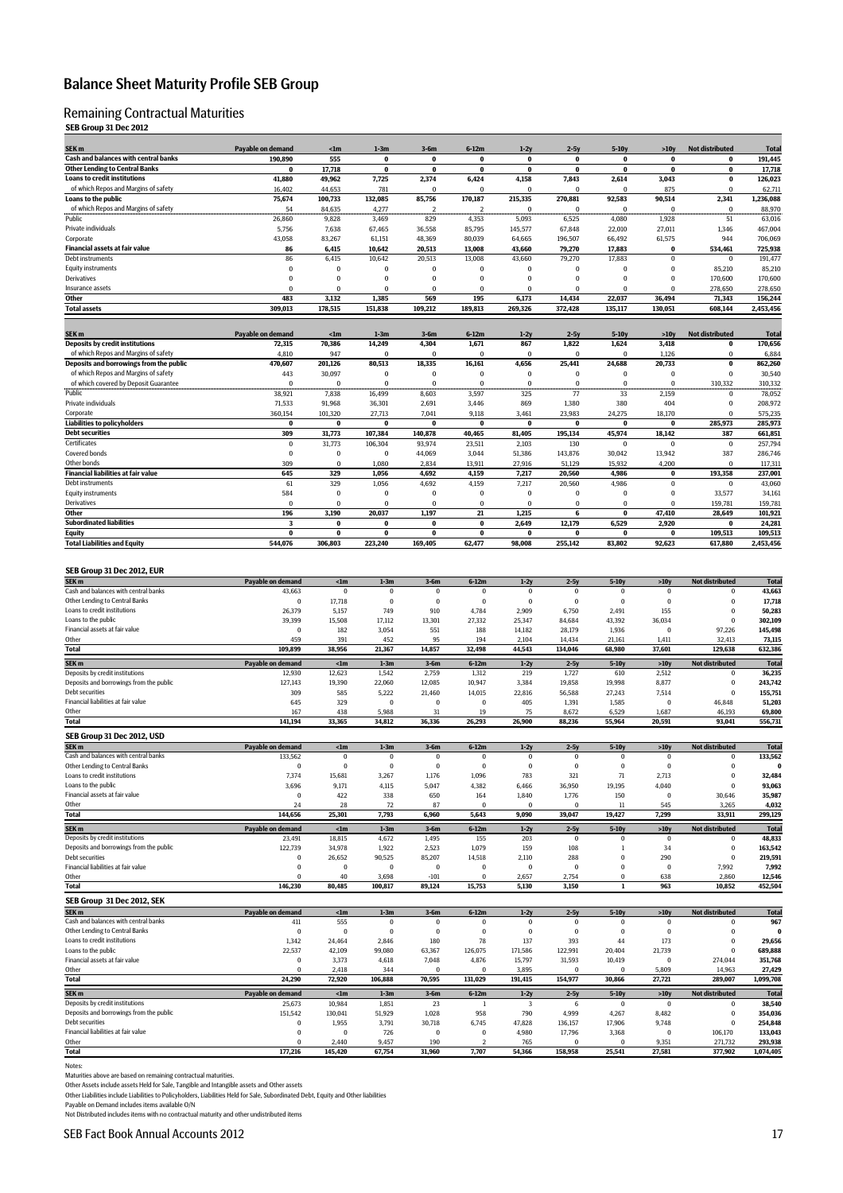# Balance Sheet Maturity Profile SEB Group

## Remaining Contractual Maturities

**SEB Group 31 Dec 2012**

| SEK m | Payable on demand | <1m | 1-3m | 3-6m | 6-12m | 1-2y | 2-5y | 5-10y | >10y | Not distributed | Total |
|---|---|---|---|---|---|---|---|---|---|---|---|
| **Cash and balances with central banks** | **190,890** | **555** | **0** | **0** | **0** | **0** | **0** | **0** | **0** | **0** | **191,445** |
| **Other Lending to Central Banks** | **0** | **17,718** | **0** | **0** | **0** | **0** | **0** | **0** | **0** | **0** | **17,718** |
| **Loans to credit institutions** | **41,880** | **49,962** | **7,725** | **2,374** | **6,424** | **4,158** | **7,843** | **2,614** | **3,043** | **0** | **126,023** |
| of which Repos and Margins of safety | 16,402 | 44,653 | 781 | 0 | 0 | 0 | 0 | 0 | 875 | 0 | 62,711 |
| **Loans to the public** | **75,674** | **100,733** | **132,085** | **85,756** | **170,187** | **215,335** | **270,881** | **92,583** | **90,514** | **2,341** | **1,236,088** |
| of which Repos and Margins of safety | 54 | 84,635 | 4,277 | 2 | 2 | 0 | 0 | 0 | 0 | 0 | 88,970 |
| Public | 26,860 | 9,828 | 3,469 | 829 | 4,353 | 5,093 | 6,525 | 4,080 | 1,928 | 51 | 63,016 |
| Private individuals | 5,756 | 7,638 | 67,465 | 36,558 | 85,795 | 145,577 | 67,848 | 22,010 | 27,011 | 1,346 | 467,004 |
| Corporate | 43,058 | 83,267 | 61,151 | 48,369 | 80,039 | 64,665 | 196,507 | 66,492 | 61,575 | 944 | 706,069 |
| **Financial assets at fair value** | **86** | **6,415** | **10,642** | **20,513** | **13,008** | **43,660** | **79,270** | **17,883** | **0** | **534,461** | **725,938** |
| Debt instruments | 86 | 6,415 | 10,642 | 20,513 | 13,008 | 43,660 | 79,270 | 17,883 | 0 | 0 | 191,477 |
| Equity instruments | 0 | 0 | 0 | 0 | 0 | 0 | 0 | 0 | 0 | 85,210 | 85,210 |
| Derivatives | 0 | 0 | 0 | 0 | 0 | 0 | 0 | 0 | 0 | 170,600 | 170,600 |
| Insurance assets | 0 | 0 | 0 | 0 | 0 | 0 | 0 | 0 | 0 | 278,650 | 278,650 |
| **Other** | **483** | **3,132** | **1,385** | **569** | **195** | **6,173** | **14,434** | **22,037** | **36,494** | **71,343** | **156,244** |
| **Total assets** | **309,013** | **178,515** | **151,838** | **109,212** | **189,813** | **269,326** | **372,428** | **135,117** | **130,051** | **608,144** | **2,453,456** |

| SEK m | Payable on demand | <1m | 1-3m | 3-6m | 6-12m | 1-2y | 2-5y | 5-10y | >10y | Not distributed | Total |
|---|---|---|---|---|---|---|---|---|---|---|---|
| **Deposits by credit institutions** | **72,315** | **70,386** | **14,249** | **4,304** | **1,671** | **867** | **1,822** | **1,624** | **3,418** | **0** | **170,656** |
| of which Repos and Margins of safety | 4,810 | 947 | 0 | 0 | 0 | 0 | 0 | 0 | 1,126 | 0 | 6,884 |
| **Deposits and borrowings from the public** | **470,607** | **201,126** | **80,513** | **18,335** | **16,161** | **4,656** | **25,441** | **24,688** | **20,733** | **0** | **862,260** |
| of which Repos and Margins of safety | 443 | 30,097 | 0 | 0 | 0 | 0 | 0 | 0 | 0 | 0 | 30,540 |
| of which covered by Deposit Guarantee | 0 | 0 | 0 | 0 | 0 | 0 | 0 | 0 | 0 | 310,332 | 310,332 |
| Public | 38,921 | 7,838 | 16,499 | 8,603 | 3,597 | 325 | 77 | 33 | 2,159 | 0 | 78,052 |
| Private individuals | 71,533 | 91,968 | 36,301 | 2,691 | 3,446 | 869 | 1,380 | 380 | 404 | 0 | 208,972 |
| Corporate | 360,154 | 101,320 | 27,713 | 7,041 | 9,118 | 3,461 | 23,983 | 24,275 | 18,170 | 0 | 575,235 |
| **Liabilities to policyholders** | **0** | **0** | **0** | **0** | **0** | **0** | **0** | **0** | **0** | **285,973** | **285,973** |
| **Debt securities** | **309** | **31,773** | **107,384** | **140,878** | **40,465** | **81,405** | **195,134** | **45,974** | **18,142** | **387** | **661,851** |
| Certificates | 0 | 31,773 | 106,304 | 93,974 | 23,511 | 2,103 | 130 | 0 | 0 | 0 | 257,794 |
| Covered bonds | 0 | 0 | 0 | 44,069 | 3,044 | 51,386 | 143,876 | 30,042 | 13,942 | 387 | 286,746 |
| Other bonds | 309 | 0 | 1,080 | 2,834 | 13,911 | 27,916 | 51,129 | 15,932 | 4,200 | 0 | 117,311 |
| **Financial liabilities at fair value** | **645** | **329** | **1,056** | **4,692** | **4,159** | **7,217** | **20,560** | **4,986** | **0** | **193,358** | **237,001** |
| Debt instruments | 61 | 329 | 1,056 | 4,692 | 4,159 | 7,217 | 20,560 | 4,986 | 0 | 0 | 43,060 |
| Equity instruments | 584 | 0 | 0 | 0 | 0 | 0 | 0 | 0 | 0 | 33,577 | 34,161 |
| Derivatives | 0 | 0 | 0 | 0 | 0 | 0 | 0 | 0 | 0 | 159,781 | 159,781 |
| **Other** | **196** | **3,190** | **20,037** | **1,197** | **21** | **1,215** | **6** | **0** | **47,410** | **28,649** | **101,921** |
| **Subordinated liabilities** | **3** | **0** | **0** | **0** | **0** | **2,649** | **12,179** | **6,529** | **2,920** | **0** | **24,281** |
| **Equity** | **0** | **0** | **0** | **0** | **0** | **0** | **0** | **0** | **0** | **109,513** | **109,513** |
| **Total Liabilities and Equity** | **544,076** | **306,803** | **223,240** | **169,405** | **62,477** | **98,008** | **255,142** | **83,802** | **92,623** | **617,880** | **2,453,456** |

**SEB Group 31 Dec 2012, EUR**

| SEK m | Payable on demand | <1m | 1-3m | 3-6m | 6-12m | 1-2y | 2-5y | 5-10y | >10y | Not distributed | Total |
|---|---|---|---|---|---|---|---|---|---|---|---|
| Cash and balances with central banks | 43,663 | 0 | 0 | 0 | 0 | 0 | 0 | 0 | 0 | 0 | **43,663** |
| Other Lending to Central Banks | 0 | 17,718 | 0 | 0 | 0 | 0 | 0 | 0 | 0 | 0 | **17,718** |
| Loans to credit institutions | 26,379 | 5,157 | 749 | 910 | 4,784 | 2,909 | 6,750 | 2,491 | 155 | 0 | **50,283** |
| Loans to the public | 39,399 | 15,508 | 17,112 | 13,301 | 27,332 | 25,347 | 84,684 | 43,392 | 36,034 | 0 | **302,109** |
| Financial assets at fair value | 0 | 182 | 3,054 | 551 | 188 | 14,182 | 28,179 | 1,936 | 0 | 97,226 | **145,498** |
| Other | 459 | 391 | 452 | 95 | 194 | 2,104 | 14,434 | 21,161 | 1,411 | 32,413 | **73,115** |
| **Total** | **109,899** | **38,956** | **21,367** | **14,857** | **32,498** | **44,543** | **134,046** | **68,980** | **37,601** | **129,638** | **632,386** |

| SEK m | Payable on demand | <1m | 1-3m | 3-6m | 6-12m | 1-2y | 2-5y | 5-10y | >10y | Not distributed | Total |
|---|---|---|---|---|---|---|---|---|---|---|---|
| Deposits by credit institutions | 12,930 | 12,623 | 1,542 | 2,759 | 1,312 | 219 | 1,727 | 610 | 2,512 | 0 | **36,235** |
| Deposits and borrowings from the public | 127,143 | 19,390 | 22,060 | 12,085 | 10,947 | 3,384 | 19,858 | 19,998 | 8,877 | 0 | **243,742** |
| Debt securities | 309 | 585 | 5,222 | 21,460 | 14,015 | 22,816 | 56,588 | 27,243 | 7,514 | 0 | **155,751** |
| Financial liabilities at fair value | 645 | 329 | 0 | 0 | 0 | 405 | 1,391 | 1,585 | 0 | 46,848 | **51,203** |
| Other | 167 | 438 | 5,988 | 31 | 19 | 75 | 8,672 | 6,529 | 1,687 | 46,193 | **69,800** |
| **Total** | **141,194** | **33,365** | **34,812** | **36,336** | **26,293** | **26,900** | **88,236** | **55,964** | **20,591** | **93,041** | **556,731** |

**SEB Group 31 Dec 2012, USD**

| SEK m | Payable on demand | <1m | 1-3m | 3-6m | 6-12m | 1-2y | 2-5y | 5-10y | >10y | Not distributed | Total |
|---|---|---|---|---|---|---|---|---|---|---|---|
| Cash and balances with central banks | 133,562 | 0 | 0 | 0 | 0 | 0 | 0 | 0 | 0 | 0 | **133,562** |
| Other Lending to Central Banks | 0 | 0 | 0 | 0 | 0 | 0 | 0 | 0 | 0 | 0 | **0** |
| Loans to credit institutions | 7,374 | 15,681 | 3,267 | 1,176 | 1,096 | 783 | 321 | 71 | 2,713 | 0 | **32,484** |
| Loans to the public | 3,696 | 9,171 | 4,115 | 5,047 | 4,382 | 6,466 | 36,950 | 19,195 | 4,040 | 0 | **93,063** |
| Financial assets at fair value | 0 | 422 | 338 | 650 | 164 | 1,840 | 1,776 | 150 | 0 | 30,646 | **35,987** |
| Other | 24 | 28 | 72 | 87 | 0 | 0 | 0 | 11 | 545 | 3,265 | **4,032** |
| **Total** | **144,656** | **25,301** | **7,793** | **6,960** | **5,643** | **9,090** | **39,047** | **19,427** | **7,299** | **33,911** | **299,129** |

| SEK m | Payable on demand | <1m | 1-3m | 3-6m | 6-12m | 1-2y | 2-5y | 5-10y | >10y | Not distributed | Total |
|---|---|---|---|---|---|---|---|---|---|---|---|
| Deposits by credit institutions | 23,491 | 18,815 | 4,672 | 1,495 | 155 | 203 | 0 | 0 | 0 | 0 | **48,833** |
| Deposits and borrowings from the public | 122,739 | 34,978 | 1,922 | 2,523 | 1,079 | 159 | 108 | 1 | 34 | 0 | **163,542** |
| Debt securities | 0 | 26,652 | 90,525 | 85,207 | 14,518 | 2,110 | 288 | 0 | 290 | 0 | **219,591** |
| Financial liabilities at fair value | 0 | 0 | 0 | 0 | 0 | 0 | 0 | 0 | 0 | 7,992 | **7,992** |
| Other | 0 | 40 | 3,698 | -101 | 0 | 2,657 | 2,754 | 0 | 638 | 2,860 | **12,546** |
| **Total** | **146,230** | **80,485** | **100,817** | **89,124** | **15,753** | **5,130** | **3,150** | **1** | **963** | **10,852** | **452,504** |

**SEB Group 31 Dec 2012, SEK**

| SEK m | Payable on demand | <1m | 1-3m | 3-6m | 6-12m | 1-2y | 2-5y | 5-10y | >10y | Not distributed | Total |
|---|---|---|---|---|---|---|---|---|---|---|---|
| Cash and balances with central banks | 411 | 555 | 0 | 0 | 0 | 0 | 0 | 0 | 0 | 0 | **967** |
| Other Lending to Central Banks | 0 | 0 | 0 | 0 | 0 | 0 | 0 | 0 | 0 | 0 | **0** |
| Loans to credit institutions | 1,342 | 24,464 | 2,846 | 180 | 78 | 137 | 393 | 44 | 173 | 0 | **29,656** |
| Loans to the public | 22,537 | 42,109 | 99,080 | 63,367 | 126,075 | 171,586 | 122,991 | 20,404 | 21,739 | 0 | **689,888** |
| Financial assets at fair value | 0 | 3,373 | 4,618 | 7,048 | 4,876 | 15,797 | 31,593 | 10,419 | 0 | 274,044 | **351,768** |
| Other | 0 | 2,418 | 344 | 0 | 0 | 3,895 | 0 | 0 | 5,809 | 14,963 | **27,429** |
| **Total** | **24,290** | **72,920** | **106,888** | **70,595** | **131,029** | **191,415** | **154,977** | **30,866** | **27,721** | **289,007** | **1,099,708** |

| SEK m | Payable on demand | <1m | 1-3m | 3-6m | 6-12m | 1-2y | 2-5y | 5-10y | >10y | Not distributed | Total |
|---|---|---|---|---|---|---|---|---|---|---|---|
| Deposits by credit institutions | 25,673 | 10,984 | 1,851 | 23 | 1 | 3 | 6 | 0 | 0 | 0 | **38,540** |
| Deposits and borrowings from the public | 151,542 | 130,041 | 51,929 | 1,028 | 958 | 790 | 4,999 | 4,267 | 8,482 | 0 | **354,036** |
| Debt securities | 0 | 1,955 | 3,791 | 30,718 | 6,745 | 47,828 | 136,157 | 17,906 | 9,748 | 0 | **254,848** |
| Financial liabilities at fair value | 0 | 0 | 726 | 0 | 0 | 4,980 | 17,796 | 3,368 | 0 | 106,170 | **133,043** |
| Other | 0 | 2,440 | 9,457 | 190 | 2 | 765 | 0 | 0 | 9,351 | 271,732 | **293,938** |
| **Total** | **177,216** | **145,420** | **67,754** | **31,960** | **7,707** | **54,366** | **158,958** | **25,541** | **27,581** | **377,902** | **1,074,405** |

Notes:
Maturities above are based on remaining contractual maturities.
Other Assets include assets Held for Sale, Tangible and Intangible assets and Other assets
Other Liabilities include Liabilities to Policyholders, Liabilities Held for Sale, Subordinated Debt, Equity and Other liabilities
Payable on Demand includes items available O/N
Not Distributed includes items with no contractual maturity and other undistributed items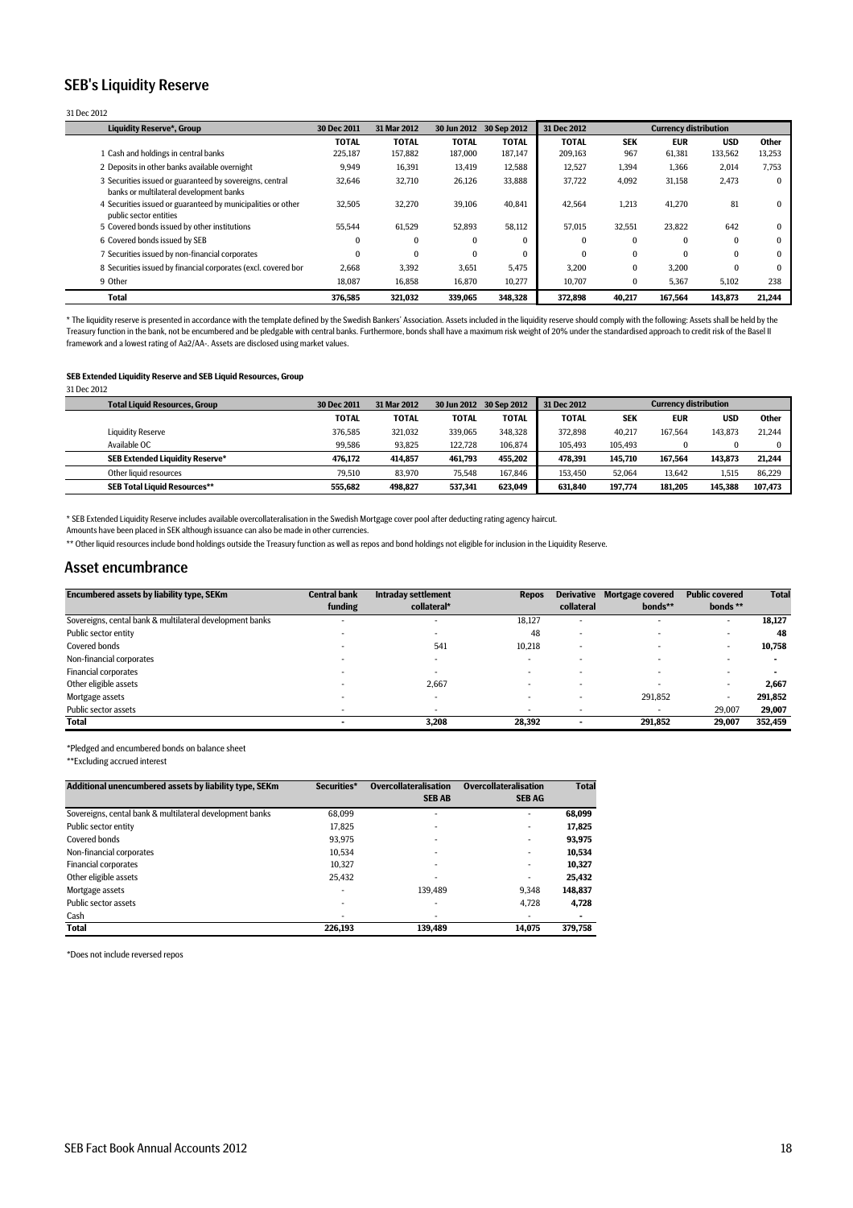## SEB's Liquidity Reserve

31 Dec 2012

| Liquidity Reserve*, Group | 30 Dec 2011 | 31 Mar 2012 | 30 Jun 2012 | 30 Sep 2012 | 31 Dec 2012 | Currency distribution | | | |
|---|---|---|---|---|---|---|---|---|---|
| | TOTAL | TOTAL | TOTAL | TOTAL | TOTAL | SEK | EUR | USD | Other |
| 1 Cash and holdings in central banks | 225,187 | 157,882 | 187,000 | 187,147 | 209,163 | 967 | 61,381 | 133,562 | 13,253 |
| 2 Deposits in other banks available overnight | 9,949 | 16,391 | 13,419 | 12,588 | 12,527 | 1,394 | 1,366 | 2,014 | 7,753 |
| 3 Securities issued or guaranteed by sovereigns, central banks or multilateral development banks | 32,646 | 32,710 | 26,126 | 33,888 | 37,722 | 4,092 | 31,158 | 2,473 | 0 |
| 4 Securities issued or guaranteed by municipalities or other public sector entities | 32,505 | 32,270 | 39,106 | 40,841 | 42,564 | 1,213 | 41,270 | 81 | 0 |
| 5 Covered bonds issued by other institutions | 55,544 | 61,529 | 52,893 | 58,112 | 57,015 | 32,551 | 23,822 | 642 | 0 |
| 6 Covered bonds issued by SEB | 0 | 0 | 0 | 0 | 0 | 0 | 0 | 0 | 0 |
| 7 Securities issued by non-financial corporates | 0 | 0 | 0 | 0 | 0 | 0 | 0 | 0 | 0 |
| 8 Securities issued by financial corporates (excl. covered bor | 2,668 | 3,392 | 3,651 | 5,475 | 3,200 | 0 | 3,200 | 0 | 0 |
| 9 Other | 18,087 | 16,858 | 16,870 | 10,277 | 10,707 | 0 | 5,367 | 5,102 | 238 |
| **Total** | **376,585** | **321,032** | **339,065** | **348,328** | **372,898** | **40,217** | **167,564** | **143,873** | **21,244** |

\* The liquidity reserve is presented in accordance with the template defined by the Swedish Bankers' Association. Assets included in the liquidity reserve should comply with the following: Assets shall be held by the Treasury function in the bank, not be encumbered and be pledgable with central banks. Furthermore, bonds shall have a maximum risk weight of 20% under the standardised approach to credit risk of the Basel II framework and a lowest rating of Aa2/AA-. Assets are disclosed using market values.

**SEB Extended Liquidity Reserve and SEB Liquid Resources, Group**

31 Dec 2012

| Total Liquid Resources, Group | 30 Dec 2011 | 31 Mar 2012 | 30 Jun 2012 | 30 Sep 2012 | 31 Dec 2012 | Currency distribution | | | |
|---|---|---|---|---|---|---|---|---|---|
| | TOTAL | TOTAL | TOTAL | TOTAL | TOTAL | SEK | EUR | USD | Other |
| Liquidity Reserve | 376,585 | 321,032 | 339,065 | 348,328 | 372,898 | 40,217 | 167,564 | 143,873 | 21,244 |
| Available OC | 99,586 | 93,825 | 122,728 | 106,874 | 105,493 | 105,493 | 0 | 0 | 0 |
| **SEB Extended Liquidity Reserve*** | **476,172** | **414,857** | **461,793** | **455,202** | **478,391** | **145,710** | **167,564** | **143,873** | **21,244** |
| Other liquid resources | 79,510 | 83,970 | 75,548 | 167,846 | 153,450 | 52,064 | 13,642 | 1,515 | 86,229 |
| **SEB Total Liquid Resources**** | **555,682** | **498,827** | **537,341** | **623,049** | **631,840** | **197,774** | **181,205** | **145,388** | **107,473** |

\* SEB Extended Liquidity Reserve includes available overcollateralisation in the Swedish Mortgage cover pool after deducting rating agency haircut.
Amounts have been placed in SEK although issuance can also be made in other currencies.

\*\* Other liquid resources include bond holdings outside the Treasury function as well as repos and bond holdings not eligible for inclusion in the Liquidity Reserve.

## Asset encumbrance

| Encumbered assets by liability type, SEKm | Central bank funding | Intraday settlement collateral* | Repos | Derivative collateral | Mortgage covered bonds** | Public covered bonds ** | Total |
|---|---|---|---|---|---|---|---|
| Sovereigns, cental bank & multilateral development banks | - | - | 18,127 | - | - | - | **18,127** |
| Public sector entity | - | - | 48 | - | - | - | **48** |
| Covered bonds | - | 541 | 10,218 | - | - | - | **10,758** |
| Non-financial corporates | - | - | - | - | - | - | **-** |
| Financial corporates | - | - | - | - | - | - | **-** |
| Other eligible assets | - | 2,667 | - | - | - | - | **2,667** |
| Mortgage assets | - | - | - | - | 291,852 | - | **291,852** |
| Public sector assets | - | - | - | - | - | 29,007 | **29,007** |
| **Total** | **-** | **3,208** | **28,392** | **-** | **291,852** | **29,007** | **352,459** |

\*Pledged and encumbered bonds on balance sheet

\*\*Excluding accrued interest

| Additional unencumbered assets by liability type, SEKm | Securities* | Overcollateralisation SEB AB | Overcollateralisation SEB AG | Total |
|---|---|---|---|---|
| Sovereigns, cental bank & multilateral development banks | 68,099 | - | - | **68,099** |
| Public sector entity | 17,825 | - | - | **17,825** |
| Covered bonds | 93,975 | - | - | **93,975** |
| Non-financial corporates | 10,534 | - | - | **10,534** |
| Financial corporates | 10,327 | - | - | **10,327** |
| Other eligible assets | 25,432 | - | - | **25,432** |
| Mortgage assets | - | 139,489 | 9,348 | **148,837** |
| Public sector assets | - | - | 4,728 | **4,728** |
| Cash | - | - | - | **-** |
| **Total** | **226,193** | **139,489** | **14,075** | **379,758** |

\*Does not include reversed repos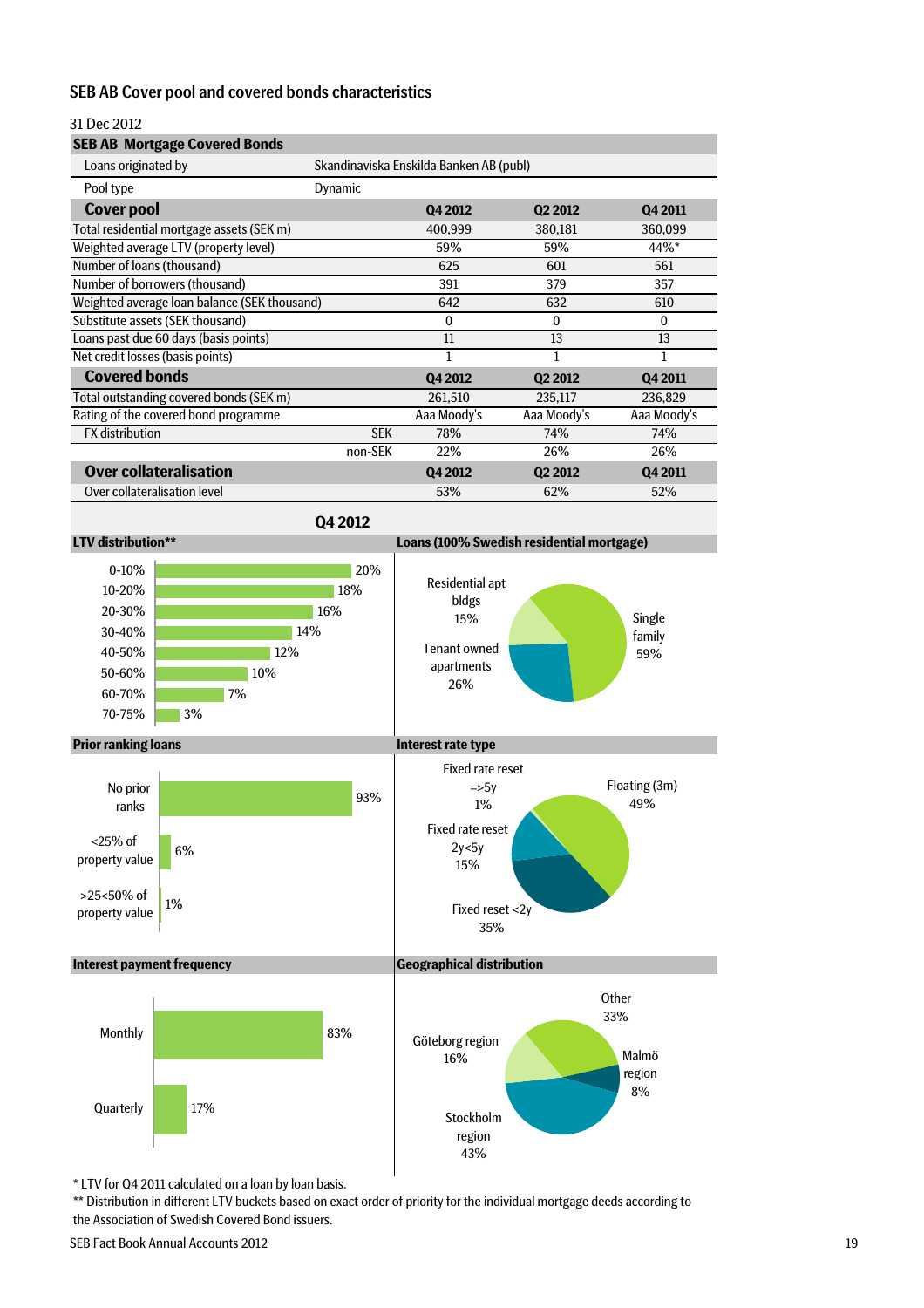## SEB AB Cover pool and covered bonds characteristics

31 Dec 2012

| SEB AB Mortgage Covered Bonds | | | | |
|---|---|---|---|---|
| Loans originated by | Skandinaviska Enskilda Banken AB (publ) | | | |
| Pool type | Dynamic | | | |
| **Cover pool** | | **Q4 2012** | **Q2 2012** | **Q4 2011** |
| Total residential mortgage assets (SEK m) | | 400,999 | 380,181 | 360,099 |
| Weighted average LTV (property level) | | 59% | 59% | 44%* |
| Number of loans (thousand) | | 625 | 601 | 561 |
| Number of borrowers (thousand) | | 391 | 379 | 357 |
| Weighted average loan balance (SEK thousand) | | 642 | 632 | 610 |
| Substitute assets (SEK thousand) | | 0 | 0 | 0 |
| Loans past due 60 days (basis points) | | 11 | 13 | 13 |
| Net credit losses (basis points) | | 1 | 1 | 1 |
| **Covered bonds** | | **Q4 2012** | **Q2 2012** | **Q4 2011** |
| Total outstanding covered bonds (SEK m) | | 261,510 | 235,117 | 236,829 |
| Rating of the covered bond programme | | Aaa Moody's | Aaa Moody's | Aaa Moody's |
| FX distribution | SEK | 78% | 74% | 74% |
| | non-SEK | 22% | 26% | 26% |
| **Over collateralisation** | | **Q4 2012** | **Q2 2012** | **Q4 2011** |
| Over collateralisation level | | 53% | 62% | 52% |

### Q4 2012

**LTV distribution****

| LTV | Share |
|---|---|
| 0-10% | 20% |
| 10-20% | 18% |
| 20-30% | 16% |
| 30-40% | 14% |
| 40-50% | 12% |
| 50-60% | 10% |
| 60-70% | 7% |
| 70-75% | 3% |

**Loans (100% Swedish residential mortgage)**

| Type | Share |
|---|---|
| Single family | 59% |
| Tenant owned apartments | 26% |
| Residential apt bldgs | 15% |

**Prior ranking loans**

| Category | Share |
|---|---|
| No prior ranks | 93% |
| <25% of property value | 6% |
| >25<50% of property value | 1% |

**Interest rate type**

| Type | Share |
|---|---|
| Floating (3m) | 49% |
| Fixed reset <2y | 35% |
| Fixed rate reset 2y<5y | 15% |
| Fixed rate reset =>5y | 1% |

**Interest payment frequency**

| Frequency | Share |
|---|---|
| Monthly | 83% |
| Quarterly | 17% |

**Geographical distribution**

| Region | Share |
|---|---|
| Stockholm region | 43% |
| Other | 33% |
| Göteborg region | 16% |
| Malmö region | 8% |

* LTV for Q4 2011 calculated on a loan by loan basis.

** Distribution in different LTV buckets based on exact order of priority for the individual mortgage deeds according to the Association of Swedish Covered Bond issuers.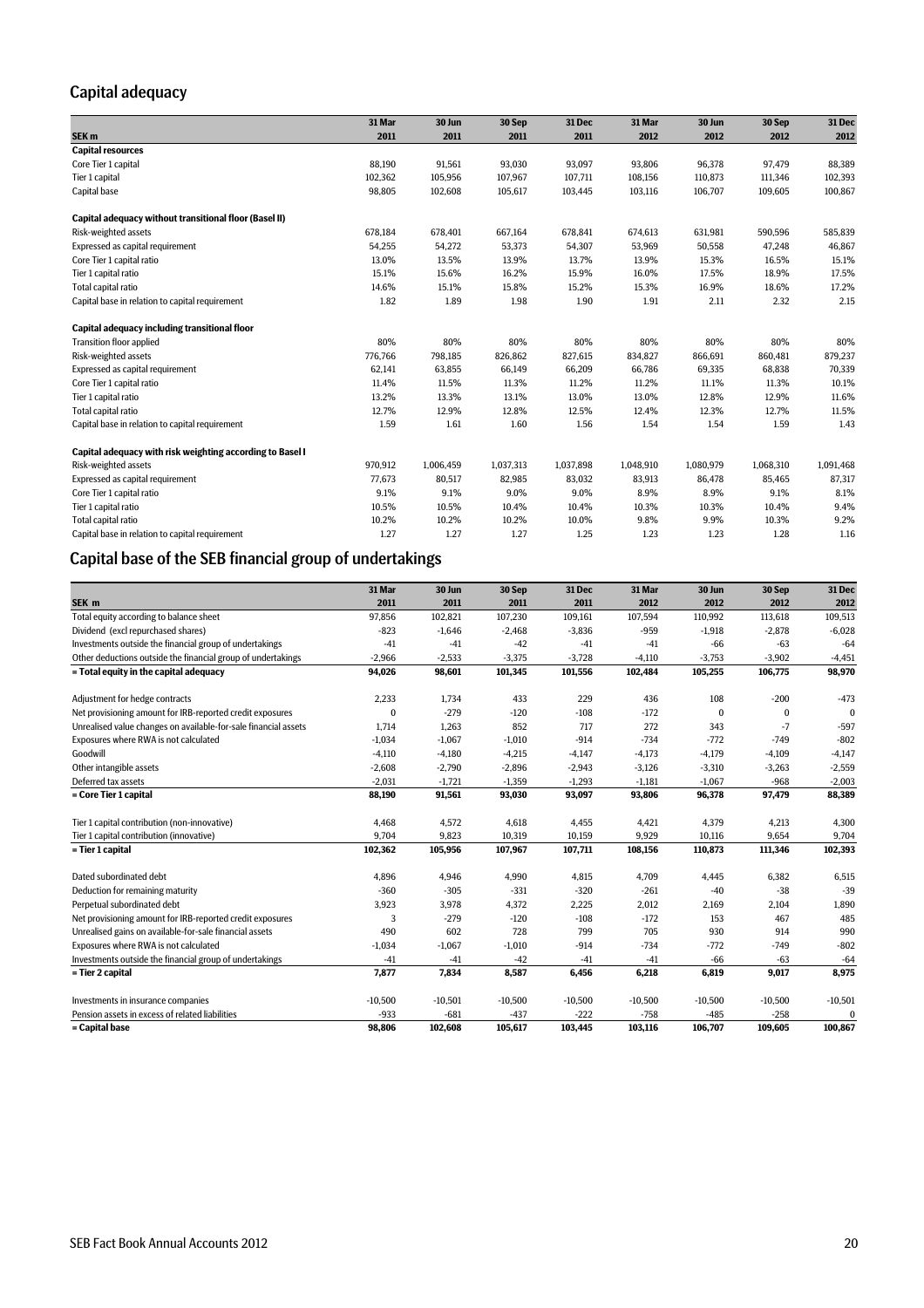## Capital adequacy

| SEK m | 31 Mar 2011 | 30 Jun 2011 | 30 Sep 2011 | 31 Dec 2011 | 31 Mar 2012 | 30 Jun 2012 | 30 Sep 2012 | 31 Dec 2012 |
|---|---|---|---|---|---|---|---|---|
| **Capital resources** | | | | | | | | |
| Core Tier 1 capital | 88,190 | 91,561 | 93,030 | 93,097 | 93,806 | 96,378 | 97,479 | 88,389 |
| Tier 1 capital | 102,362 | 105,956 | 107,967 | 107,711 | 108,156 | 110,873 | 111,346 | 102,393 |
| Capital base | 98,805 | 102,608 | 105,617 | 103,445 | 103,116 | 106,707 | 109,605 | 100,867 |
| | | | | | | | | |
| **Capital adequacy without transitional floor (Basel II)** | | | | | | | | |
| Risk-weighted assets | 678,184 | 678,401 | 667,164 | 678,841 | 674,613 | 631,981 | 590,596 | 585,839 |
| Expressed as capital requirement | 54,255 | 54,272 | 53,373 | 54,307 | 53,969 | 50,558 | 47,248 | 46,867 |
| Core Tier 1 capital ratio | 13.0% | 13.5% | 13.9% | 13.7% | 13.9% | 15.3% | 16.5% | 15.1% |
| Tier 1 capital ratio | 15.1% | 15.6% | 16.2% | 15.9% | 16.0% | 17.5% | 18.9% | 17.5% |
| Total capital ratio | 14.6% | 15.1% | 15.8% | 15.2% | 15.3% | 16.9% | 18.6% | 17.2% |
| Capital base in relation to capital requirement | 1.82 | 1.89 | 1.98 | 1.90 | 1.91 | 2.11 | 2.32 | 2.15 |
| | | | | | | | | |
| **Capital adequacy including transitional floor** | | | | | | | | |
| Transition floor applied | 80% | 80% | 80% | 80% | 80% | 80% | 80% | 80% |
| Risk-weighted assets | 776,766 | 798,185 | 826,862 | 827,615 | 834,827 | 866,691 | 860,481 | 879,237 |
| Expressed as capital requirement | 62,141 | 63,855 | 66,149 | 66,209 | 66,786 | 69,335 | 68,838 | 70,339 |
| Core Tier 1 capital ratio | 11.4% | 11.5% | 11.3% | 11.2% | 11.2% | 11.1% | 11.3% | 10.1% |
| Tier 1 capital ratio | 13.2% | 13.3% | 13.1% | 13.0% | 13.0% | 12.8% | 12.9% | 11.6% |
| Total capital ratio | 12.7% | 12.9% | 12.8% | 12.5% | 12.4% | 12.3% | 12.7% | 11.5% |
| Capital base in relation to capital requirement | 1.59 | 1.61 | 1.60 | 1.56 | 1.54 | 1.54 | 1.59 | 1.43 |
| | | | | | | | | |
| **Capital adequacy with risk weighting according to Basel I** | | | | | | | | |
| Risk-weighted assets | 970,912 | 1,006,459 | 1,037,313 | 1,037,898 | 1,048,910 | 1,080,979 | 1,068,310 | 1,091,468 |
| Expressed as capital requirement | 77,673 | 80,517 | 82,985 | 83,032 | 83,913 | 86,478 | 85,465 | 87,317 |
| Core Tier 1 capital ratio | 9.1% | 9.1% | 9.0% | 9.0% | 8.9% | 8.9% | 9.1% | 8.1% |
| Tier 1 capital ratio | 10.5% | 10.5% | 10.4% | 10.4% | 10.3% | 10.3% | 10.4% | 9.4% |
| Total capital ratio | 10.2% | 10.2% | 10.2% | 10.0% | 9.8% | 9.9% | 10.3% | 9.2% |
| Capital base in relation to capital requirement | 1.27 | 1.27 | 1.27 | 1.25 | 1.23 | 1.23 | 1.28 | 1.16 |

## Capital base of the SEB financial group of undertakings

| SEK m | 31 Mar 2011 | 30 Jun 2011 | 30 Sep 2011 | 31 Dec 2011 | 31 Mar 2012 | 30 Jun 2012 | 30 Sep 2012 | 31 Dec 2012 |
|---|---|---|---|---|---|---|---|---|
| Total equity according to balance sheet | 97,856 | 102,821 | 107,230 | 109,161 | 107,594 | 110,992 | 113,618 | 109,513 |
| Dividend (excl repurchased shares) | -823 | -1,646 | -2,468 | -3,836 | -959 | -1,918 | -2,878 | -6,028 |
| Investments outside the financial group of undertakings | -41 | -41 | -42 | -41 | -41 | -66 | -63 | -64 |
| Other deductions outside the financial group of undertakings | -2,966 | -2,533 | -3,375 | -3,728 | -4,110 | -3,753 | -3,902 | -4,451 |
| **= Total equity in the capital adequacy** | **94,026** | **98,601** | **101,345** | **101,556** | **102,484** | **105,255** | **106,775** | **98,970** |
| | | | | | | | | |
| Adjustment for hedge contracts | 2,233 | 1,734 | 433 | 229 | 436 | 108 | -200 | -473 |
| Net provisioning amount for IRB-reported credit exposures | 0 | -279 | -120 | -108 | -172 | 0 | 0 | 0 |
| Unrealised value changes on available-for-sale financial assets | 1,714 | 1,263 | 852 | 717 | 272 | 343 | -7 | -597 |
| Exposures where RWA is not calculated | -1,034 | -1,067 | -1,010 | -914 | -734 | -772 | -749 | -802 |
| Goodwill | -4,110 | -4,180 | -4,215 | -4,147 | -4,173 | -4,179 | -4,109 | -4,147 |
| Other intangible assets | -2,608 | -2,790 | -2,896 | -2,943 | -3,126 | -3,310 | -3,263 | -2,559 |
| Deferred tax assets | -2,031 | -1,721 | -1,359 | -1,293 | -1,181 | -1,067 | -968 | -2,003 |
| **= Core Tier 1 capital** | **88,190** | **91,561** | **93,030** | **93,097** | **93,806** | **96,378** | **97,479** | **88,389** |
| | | | | | | | | |
| Tier 1 capital contribution (non-innovative) | 4,468 | 4,572 | 4,618 | 4,455 | 4,421 | 4,379 | 4,213 | 4,300 |
| Tier 1 capital contribution (innovative) | 9,704 | 9,823 | 10,319 | 10,159 | 9,929 | 10,116 | 9,654 | 9,704 |
| **= Tier 1 capital** | **102,362** | **105,956** | **107,967** | **107,711** | **108,156** | **110,873** | **111,346** | **102,393** |
| | | | | | | | | |
| Dated subordinated debt | 4,896 | 4,946 | 4,990 | 4,815 | 4,709 | 4,445 | 6,382 | 6,515 |
| Deduction for remaining maturity | -360 | -305 | -331 | -320 | -261 | -40 | -38 | -39 |
| Perpetual subordinated debt | 3,923 | 3,978 | 4,372 | 2,225 | 2,012 | 2,169 | 2,104 | 1,890 |
| Net provisioning amount for IRB-reported credit exposures | 3 | -279 | -120 | -108 | -172 | 153 | 467 | 485 |
| Unrealised gains on available-for-sale financial assets | 490 | 602 | 728 | 799 | 705 | 930 | 914 | 990 |
| Exposures where RWA is not calculated | -1,034 | -1,067 | -1,010 | -914 | -734 | -772 | -749 | -802 |
| Investments outside the financial group of undertakings | -41 | -41 | -42 | -41 | -41 | -66 | -63 | -64 |
| **= Tier 2 capital** | **7,877** | **7,834** | **8,587** | **6,456** | **6,218** | **6,819** | **9,017** | **8,975** |
| | | | | | | | | |
| Investments in insurance companies | -10,500 | -10,501 | -10,500 | -10,500 | -10,500 | -10,500 | -10,500 | -10,501 |
| Pension assets in excess of related liabilities | -933 | -681 | -437 | -222 | -758 | -485 | -258 | 0 |
| **= Capital base** | **98,806** | **102,608** | **105,617** | **103,445** | **103,116** | **106,707** | **109,605** | **100,867** |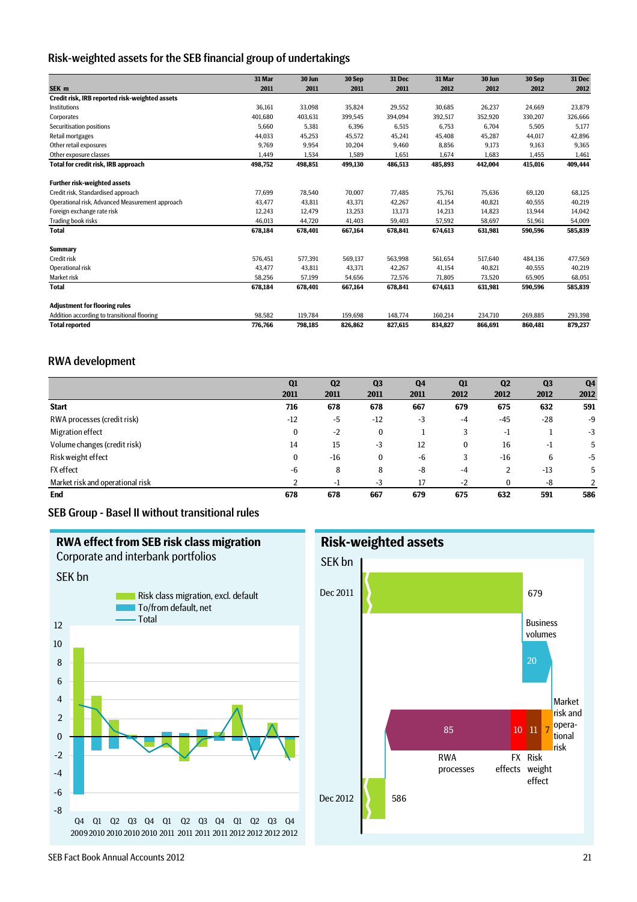## Risk-weighted assets for the SEB financial group of undertakings

| SEK m | 31 Mar 2011 | 30 Jun 2011 | 30 Sep 2011 | 31 Dec 2011 | 31 Mar 2012 | 30 Jun 2012 | 30 Sep 2012 | 31 Dec 2012 |
|---|---|---|---|---|---|---|---|---|
| **Credit risk, IRB reported risk-weighted assets** | | | | | | | | |
| Institutions | 36,161 | 33,098 | 35,824 | 29,552 | 30,685 | 26,237 | 24,669 | 23,879 |
| Corporates | 401,680 | 403,631 | 399,545 | 394,094 | 392,517 | 352,920 | 330,207 | 326,666 |
| Securitisation positions | 5,660 | 5,381 | 6,396 | 6,515 | 6,753 | 6,704 | 5,505 | 5,177 |
| Retail mortgages | 44,033 | 45,253 | 45,572 | 45,241 | 45,408 | 45,287 | 44,017 | 42,896 |
| Other retail exposures | 9,769 | 9,954 | 10,204 | 9,460 | 8,856 | 9,173 | 9,163 | 9,365 |
| Other exposure classes | 1,449 | 1,534 | 1,589 | 1,651 | 1,674 | 1,683 | 1,455 | 1,461 |
| **Total for credit risk, IRB approach** | **498,752** | **498,851** | **499,130** | **486,513** | **485,893** | **442,004** | **415,016** | **409,444** |
| | | | | | | | | |
| **Further risk-weighted assets** | | | | | | | | |
| Credit risk, Standardised approach | 77,699 | 78,540 | 70,007 | 77,485 | 75,761 | 75,636 | 69,120 | 68,125 |
| Operational risk, Advanced Measurement approach | 43,477 | 43,811 | 43,371 | 42,267 | 41,154 | 40,821 | 40,555 | 40,219 |
| Foreign exchange rate risk | 12,243 | 12,479 | 13,253 | 13,173 | 14,213 | 14,823 | 13,944 | 14,042 |
| Trading book risks | 46,013 | 44,720 | 41,403 | 59,403 | 57,592 | 58,697 | 51,961 | 54,009 |
| **Total** | **678,184** | **678,401** | **667,164** | **678,841** | **674,613** | **631,981** | **590,596** | **585,839** |
| | | | | | | | | |
| **Summary** | | | | | | | | |
| Credit risk | 576,451 | 577,391 | 569,137 | 563,998 | 561,654 | 517,640 | 484,136 | 477,569 |
| Operational risk | 43,477 | 43,811 | 43,371 | 42,267 | 41,154 | 40,821 | 40,555 | 40,219 |
| Market risk | 58,256 | 57,199 | 54,656 | 72,576 | 71,805 | 73,520 | 65,905 | 68,051 |
| **Total** | **678,184** | **678,401** | **667,164** | **678,841** | **674,613** | **631,981** | **590,596** | **585,839** |
| | | | | | | | | |
| **Adjustment for flooring rules** | | | | | | | | |
| Addition according to transitional flooring | 98,582 | 119,784 | 159,698 | 148,774 | 160,214 | 234,710 | 269,885 | 293,398 |
| **Total reported** | **776,766** | **798,185** | **826,862** | **827,615** | **834,827** | **866,691** | **860,481** | **879,237** |

## RWA development

| | Q1 2011 | Q2 2011 | Q3 2011 | Q4 2011 | Q1 2012 | Q2 2012 | Q3 2012 | Q4 2012 |
|---|---|---|---|---|---|---|---|---|
| **Start** | **716** | **678** | **678** | **667** | **679** | **675** | **632** | **591** |
| RWA processes (credit risk) | -12 | -5 | -12 | -3 | -4 | -45 | -28 | -9 |
| Migration effect | 0 | -2 | 0 | 1 | 3 | -1 | 1 | -3 |
| Volume changes (credit risk) | 14 | 15 | -3 | 12 | 0 | 16 | -1 | 5 |
| Risk weight effect | 0 | -16 | 0 | -6 | 3 | -16 | 6 | -5 |
| FX effect | -6 | 8 | 8 | -8 | -4 | 2 | -13 | 5 |
| Market risk and operational risk | 2 | -1 | -3 | 17 | -2 | 0 | -8 | 2 |
| **End** | **678** | **678** | **667** | **679** | **675** | **632** | **591** | **586** |

## SEB Group - Basel II without transitional rules

### RWA effect from SEB risk class migration
Corporate and interbank portfolios

SEK bn

Legend: Risk class migration, excl. default; To/from default, net; Total

Q4 2009, Q1 2010, Q2 2010, Q3 2010, Q4 2010, Q1 2011, Q2 2011, Q3 2011, Q4 2011, Q1 2012, Q2 2012, Q3 2012, Q4 2012

### Risk-weighted assets
SEK bn

Dec 2011: 679; Business volumes: 20; Market risk and operational risk: 7; Risk weight effect: 11; FX effects: 10; RWA processes: 85; Dec 2012: 586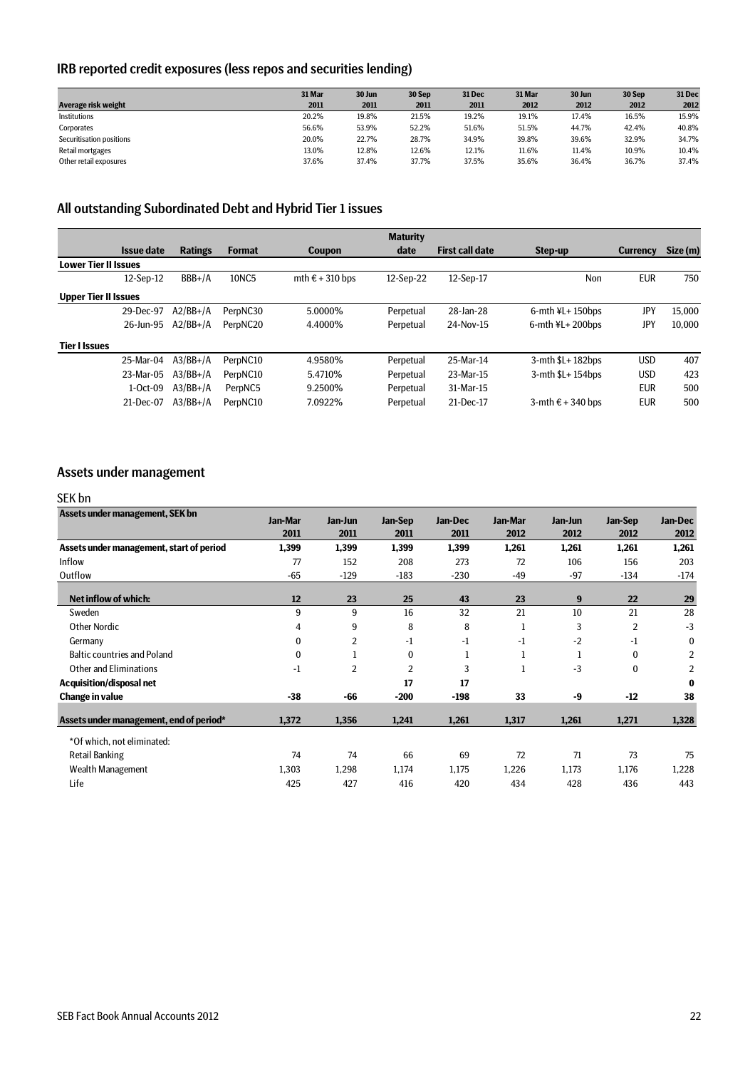## IRB reported credit exposures (less repos and securities lending)

| Average risk weight | 31 Mar 2011 | 30 Jun 2011 | 30 Sep 2011 | 31 Dec 2011 | 31 Mar 2012 | 30 Jun 2012 | 30 Sep 2012 | 31 Dec 2012 |
|---|---|---|---|---|---|---|---|---|
| Institutions | 20.2% | 19.8% | 21.5% | 19.2% | 19.1% | 17.4% | 16.5% | 15.9% |
| Corporates | 56.6% | 53.9% | 52.2% | 51.6% | 51.5% | 44.7% | 42.4% | 40.8% |
| Securitisation positions | 20.0% | 22.7% | 28.7% | 34.9% | 39.8% | 39.6% | 32.9% | 34.7% |
| Retail mortgages | 13.0% | 12.8% | 12.6% | 12.1% | 11.6% | 11.4% | 10.9% | 10.4% |
| Other retail exposures | 37.6% | 37.4% | 37.7% | 37.5% | 35.6% | 36.4% | 36.7% | 37.4% |

## All outstanding Subordinated Debt and Hybrid Tier 1 issues

| Issue date | Ratings | Format | Coupon | Maturity date | First call date | Step-up | Currency | Size (m) |
|---|---|---|---|---|---|---|---|---|
| **Lower Tier II Issues** | | | | | | | | |
| 12-Sep-12 | BBB+/A | 10NC5 | mth € + 310 bps | 12-Sep-22 | 12-Sep-17 | Non | EUR | 750 |
| **Upper Tier II Issues** | | | | | | | | |
| 29-Dec-97 | A2/BB+/A | PerpNC30 | 5.0000% | Perpetual | 28-Jan-28 | 6-mth ¥L+ 150bps | JPY | 15,000 |
| 26-Jun-95 | A2/BB+/A | PerpNC20 | 4.4000% | Perpetual | 24-Nov-15 | 6-mth ¥L+ 200bps | JPY | 10,000 |
| **Tier I Issues** | | | | | | | | |
| 25-Mar-04 | A3/BB+/A | PerpNC10 | 4.9580% | Perpetual | 25-Mar-14 | 3-mth $L+ 182bps | USD | 407 |
| 23-Mar-05 | A3/BB+/A | PerpNC10 | 5.4710% | Perpetual | 23-Mar-15 | 3-mth $L+ 154bps | USD | 423 |
| 1-Oct-09 | A3/BB+/A | PerpNC5 | 9.2500% | Perpetual | 31-Mar-15 | | EUR | 500 |
| 21-Dec-07 | A3/BB+/A | PerpNC10 | 7.0922% | Perpetual | 21-Dec-17 | 3-mth € + 340 bps | EUR | 500 |

## Assets under management

SEK bn

| Assets under management, SEK bn | Jan-Mar 2011 | Jan-Jun 2011 | Jan-Sep 2011 | Jan-Dec 2011 | Jan-Mar 2012 | Jan-Jun 2012 | Jan-Sep 2012 | Jan-Dec 2012 |
|---|---|---|---|---|---|---|---|---|
| **Assets under management, start of period** | **1,399** | **1,399** | **1,399** | **1,399** | **1,261** | **1,261** | **1,261** | **1,261** |
| Inflow | 77 | 152 | 208 | 273 | 72 | 106 | 156 | 203 |
| Outflow | -65 | -129 | -183 | -230 | -49 | -97 | -134 | -174 |
| **Net inflow of which:** | **12** | **23** | **25** | **43** | **23** | **9** | **22** | **29** |
| Sweden | 9 | 9 | 16 | 32 | 21 | 10 | 21 | 28 |
| Other Nordic | 4 | 9 | 8 | 8 | 1 | 3 | 2 | -3 |
| Germany | 0 | 2 | -1 | -1 | -1 | -2 | -1 | 0 |
| Baltic countries and Poland | 0 | 1 | 0 | 1 | 1 | 1 | 0 | 2 |
| Other and Eliminations | -1 | 2 | 2 | 3 | 1 | -3 | 0 | 2 |
| **Acquisition/disposal net** | | | **17** | **17** | | | | **0** |
| **Change in value** | **-38** | **-66** | **-200** | **-198** | **33** | **-9** | **-12** | **38** |
| **Assets under management, end of period*** | **1,372** | **1,356** | **1,241** | **1,261** | **1,317** | **1,261** | **1,271** | **1,328** |
| *Of which, not eliminated: | | | | | | | | |
| Retail Banking | 74 | 74 | 66 | 69 | 72 | 71 | 73 | 75 |
| Wealth Management | 1,303 | 1,298 | 1,174 | 1,175 | 1,226 | 1,173 | 1,176 | 1,228 |
| Life | 425 | 427 | 416 | 420 | 434 | 428 | 436 | 443 |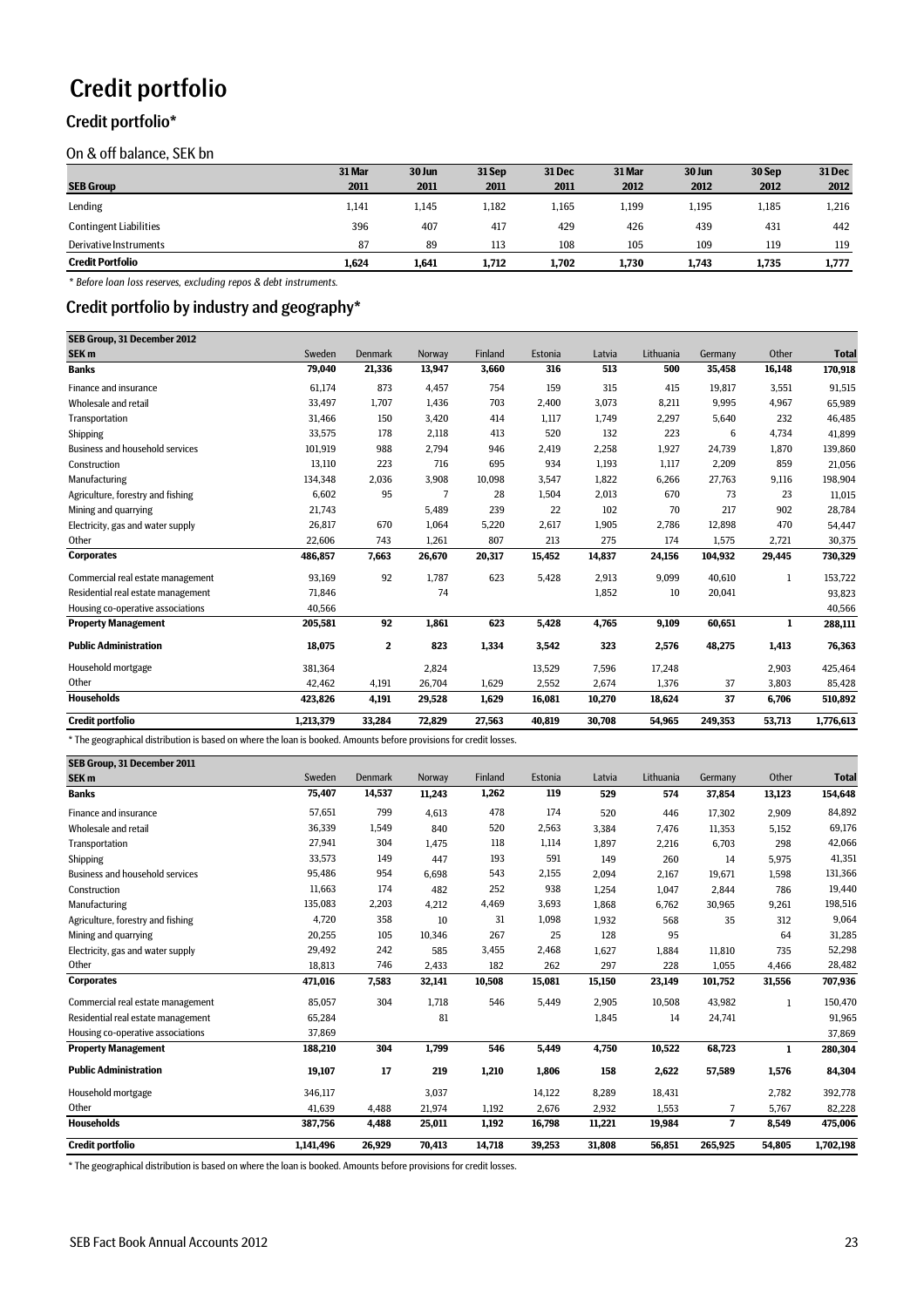# Credit portfolio

## Credit portfolio*

### On & off balance, SEK bn

| SEB Group | 31 Mar 2011 | 30 Jun 2011 | 31 Sep 2011 | 31 Dec 2011 | 31 Mar 2012 | 30 Jun 2012 | 30 Sep 2012 | 31 Dec 2012 |
|---|---|---|---|---|---|---|---|---|
| Lending | 1,141 | 1,145 | 1,182 | 1,165 | 1,199 | 1,195 | 1,185 | 1,216 |
| Contingent Liabilities | 396 | 407 | 417 | 429 | 426 | 439 | 431 | 442 |
| Derivative Instruments | 87 | 89 | 113 | 108 | 105 | 109 | 119 | 119 |
| **Credit Portfolio** | **1,624** | **1,641** | **1,712** | **1,702** | **1,730** | **1,743** | **1,735** | **1,777** |

*\* Before loan loss reserves, excluding repos & debt instruments.*

## Credit portfolio by industry and geography*

| SEB Group, 31 December 2012<br>SEK m | Sweden | Denmark | Norway | Finland | Estonia | Latvia | Lithuania | Germany | Other | Total |
|---|---|---|---|---|---|---|---|---|---|---|
| **Banks** | **79,040** | **21,336** | **13,947** | **3,660** | **316** | **513** | **500** | **35,458** | **16,148** | **170,918** |
| Finance and insurance | 61,174 | 873 | 4,457 | 754 | 159 | 315 | 415 | 19,817 | 3,551 | 91,515 |
| Wholesale and retail | 33,497 | 1,707 | 1,436 | 703 | 2,400 | 3,073 | 8,211 | 9,995 | 4,967 | 65,989 |
| Transportation | 31,466 | 150 | 3,420 | 414 | 1,117 | 1,749 | 2,297 | 5,640 | 232 | 46,485 |
| Shipping | 33,575 | 178 | 2,118 | 413 | 520 | 132 | 223 | 6 | 4,734 | 41,899 |
| Business and household services | 101,919 | 988 | 2,794 | 946 | 2,419 | 2,258 | 1,927 | 24,739 | 1,870 | 139,860 |
| Construction | 13,110 | 223 | 716 | 695 | 934 | 1,193 | 1,117 | 2,209 | 859 | 21,056 |
| Manufacturing | 134,348 | 2,036 | 3,908 | 10,098 | 3,547 | 1,822 | 6,266 | 27,763 | 9,116 | 198,904 |
| Agriculture, forestry and fishing | 6,602 | 95 | 7 | 28 | 1,504 | 2,013 | 670 | 73 | 23 | 11,015 |
| Mining and quarrying | 21,743 | | 5,489 | 239 | 22 | 102 | 70 | 217 | 902 | 28,784 |
| Electricity, gas and water supply | 26,817 | 670 | 1,064 | 5,220 | 2,617 | 1,905 | 2,786 | 12,898 | 470 | 54,447 |
| Other | 22,606 | 743 | 1,261 | 807 | 213 | 275 | 174 | 1,575 | 2,721 | 30,375 |
| **Corporates** | **486,857** | **7,663** | **26,670** | **20,317** | **15,452** | **14,837** | **24,156** | **104,932** | **29,445** | **730,329** |
| Commercial real estate management | 93,169 | 92 | 1,787 | 623 | 5,428 | 2,913 | 9,099 | 40,610 | 1 | 153,722 |
| Residential real estate management | 71,846 | | 74 | | | 1,852 | 10 | 20,041 | | 93,823 |
| Housing co-operative associations | 40,566 | | | | | | | | | 40,566 |
| **Property Management** | **205,581** | **92** | **1,861** | **623** | **5,428** | **4,765** | **9,109** | **60,651** | **1** | **288,111** |
| **Public Administration** | **18,075** | **2** | **823** | **1,334** | **3,542** | **323** | **2,576** | **48,275** | **1,413** | **76,363** |
| Household mortgage | 381,364 | | 2,824 | | 13,529 | 7,596 | 17,248 | | 2,903 | 425,464 |
| Other | 42,462 | 4,191 | 26,704 | 1,629 | 2,552 | 2,674 | 1,376 | 37 | 3,803 | 85,428 |
| **Households** | **423,826** | **4,191** | **29,528** | **1,629** | **16,081** | **10,270** | **18,624** | **37** | **6,706** | **510,892** |
| **Credit portfolio** | **1,213,379** | **33,284** | **72,829** | **27,563** | **40,819** | **30,708** | **54,965** | **249,353** | **53,713** | **1,776,613** |

\* The geographical distribution is based on where the loan is booked. Amounts before provisions for credit losses.

| SEB Group, 31 December 2011<br>SEK m | Sweden | Denmark | Norway | Finland | Estonia | Latvia | Lithuania | Germany | Other | Total |
|---|---|---|---|---|---|---|---|---|---|---|
| **Banks** | **75,407** | **14,537** | **11,243** | **1,262** | **119** | **529** | **574** | **37,854** | **13,123** | **154,648** |
| Finance and insurance | 57,651 | 799 | 4,613 | 478 | 174 | 520 | 446 | 17,302 | 2,909 | 84,892 |
| Wholesale and retail | 36,339 | 1,549 | 840 | 520 | 2,563 | 3,384 | 7,476 | 11,353 | 5,152 | 69,176 |
| Transportation | 27,941 | 304 | 1,475 | 118 | 1,114 | 1,897 | 2,216 | 6,703 | 298 | 42,066 |
| Shipping | 33,573 | 149 | 447 | 193 | 591 | 149 | 260 | 14 | 5,975 | 41,351 |
| Business and household services | 95,486 | 954 | 6,698 | 543 | 2,155 | 2,094 | 2,167 | 19,671 | 1,598 | 131,366 |
| Construction | 11,663 | 174 | 482 | 252 | 938 | 1,254 | 1,047 | 2,844 | 786 | 19,440 |
| Manufacturing | 135,083 | 2,203 | 4,212 | 4,469 | 3,693 | 1,868 | 6,762 | 30,965 | 9,261 | 198,516 |
| Agriculture, forestry and fishing | 4,720 | 358 | 10 | 31 | 1,098 | 1,932 | 568 | 35 | 312 | 9,064 |
| Mining and quarrying | 20,255 | 105 | 10,346 | 267 | 25 | 128 | 95 | | 64 | 31,285 |
| Electricity, gas and water supply | 29,492 | 242 | 585 | 3,455 | 2,468 | 1,627 | 1,884 | 11,810 | 735 | 52,298 |
| Other | 18,813 | 746 | 2,433 | 182 | 262 | 297 | 228 | 1,055 | 4,466 | 28,482 |
| **Corporates** | **471,016** | **7,583** | **32,141** | **10,508** | **15,081** | **15,150** | **23,149** | **101,752** | **31,556** | **707,936** |
| Commercial real estate management | 85,057 | 304 | 1,718 | 546 | 5,449 | 2,905 | 10,508 | 43,982 | 1 | 150,470 |
| Residential real estate management | 65,284 | | 81 | | | 1,845 | 14 | 24,741 | | 91,965 |
| Housing co-operative associations | 37,869 | | | | | | | | | 37,869 |
| **Property Management** | **188,210** | **304** | **1,799** | **546** | **5,449** | **4,750** | **10,522** | **68,723** | **1** | **280,304** |
| **Public Administration** | **19,107** | **17** | **219** | **1,210** | **1,806** | **158** | **2,622** | **57,589** | **1,576** | **84,304** |
| Household mortgage | 346,117 | | 3,037 | | 14,122 | 8,289 | 18,431 | | 2,782 | 392,778 |
| Other | 41,639 | 4,488 | 21,974 | 1,192 | 2,676 | 2,932 | 1,553 | 7 | 5,767 | 82,228 |
| **Households** | **387,756** | **4,488** | **25,011** | **1,192** | **16,798** | **11,221** | **19,984** | **7** | **8,549** | **475,006** |
| **Credit portfolio** | **1,141,496** | **26,929** | **70,413** | **14,718** | **39,253** | **31,808** | **56,851** | **265,925** | **54,805** | **1,702,198** |

\* The geographical distribution is based on where the loan is booked. Amounts before provisions for credit losses.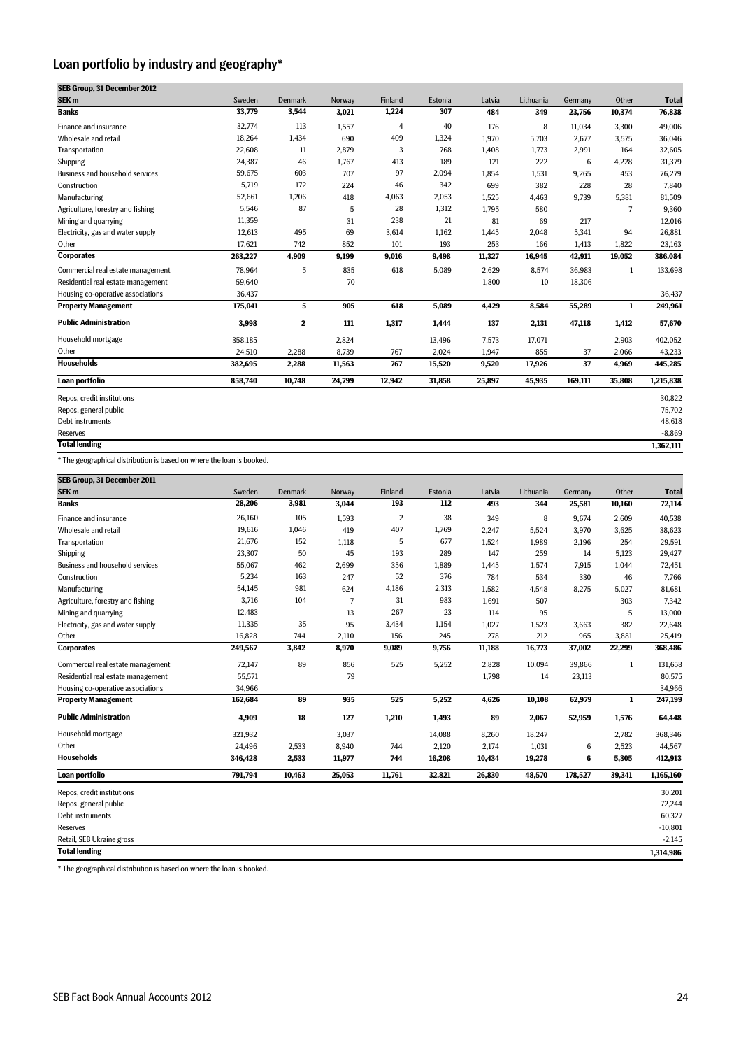# Loan portfolio by industry and geography*

| SEB Group, 31 December 2012 | | | | | | | | | | |
|---|---|---|---|---|---|---|---|---|---|---|
| **SEK m** | Sweden | Denmark | Norway | Finland | Estonia | Latvia | Lithuania | Germany | Other | **Total** |
| **Banks** | **33,779** | **3,544** | **3,021** | **1,224** | **307** | **484** | **349** | **23,756** | **10,374** | **76,838** |
| Finance and insurance | 32,774 | 113 | 1,557 | 4 | 40 | 176 | 8 | 11,034 | 3,300 | 49,006 |
| Wholesale and retail | 18,264 | 1,434 | 690 | 409 | 1,324 | 1,970 | 5,703 | 2,677 | 3,575 | 36,046 |
| Transportation | 22,608 | 11 | 2,879 | 3 | 768 | 1,408 | 1,773 | 2,991 | 164 | 32,605 |
| Shipping | 24,387 | 46 | 1,767 | 413 | 189 | 121 | 222 | 6 | 4,228 | 31,379 |
| Business and household services | 59,675 | 603 | 707 | 97 | 2,094 | 1,854 | 1,531 | 9,265 | 453 | 76,279 |
| Construction | 5,719 | 172 | 224 | 46 | 342 | 699 | 382 | 228 | 28 | 7,840 |
| Manufacturing | 52,661 | 1,206 | 418 | 4,063 | 2,053 | 1,525 | 4,463 | 9,739 | 5,381 | 81,509 |
| Agriculture, forestry and fishing | 5,546 | 87 | 5 | 28 | 1,312 | 1,795 | 580 | | 7 | 9,360 |
| Mining and quarrying | 11,359 | | 31 | 238 | 21 | 81 | 69 | 217 | | 12,016 |
| Electricity, gas and water supply | 12,613 | 495 | 69 | 3,614 | 1,162 | 1,445 | 2,048 | 5,341 | 94 | 26,881 |
| Other | 17,621 | 742 | 852 | 101 | 193 | 253 | 166 | 1,413 | 1,822 | 23,163 |
| **Corporates** | **263,227** | **4,909** | **9,199** | **9,016** | **9,498** | **11,327** | **16,945** | **42,911** | **19,052** | **386,084** |
| Commercial real estate management | 78,964 | 5 | 835 | 618 | 5,089 | 2,629 | 8,574 | 36,983 | 1 | 133,698 |
| Residential real estate management | 59,640 | | 70 | | | 1,800 | 10 | 18,306 | | |
| Housing co-operative associations | 36,437 | | | | | | | | | 36,437 |
| **Property Management** | **175,041** | **5** | **905** | **618** | **5,089** | **4,429** | **8,584** | **55,289** | **1** | **249,961** |
| **Public Administration** | **3,998** | **2** | **111** | **1,317** | **1,444** | **137** | **2,131** | **47,118** | **1,412** | **57,670** |
| Household mortgage | 358,185 | | 2,824 | | 13,496 | 7,573 | 17,071 | | 2,903 | 402,052 |
| Other | 24,510 | 2,288 | 8,739 | 767 | 2,024 | 1,947 | 855 | 37 | 2,066 | 43,233 |
| **Households** | **382,695** | **2,288** | **11,563** | **767** | **15,520** | **9,520** | **17,926** | **37** | **4,969** | **445,285** |
| **Loan portfolio** | **858,740** | **10,748** | **24,799** | **12,942** | **31,858** | **25,897** | **45,935** | **169,111** | **35,808** | **1,215,838** |
| Repos, credit institutions | | | | | | | | | | 30,822 |
| Repos, general public | | | | | | | | | | 75,702 |
| Debt instruments | | | | | | | | | | 48,618 |
| Reserves | | | | | | | | | | -8,869 |
| **Total lending** | | | | | | | | | | **1,362,111** |

* The geographical distribution is based on where the loan is booked.

| SEB Group, 31 December 2011 | | | | | | | | | | |
|---|---|---|---|---|---|---|---|---|---|---|
| **SEK m** | Sweden | Denmark | Norway | Finland | Estonia | Latvia | Lithuania | Germany | Other | **Total** |
| **Banks** | **28,206** | **3,981** | **3,044** | **193** | **112** | **493** | **344** | **25,581** | **10,160** | **72,114** |
| Finance and insurance | 26,160 | 105 | 1,593 | 2 | 38 | 349 | 8 | 9,674 | 2,609 | 40,538 |
| Wholesale and retail | 19,616 | 1,046 | 419 | 407 | 1,769 | 2,247 | 5,524 | 3,970 | 3,625 | 38,623 |
| Transportation | 21,676 | 152 | 1,118 | 5 | 677 | 1,524 | 1,989 | 2,196 | 254 | 29,591 |
| Shipping | 23,307 | 50 | 45 | 193 | 289 | 147 | 259 | 14 | 5,123 | 29,427 |
| Business and household services | 55,067 | 462 | 2,699 | 356 | 1,889 | 1,445 | 1,574 | 7,915 | 1,044 | 72,451 |
| Construction | 5,234 | 163 | 247 | 52 | 376 | 784 | 534 | 330 | 46 | 7,766 |
| Manufacturing | 54,145 | 981 | 624 | 4,186 | 2,313 | 1,582 | 4,548 | 8,275 | 5,027 | 81,681 |
| Agriculture, forestry and fishing | 3,716 | 104 | 7 | 31 | 983 | 1,691 | 507 | | 303 | 7,342 |
| Mining and quarrying | 12,483 | | 13 | 267 | 23 | 114 | 95 | | 5 | 13,000 |
| Electricity, gas and water supply | 11,335 | 35 | 95 | 3,434 | 1,154 | 1,027 | 1,523 | 3,663 | 382 | 22,648 |
| Other | 16,828 | 744 | 2,110 | 156 | 245 | 278 | 212 | 965 | 3,881 | 25,419 |
| **Corporates** | **249,567** | **3,842** | **8,970** | **9,089** | **9,756** | **11,188** | **16,773** | **37,002** | **22,299** | **368,486** |
| Commercial real estate management | 72,147 | 89 | 856 | 525 | 5,252 | 2,828 | 10,094 | 39,866 | 1 | 131,658 |
| Residential real estate management | 55,571 | | 79 | | | 1,798 | 14 | 23,113 | | 80,575 |
| Housing co-operative associations | 34,966 | | | | | | | | | 34,966 |
| **Property Management** | **162,684** | **89** | **935** | **525** | **5,252** | **4,626** | **10,108** | **62,979** | **1** | **247,199** |
| **Public Administration** | **4,909** | **18** | **127** | **1,210** | **1,493** | **89** | **2,067** | **52,959** | **1,576** | **64,448** |
| Household mortgage | 321,932 | | 3,037 | | 14,088 | 8,260 | 18,247 | | 2,782 | 368,346 |
| Other | 24,496 | 2,533 | 8,940 | 744 | 2,120 | 2,174 | 1,031 | 6 | 2,523 | 44,567 |
| **Households** | **346,428** | **2,533** | **11,977** | **744** | **16,208** | **10,434** | **19,278** | **6** | **5,305** | **412,913** |
| **Loan portfolio** | **791,794** | **10,463** | **25,053** | **11,761** | **32,821** | **26,830** | **48,570** | **178,527** | **39,341** | **1,165,160** |
| Repos, credit institutions | | | | | | | | | | 30,201 |
| Repos, general public | | | | | | | | | | 72,244 |
| Debt instruments | | | | | | | | | | 60,327 |
| Reserves | | | | | | | | | | -10,801 |
| Retail, SEB Ukraine gross | | | | | | | | | | -2,145 |
| **Total lending** | | | | | | | | | | **1,314,986** |

* The geographical distribution is based on where the loan is booked.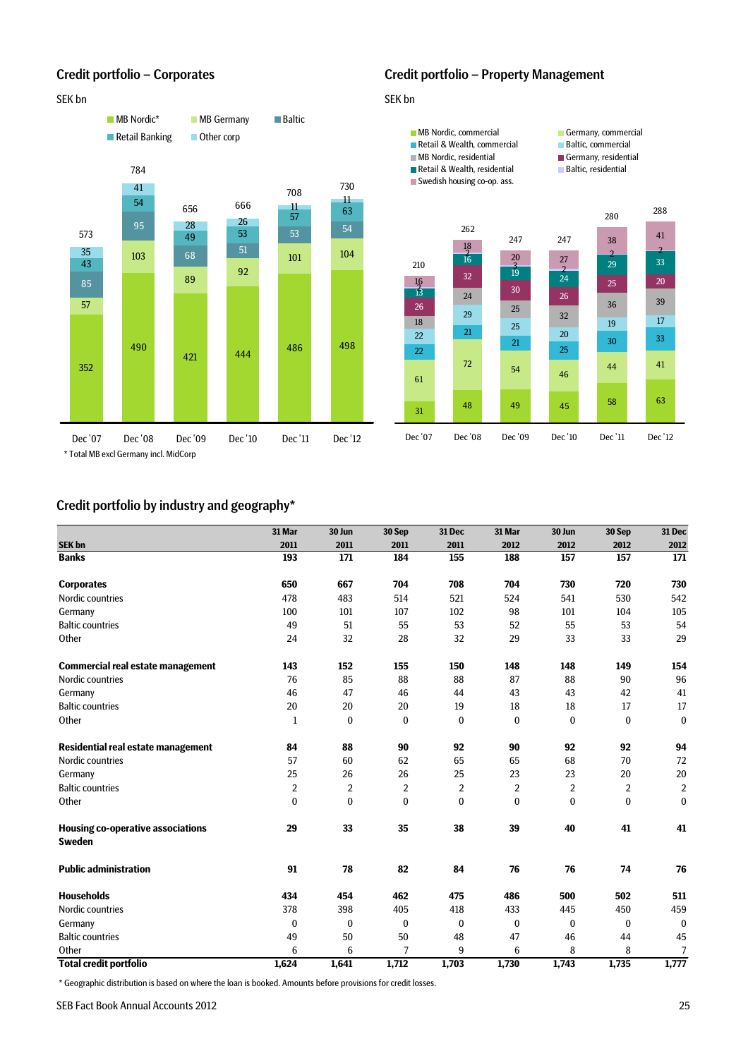## Credit portfolio – Corporates

SEK bn

| | Dec '07 | Dec '08 | Dec '09 | Dec '10 | Dec '11 | Dec '12 |
|---|---|---|---|---|---|---|
| MB Nordic* | 352 | 490 | 421 | 444 | 486 | 498 |
| MB Germany | 57 | 103 | 89 | 92 | 101 | 104 |
| Baltic | 85 | 95 | 68 | 51 | 53 | 54 |
| Retail Banking | 43 | 54 | 49 | 53 | 57 | 63 |
| Other corp | 35 | 41 | 28 | 26 | 11 | 11 |
| Total | 573 | 784 | 656 | 666 | 708 | 730 |

\* Total MB excl Germany incl. MidCorp

## Credit portfolio – Property Management

SEK bn

| | Dec '07 | Dec '08 | Dec '09 | Dec '10 | Dec '11 | Dec '12 |
|---|---|---|---|---|---|---|
| MB Nordic, commercial | 31 | 48 | 49 | 45 | 58 | 63 |
| Germany, commercial | 61 | 72 | 54 | 46 | 44 | 41 |
| Retail & Wealth, commercial | 22 | 21 | 21 | 25 | 30 | 33 |
| Baltic, commercial | 22 | 29 | 25 | 20 | 19 | 17 |
| MB Nordic, residential | 18 | 24 | 25 | 32 | 36 | 39 |
| Germany, residential | 26 | 32 | 30 | 26 | 25 | 20 |
| Retail & Wealth, residential | 13 | 16 | 19 | 24 | 29 | 33 |
| Baltic, residential | 2 | 2 | 3 | 2 | 2 | 2 |
| Swedish housing co-op. ass. | 16 | 18 | 20 | 27 | 38 | 41 |
| Total | 210 | 262 | 247 | 247 | 280 | 288 |

## Credit portfolio by industry and geography*

| SEK bn | 31 Mar 2011 | 30 Jun 2011 | 30 Sep 2011 | 31 Dec 2011 | 31 Mar 2012 | 30 Jun 2012 | 30 Sep 2012 | 31 Dec 2012 |
|---|---|---|---|---|---|---|---|---|
| **Banks** | **193** | **171** | **184** | **155** | **188** | **157** | **157** | **171** |
| | | | | | | | | |
| **Corporates** | **650** | **667** | **704** | **708** | **704** | **730** | **720** | **730** |
| Nordic countries | 478 | 483 | 514 | 521 | 524 | 541 | 530 | 542 |
| Germany | 100 | 101 | 107 | 102 | 98 | 101 | 104 | 105 |
| Baltic countries | 49 | 51 | 55 | 53 | 52 | 55 | 53 | 54 |
| Other | 24 | 32 | 28 | 32 | 29 | 33 | 33 | 29 |
| | | | | | | | | |
| **Commercial real estate management** | **143** | **152** | **155** | **150** | **148** | **148** | **149** | **154** |
| Nordic countries | 76 | 85 | 88 | 88 | 87 | 88 | 90 | 96 |
| Germany | 46 | 47 | 46 | 44 | 43 | 43 | 42 | 41 |
| Baltic countries | 20 | 20 | 20 | 19 | 18 | 18 | 17 | 17 |
| Other | 1 | 0 | 0 | 0 | 0 | 0 | 0 | 0 |
| | | | | | | | | |
| **Residential real estate management** | **84** | **88** | **90** | **92** | **90** | **92** | **92** | **94** |
| Nordic countries | 57 | 60 | 62 | 65 | 65 | 68 | 70 | 72 |
| Germany | 25 | 26 | 26 | 25 | 23 | 23 | 20 | 20 |
| Baltic countries | 2 | 2 | 2 | 2 | 2 | 2 | 2 | 2 |
| Other | 0 | 0 | 0 | 0 | 0 | 0 | 0 | 0 |
| | | | | | | | | |
| **Housing co-operative associations Sweden** | **29** | **33** | **35** | **38** | **39** | **40** | **41** | **41** |
| | | | | | | | | |
| **Public administration** | **91** | **78** | **82** | **84** | **76** | **76** | **74** | **76** |
| | | | | | | | | |
| **Households** | **434** | **454** | **462** | **475** | **486** | **500** | **502** | **511** |
| Nordic countries | 378 | 398 | 405 | 418 | 433 | 445 | 450 | 459 |
| Germany | 0 | 0 | 0 | 0 | 0 | 0 | 0 | 0 |
| Baltic countries | 49 | 50 | 50 | 48 | 47 | 46 | 44 | 45 |
| Other | 6 | 6 | 7 | 9 | 6 | 8 | 8 | 7 |
| **Total credit portfolio** | **1,624** | **1,641** | **1,712** | **1,703** | **1,730** | **1,743** | **1,735** | **1,777** |

\* Geographic distribution is based on where the loan is booked. Amounts before provisions for credit losses.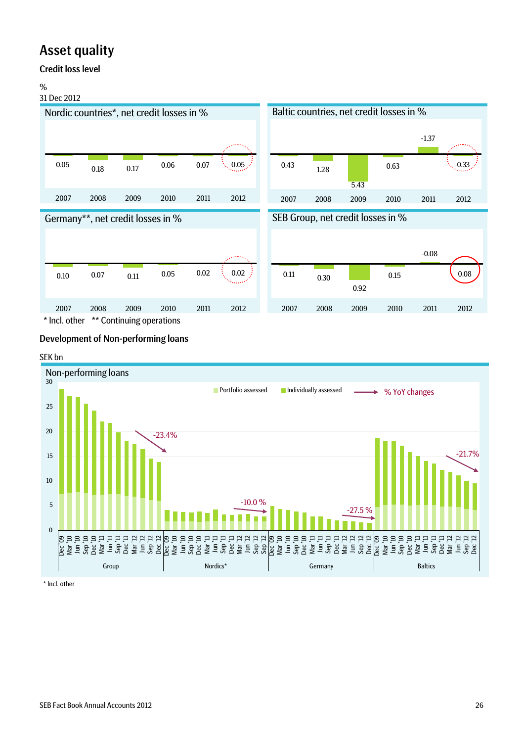# Asset quality

## Credit loss level

%
31 Dec 2012

**Nordic countries*, net credit losses in %**

| 2007 | 2008 | 2009 | 2010 | 2011 | 2012 |
|---|---|---|---|---|---|
| 0.05 | 0.18 | 0.17 | 0.06 | 0.07 | 0.05 |

**Baltic countries, net credit losses in %**

| 2007 | 2008 | 2009 | 2010 | 2011 | 2012 |
|---|---|---|---|---|---|
| 0.43 | 1.28 | 5.43 | 0.63 | -1.37 | 0.33 |

**Germany**, net credit losses in %**

| 2007 | 2008 | 2009 | 2010 | 2011 | 2012 |
|---|---|---|---|---|---|
| 0.10 | 0.07 | 0.11 | 0.05 | 0.02 | 0.02 |

**SEB Group, net credit losses in %**

| 2007 | 2008 | 2009 | 2010 | 2011 | 2012 |
|---|---|---|---|---|---|
| 0.11 | 0.30 | 0.92 | 0.15 | -0.08 | 0.08 |

* Incl. other  ** Continuing operations

## Development of Non-performing loans

SEK bn

**Non-performing loans**

Portfolio assessed / Individually assessed / % YoY changes

Group: -23.4%
Nordics*: -10.0 %
Germany: -27.5 %
Baltics: -21.7%

Quarters shown: Dec '09, Mar '10, Jun '10, Sep '10, Dec '10, Mar '11, Jun '11, Sep '11, Dec '11, Mar '12, Jun '12, Sep '12, Dec '12

* Incl. other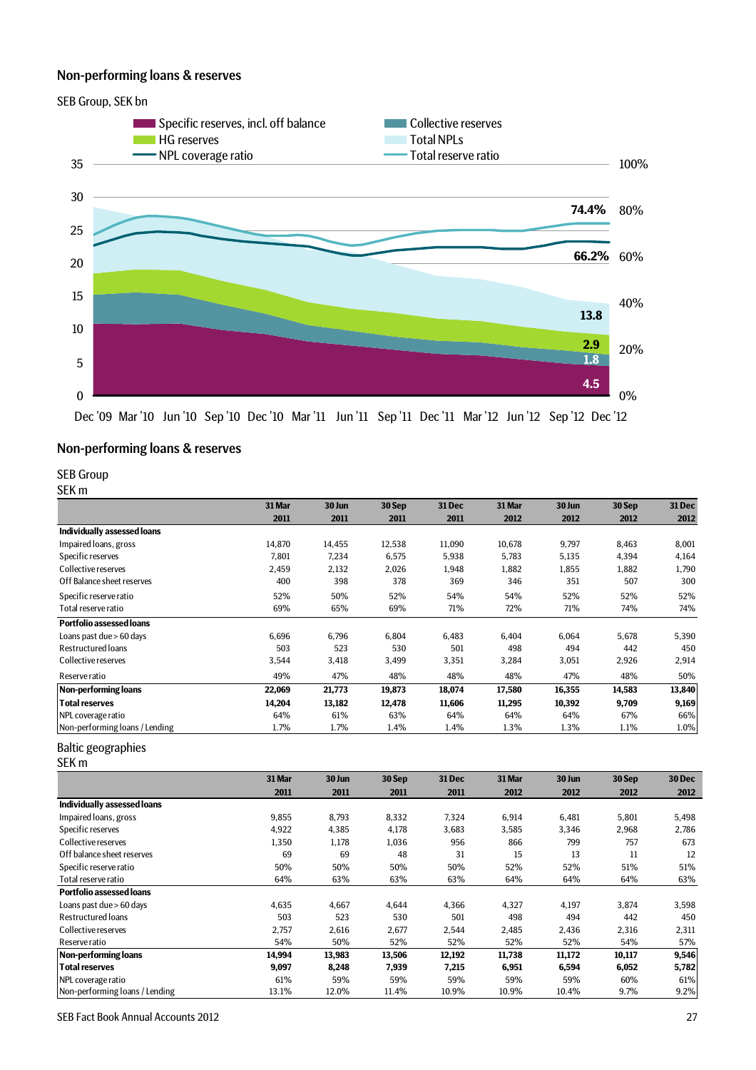## Non-performing loans & reserves

SEB Group, SEK bn

Specific reserves, incl. off balance
HG reserves
NPL coverage ratio
Collective reserves
Total NPLs
Total reserve ratio

74.4%
66.2%
13.8
2.9
1.8
4.5

Dec '09 Mar '10 Jun '10 Sep '10 Dec '10 Mar '11 Jun '11 Sep '11 Dec '11 Mar '12 Jun '12 Sep '12 Dec '12

## Non-performing loans & reserves

SEB Group
SEK m

| | 31 Mar 2011 | 30 Jun 2011 | 30 Sep 2011 | 31 Dec 2011 | 31 Mar 2012 | 30 Jun 2012 | 30 Sep 2012 | 31 Dec 2012 |
|---|---|---|---|---|---|---|---|---|
| **Individually assessed loans** | | | | | | | | |
| Impaired loans, gross | 14,870 | 14,455 | 12,538 | 11,090 | 10,678 | 9,797 | 8,463 | 8,001 |
| Specific reserves | 7,801 | 7,234 | 6,575 | 5,938 | 5,783 | 5,135 | 4,394 | 4,164 |
| Collective reserves | 2,459 | 2,132 | 2,026 | 1,948 | 1,882 | 1,855 | 1,882 | 1,790 |
| Off Balance sheet reserves | 400 | 398 | 378 | 369 | 346 | 351 | 507 | 300 |
| Specific reserve ratio | 52% | 50% | 52% | 54% | 54% | 52% | 52% | 52% |
| Total reserve ratio | 69% | 65% | 69% | 71% | 72% | 71% | 74% | 74% |
| **Portfolio assessed loans** | | | | | | | | |
| Loans past due > 60 days | 6,696 | 6,796 | 6,804 | 6,483 | 6,404 | 6,064 | 5,678 | 5,390 |
| Restructured loans | 503 | 523 | 530 | 501 | 498 | 494 | 442 | 450 |
| Collective reserves | 3,544 | 3,418 | 3,499 | 3,351 | 3,284 | 3,051 | 2,926 | 2,914 |
| Reserve ratio | 49% | 47% | 48% | 48% | 48% | 47% | 48% | 50% |
| **Non-performing loans** | **22,069** | **21,773** | **19,873** | **18,074** | **17,580** | **16,355** | **14,583** | **13,840** |
| **Total reserves** | **14,204** | **13,182** | **12,478** | **11,606** | **11,295** | **10,392** | **9,709** | **9,169** |
| NPL coverage ratio | 64% | 61% | 63% | 64% | 64% | 64% | 67% | 66% |
| Non-performing loans / Lending | 1.7% | 1.7% | 1.4% | 1.4% | 1.3% | 1.3% | 1.1% | 1.0% |

Baltic geographies
SEK m

| | 31 Mar 2011 | 30 Jun 2011 | 30 Sep 2011 | 31 Dec 2011 | 31 Mar 2012 | 30 Jun 2012 | 30 Sep 2012 | 30 Dec 2012 |
|---|---|---|---|---|---|---|---|---|
| **Individually assessed loans** | | | | | | | | |
| Impaired loans, gross | 9,855 | 8,793 | 8,332 | 7,324 | 6,914 | 6,481 | 5,801 | 5,498 |
| Specific reserves | 4,922 | 4,385 | 4,178 | 3,683 | 3,585 | 3,346 | 2,968 | 2,786 |
| Collective reserves | 1,350 | 1,178 | 1,036 | 956 | 866 | 799 | 757 | 673 |
| Off balance sheet reserves | 69 | 69 | 48 | 31 | 15 | 13 | 11 | 12 |
| Specific reserve ratio | 50% | 50% | 50% | 50% | 52% | 52% | 51% | 51% |
| Total reserve ratio | 64% | 63% | 63% | 63% | 64% | 64% | 64% | 63% |
| **Portfolio assessed loans** | | | | | | | | |
| Loans past due > 60 days | 4,635 | 4,667 | 4,644 | 4,366 | 4,327 | 4,197 | 3,874 | 3,598 |
| Restructured loans | 503 | 523 | 530 | 501 | 498 | 494 | 442 | 450 |
| Collective reserves | 2,757 | 2,616 | 2,677 | 2,544 | 2,485 | 2,436 | 2,316 | 2,311 |
| Reserve ratio | 54% | 50% | 52% | 52% | 52% | 52% | 54% | 57% |
| **Non-performing loans** | **14,994** | **13,983** | **13,506** | **12,192** | **11,738** | **11,172** | **10,117** | **9,546** |
| **Total reserves** | **9,097** | **8,248** | **7,939** | **7,215** | **6,951** | **6,594** | **6,052** | **5,782** |
| NPL coverage ratio | 61% | 59% | 59% | 59% | 59% | 59% | 60% | 61% |
| Non-performing loans / Lending | 13.1% | 12.0% | 11.4% | 10.9% | 10.9% | 10.4% | 9.7% | 9.2% |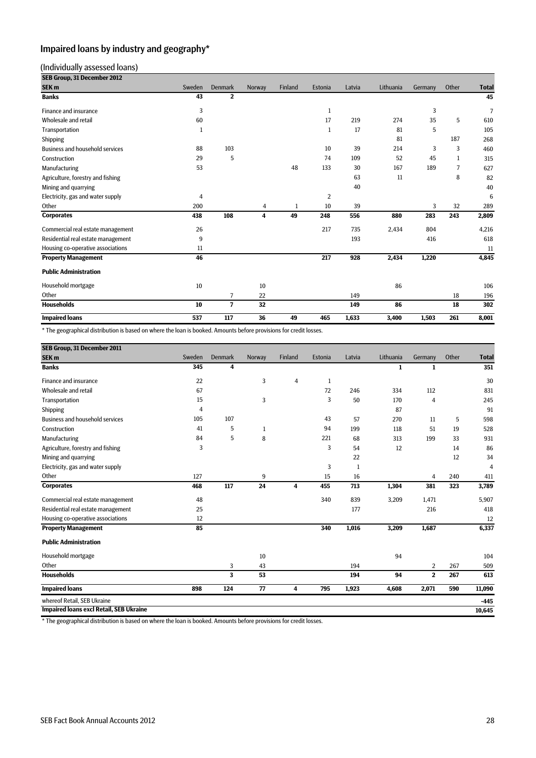## Impaired loans by industry and geography*

### (Individually assessed loans)

| SEB Group, 31 December 2012 | | | | | | | | | | |
|---|---|---|---|---|---|---|---|---|---|---|
| **SEK m** | Sweden | Denmark | Norway | Finland | Estonia | Latvia | Lithuania | Germany | Other | **Total** |
| **Banks** | **43** | **2** | | | | | | | | **45** |
| Finance and insurance | 3 | | | | 1 | | | 3 | | 7 |
| Wholesale and retail | 60 | | | | 17 | 219 | 274 | 35 | 5 | 610 |
| Transportation | 1 | | | | 1 | 17 | 81 | 5 | | 105 |
| Shipping | | | | | | | 81 | | 187 | 268 |
| Business and household services | 88 | 103 | | | 10 | 39 | 214 | 3 | 3 | 460 |
| Construction | 29 | 5 | | | 74 | 109 | 52 | 45 | 1 | 315 |
| Manufacturing | 53 | | | 48 | 133 | 30 | 167 | 189 | 7 | 627 |
| Agriculture, forestry and fishing | | | | | | 63 | 11 | | 8 | 82 |
| Mining and quarrying | | | | | | 40 | | | | 40 |
| Electricity, gas and water supply | 4 | | | | 2 | | | | | 6 |
| Other | 200 | | 4 | 1 | 10 | 39 | | 3 | 32 | 289 |
| **Corporates** | **438** | **108** | **4** | **49** | **248** | **556** | **880** | **283** | **243** | **2,809** |
| Commercial real estate management | 26 | | | | 217 | 735 | 2,434 | 804 | | 4,216 |
| Residential real estate management | 9 | | | | | 193 | | 416 | | 618 |
| Housing co-operative associations | 11 | | | | | | | | | 11 |
| **Property Management** | **46** | | | | **217** | **928** | **2,434** | **1,220** | | **4,845** |
| **Public Administration** | | | | | | | | | | |
| Household mortgage | 10 | | 10 | | | | 86 | | | 106 |
| Other | | 7 | 22 | | | 149 | | | 18 | 196 |
| **Households** | **10** | **7** | **32** | | | **149** | **86** | | **18** | **302** |
| **Impaired loans** | **537** | **117** | **36** | **49** | **465** | **1,633** | **3,400** | **1,503** | **261** | **8,001** |

* The geographical distribution is based on where the loan is booked. Amounts before provisions for credit losses.

| SEB Group, 31 December 2011 | | | | | | | | | | |
|---|---|---|---|---|---|---|---|---|---|---|
| **SEK m** | Sweden | Denmark | Norway | Finland | Estonia | Latvia | Lithuania | Germany | Other | **Total** |
| **Banks** | **345** | **4** | | | | | **1** | **1** | | **351** |
| Finance and insurance | 22 | | 3 | 4 | 1 | | | | | 30 |
| Wholesale and retail | 67 | | | | 72 | 246 | 334 | 112 | | 831 |
| Transportation | 15 | | 3 | | 3 | 50 | 170 | 4 | | 245 |
| Shipping | 4 | | | | | | 87 | | | 91 |
| Business and household services | 105 | 107 | | | 43 | 57 | 270 | 11 | 5 | 598 |
| Construction | 41 | 5 | 1 | | 94 | 199 | 118 | 51 | 19 | 528 |
| Manufacturing | 84 | 5 | 8 | | 221 | 68 | 313 | 199 | 33 | 931 |
| Agriculture, forestry and fishing | 3 | | | | 3 | 54 | 12 | | 14 | 86 |
| Mining and quarrying | | | | | | 22 | | | 12 | 34 |
| Electricity, gas and water supply | | | | | 3 | 1 | | | | 4 |
| Other | 127 | | 9 | | 15 | 16 | | 4 | 240 | 411 |
| **Corporates** | **468** | **117** | **24** | **4** | **455** | **713** | **1,304** | **381** | **323** | **3,789** |
| Commercial real estate management | 48 | | | | 340 | 839 | 3,209 | 1,471 | | 5,907 |
| Residential real estate management | 25 | | | | | 177 | | 216 | | 418 |
| Housing co-operative associations | 12 | | | | | | | | | 12 |
| **Property Management** | **85** | | | | **340** | **1,016** | **3,209** | **1,687** | | **6,337** |
| **Public Administration** | | | | | | | | | | |
| Household mortgage | | | 10 | | | | 94 | | | 104 |
| Other | | 3 | 43 | | | 194 | | 2 | 267 | 509 |
| **Households** | | **3** | **53** | | | **194** | **94** | **2** | **267** | **613** |
| **Impaired loans** | **898** | **124** | **77** | **4** | **795** | **1,923** | **4,608** | **2,071** | **590** | **11,090** |
| whereof Retail, SEB Ukraine | | | | | | | | | | -445 |
| **Impaired loans excl Retail, SEB Ukraine** | | | | | | | | | | **10,645** |

* The geographical distribution is based on where the loan is booked. Amounts before provisions for credit losses.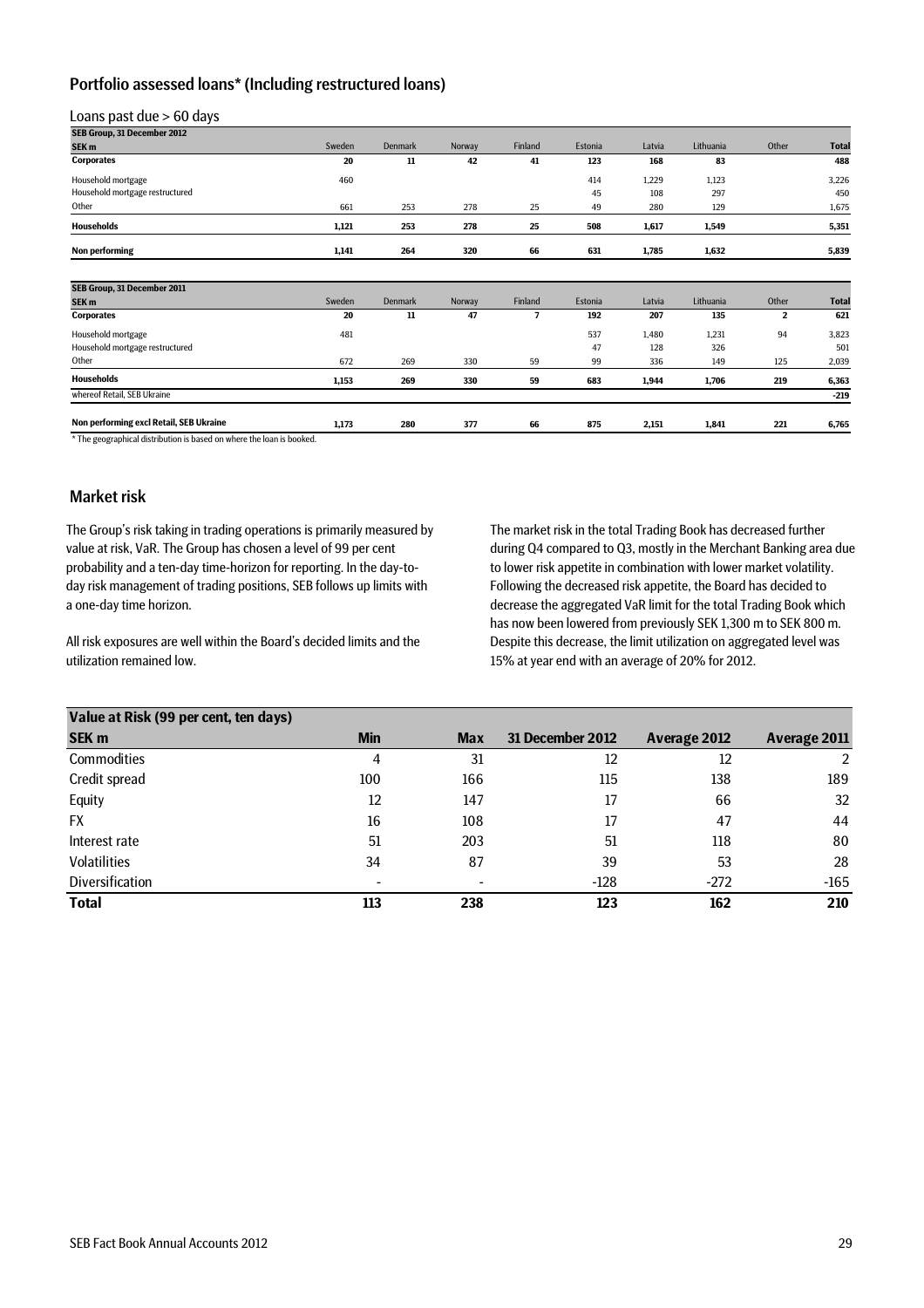## Portfolio assessed loans* (Including restructured loans)

Loans past due > 60 days

| SEB Group, 31 December 2012<br>SEK m | Sweden | Denmark | Norway | Finland | Estonia | Latvia | Lithuania | Other | Total |
|---|---|---|---|---|---|---|---|---|---|
| **Corporates** | **20** | **11** | **42** | **41** | **123** | **168** | **83** | | **488** |
| Household mortgage | 460 | | | | 414 | 1,229 | 1,123 | | 3,226 |
| Household mortgage restructured | | | | | 45 | 108 | 297 | | 450 |
| Other | 661 | 253 | 278 | 25 | 49 | 280 | 129 | | 1,675 |
| **Households** | **1,121** | **253** | **278** | **25** | **508** | **1,617** | **1,549** | | **5,351** |
| **Non performing** | **1,141** | **264** | **320** | **66** | **631** | **1,785** | **1,632** | | **5,839** |

| SEB Group, 31 December 2011<br>SEK m | Sweden | Denmark | Norway | Finland | Estonia | Latvia | Lithuania | Other | Total |
|---|---|---|---|---|---|---|---|---|---|
| **Corporates** | **20** | **11** | **47** | **7** | **192** | **207** | **135** | **2** | **621** |
| Household mortgage | 481 | | | | 537 | 1,480 | 1,231 | 94 | 3,823 |
| Household mortgage restructured | | | | | 47 | 128 | 326 | | 501 |
| Other | 672 | 269 | 330 | 59 | 99 | 336 | 149 | 125 | 2,039 |
| **Households** | **1,153** | **269** | **330** | **59** | **683** | **1,944** | **1,706** | **219** | **6,363** |
| whereof Retail, SEB Ukraine | | | | | | | | | -219 |
| **Non performing excl Retail, SEB Ukraine** | **1,173** | **280** | **377** | **66** | **875** | **2,151** | **1,841** | **221** | **6,765** |

* The geographical distribution is based on where the loan is booked.

## Market risk

The Group's risk taking in trading operations is primarily measured by value at risk, VaR. The Group has chosen a level of 99 per cent probability and a ten-day time-horizon for reporting. In the day-to-day risk management of trading positions, SEB follows up limits with a one-day time horizon.

All risk exposures are well within the Board's decided limits and the utilization remained low.

The market risk in the total Trading Book has decreased further during Q4 compared to Q3, mostly in the Merchant Banking area due to lower risk appetite in combination with lower market volatility. Following the decreased risk appetite, the Board has decided to decrease the aggregated VaR limit for the total Trading Book which has now been lowered from previously SEK 1,300 m to SEK 800 m. Despite this decrease, the limit utilization on aggregated level was 15% at year end with an average of 20% for 2012.

| Value at Risk (99 per cent, ten days)<br>SEK m | Min | Max | 31 December 2012 | Average 2012 | Average 2011 |
|---|---|---|---|---|---|
| Commodities | 4 | 31 | 12 | 12 | 2 |
| Credit spread | 100 | 166 | 115 | 138 | 189 |
| Equity | 12 | 147 | 17 | 66 | 32 |
| FX | 16 | 108 | 17 | 47 | 44 |
| Interest rate | 51 | 203 | 51 | 118 | 80 |
| Volatilities | 34 | 87 | 39 | 53 | 28 |
| Diversification | - | - | -128 | -272 | -165 |
| **Total** | **113** | **238** | **123** | **162** | **210** |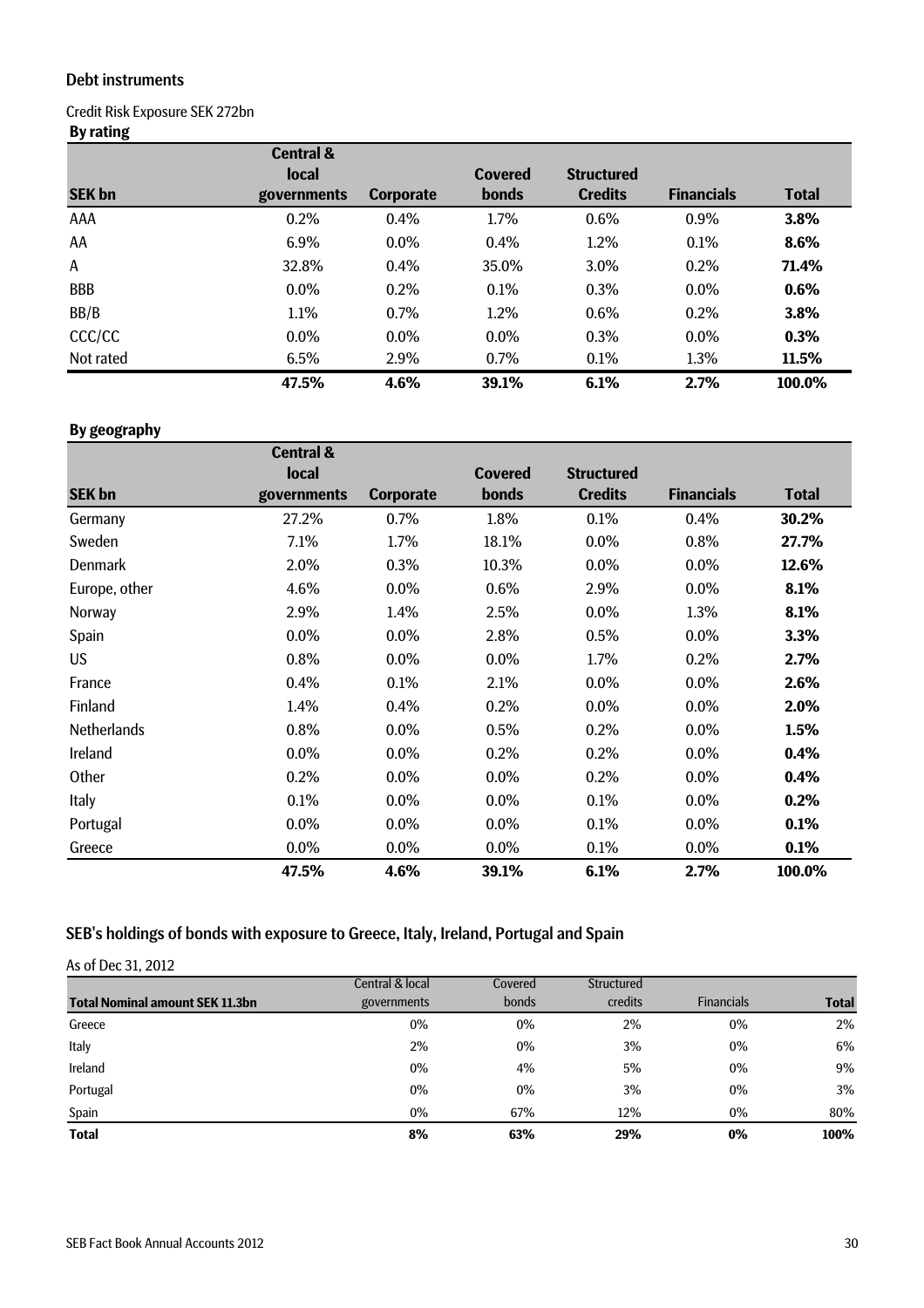## Debt instruments

Credit Risk Exposure SEK 272bn

**By rating**

| SEK bn | Central & local governments | Corporate | Covered bonds | Structured Credits | Financials | Total |
|---|---|---|---|---|---|---|
| AAA | 0.2% | 0.4% | 1.7% | 0.6% | 0.9% | **3.8%** |
| AA | 6.9% | 0.0% | 0.4% | 1.2% | 0.1% | **8.6%** |
| A | 32.8% | 0.4% | 35.0% | 3.0% | 0.2% | **71.4%** |
| BBB | 0.0% | 0.2% | 0.1% | 0.3% | 0.0% | **0.6%** |
| BB/B | 1.1% | 0.7% | 1.2% | 0.6% | 0.2% | **3.8%** |
| CCC/CC | 0.0% | 0.0% | 0.0% | 0.3% | 0.0% | **0.3%** |
| Not rated | 6.5% | 2.9% | 0.7% | 0.1% | 1.3% | **11.5%** |
| | **47.5%** | **4.6%** | **39.1%** | **6.1%** | **2.7%** | **100.0%** |

**By geography**

| SEK bn | Central & local governments | Corporate | Covered bonds | Structured Credits | Financials | Total |
|---|---|---|---|---|---|---|
| Germany | 27.2% | 0.7% | 1.8% | 0.1% | 0.4% | **30.2%** |
| Sweden | 7.1% | 1.7% | 18.1% | 0.0% | 0.8% | **27.7%** |
| Denmark | 2.0% | 0.3% | 10.3% | 0.0% | 0.0% | **12.6%** |
| Europe, other | 4.6% | 0.0% | 0.6% | 2.9% | 0.0% | **8.1%** |
| Norway | 2.9% | 1.4% | 2.5% | 0.0% | 1.3% | **8.1%** |
| Spain | 0.0% | 0.0% | 2.8% | 0.5% | 0.0% | **3.3%** |
| US | 0.8% | 0.0% | 0.0% | 1.7% | 0.2% | **2.7%** |
| France | 0.4% | 0.1% | 2.1% | 0.0% | 0.0% | **2.6%** |
| Finland | 1.4% | 0.4% | 0.2% | 0.0% | 0.0% | **2.0%** |
| Netherlands | 0.8% | 0.0% | 0.5% | 0.2% | 0.0% | **1.5%** |
| Ireland | 0.0% | 0.0% | 0.2% | 0.2% | 0.0% | **0.4%** |
| Other | 0.2% | 0.0% | 0.0% | 0.2% | 0.0% | **0.4%** |
| Italy | 0.1% | 0.0% | 0.0% | 0.1% | 0.0% | **0.2%** |
| Portugal | 0.0% | 0.0% | 0.0% | 0.1% | 0.0% | **0.1%** |
| Greece | 0.0% | 0.0% | 0.0% | 0.1% | 0.0% | **0.1%** |
| | **47.5%** | **4.6%** | **39.1%** | **6.1%** | **2.7%** | **100.0%** |

## SEB's holdings of bonds with exposure to Greece, Italy, Ireland, Portugal and Spain

As of Dec 31, 2012

| Total Nominal amount SEK 11.3bn | Central & local governments | Covered bonds | Structured credits | Financials | Total |
|---|---|---|---|---|---|
| Greece | 0% | 0% | 2% | 0% | 2% |
| Italy | 2% | 0% | 3% | 0% | 6% |
| Ireland | 0% | 4% | 5% | 0% | 9% |
| Portugal | 0% | 0% | 3% | 0% | 3% |
| Spain | 0% | 67% | 12% | 0% | 80% |
| **Total** | **8%** | **63%** | **29%** | **0%** | **100%** |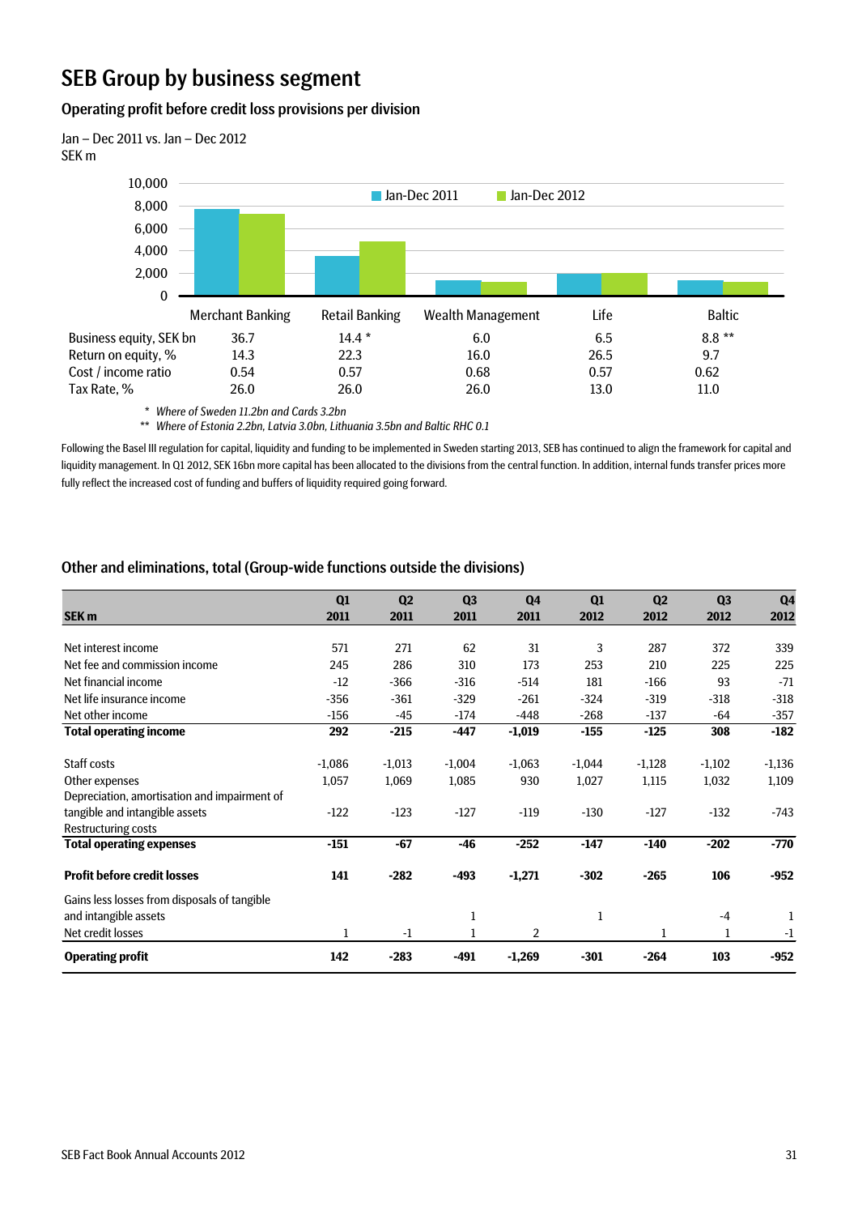# SEB Group by business segment

## Operating profit before credit loss provisions per division

Jan – Dec 2011 vs. Jan – Dec 2012
SEK m

| | Merchant Banking | Retail Banking | Wealth Management | Life | Baltic |
|---|---|---|---|---|---|
| Business equity, SEK bn | 36.7 | 14.4 * | 6.0 | 6.5 | 8.8 ** |
| Return on equity, % | 14.3 | 22.3 | 16.0 | 26.5 | 9.7 |
| Cost / income ratio | 0.54 | 0.57 | 0.68 | 0.57 | 0.62 |
| Tax Rate, % | 26.0 | 26.0 | 26.0 | 13.0 | 11.0 |

\* *Where of Sweden 11.2bn and Cards 3.2bn*

\*\* *Where of Estonia 2.2bn, Latvia 3.0bn, Lithuania 3.5bn and Baltic RHC 0.1*

Following the Basel III regulation for capital, liquidity and funding to be implemented in Sweden starting 2013, SEB has continued to align the framework for capital and liquidity management. In Q1 2012, SEK 16bn more capital has been allocated to the divisions from the central function. In addition, internal funds transfer prices more fully reflect the increased cost of funding and buffers of liquidity required going forward.

## Other and eliminations, total (Group-wide functions outside the divisions)

| SEK m | Q1 2011 | Q2 2011 | Q3 2011 | Q4 2011 | Q1 2012 | Q2 2012 | Q3 2012 | Q4 2012 |
|---|---|---|---|---|---|---|---|---|
| Net interest income | 571 | 271 | 62 | 31 | 3 | 287 | 372 | 339 |
| Net fee and commission income | 245 | 286 | 310 | 173 | 253 | 210 | 225 | 225 |
| Net financial income | -12 | -366 | -316 | -514 | 181 | -166 | 93 | -71 |
| Net life insurance income | -356 | -361 | -329 | -261 | -324 | -319 | -318 | -318 |
| Net other income | -156 | -45 | -174 | -448 | -268 | -137 | -64 | -357 |
| **Total operating income** | **292** | **-215** | **-447** | **-1,019** | **-155** | **-125** | **308** | **-182** |
| Staff costs | -1,086 | -1,013 | -1,004 | -1,063 | -1,044 | -1,128 | -1,102 | -1,136 |
| Other expenses | 1,057 | 1,069 | 1,085 | 930 | 1,027 | 1,115 | 1,032 | 1,109 |
| Depreciation, amortisation and impairment of tangible and intangible assets | -122 | -123 | -127 | -119 | -130 | -127 | -132 | -743 |
| Restructuring costs | | | | | | | | |
| **Total operating expenses** | **-151** | **-67** | **-46** | **-252** | **-147** | **-140** | **-202** | **-770** |
| **Profit before credit losses** | **141** | **-282** | **-493** | **-1,271** | **-302** | **-265** | **106** | **-952** |
| Gains less losses from disposals of tangible and intangible assets | | | 1 | | 1 | | -4 | 1 |
| Net credit losses | 1 | -1 | 1 | 2 | | 1 | 1 | -1 |
| **Operating profit** | **142** | **-283** | **-491** | **-1,269** | **-301** | **-264** | **103** | **-952** |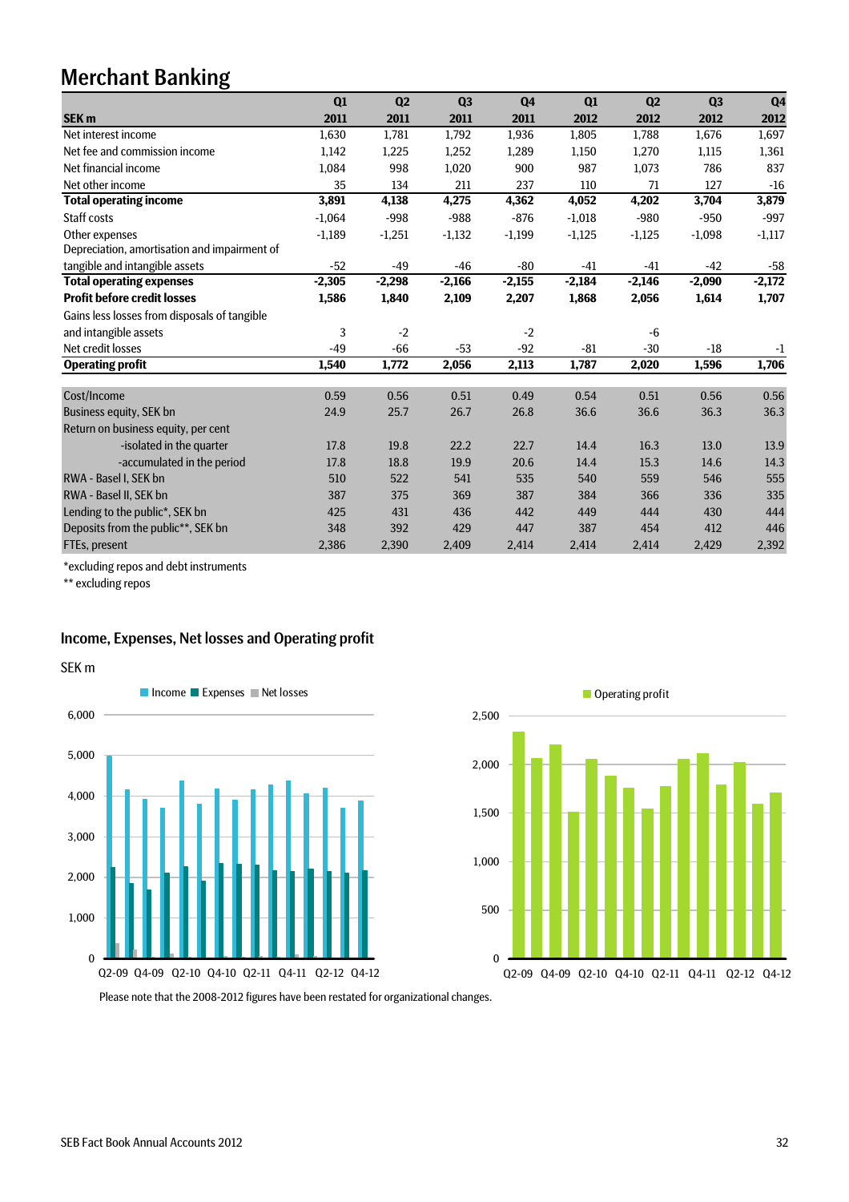# Merchant Banking

| SEK m | Q1 2011 | Q2 2011 | Q3 2011 | Q4 2011 | Q1 2012 | Q2 2012 | Q3 2012 | Q4 2012 |
|---|---|---|---|---|---|---|---|---|
| Net interest income | 1,630 | 1,781 | 1,792 | 1,936 | 1,805 | 1,788 | 1,676 | 1,697 |
| Net fee and commission income | 1,142 | 1,225 | 1,252 | 1,289 | 1,150 | 1,270 | 1,115 | 1,361 |
| Net financial income | 1,084 | 998 | 1,020 | 900 | 987 | 1,073 | 786 | 837 |
| Net other income | 35 | 134 | 211 | 237 | 110 | 71 | 127 | -16 |
| **Total operating income** | **3,891** | **4,138** | **4,275** | **4,362** | **4,052** | **4,202** | **3,704** | **3,879** |
| Staff costs | -1,064 | -998 | -988 | -876 | -1,018 | -980 | -950 | -997 |
| Other expenses | -1,189 | -1,251 | -1,132 | -1,199 | -1,125 | -1,125 | -1,098 | -1,117 |
| Depreciation, amortisation and impairment of tangible and intangible assets | -52 | -49 | -46 | -80 | -41 | -41 | -42 | -58 |
| **Total operating expenses** | **-2,305** | **-2,298** | **-2,166** | **-2,155** | **-2,184** | **-2,146** | **-2,090** | **-2,172** |
| **Profit before credit losses** | **1,586** | **1,840** | **2,109** | **2,207** | **1,868** | **2,056** | **1,614** | **1,707** |
| Gains less losses from disposals of tangible and intangible assets | 3 | -2 | | -2 | | -6 | | |
| Net credit losses | -49 | -66 | -53 | -92 | -81 | -30 | -18 | -1 |
| **Operating profit** | **1,540** | **1,772** | **2,056** | **2,113** | **1,787** | **2,020** | **1,596** | **1,706** |
| | | | | | | | | |
| Cost/Income | 0.59 | 0.56 | 0.51 | 0.49 | 0.54 | 0.51 | 0.56 | 0.56 |
| Business equity, SEK bn | 24.9 | 25.7 | 26.7 | 26.8 | 36.6 | 36.6 | 36.3 | 36.3 |
| Return on business equity, per cent | | | | | | | | |
| -isolated in the quarter | 17.8 | 19.8 | 22.2 | 22.7 | 14.4 | 16.3 | 13.0 | 13.9 |
| -accumulated in the period | 17.8 | 18.8 | 19.9 | 20.6 | 14.4 | 15.3 | 14.6 | 14.3 |
| RWA - Basel I, SEK bn | 510 | 522 | 541 | 535 | 540 | 559 | 546 | 555 |
| RWA - Basel II, SEK bn | 387 | 375 | 369 | 387 | 384 | 366 | 336 | 335 |
| Lending to the public*, SEK bn | 425 | 431 | 436 | 442 | 449 | 444 | 430 | 444 |
| Deposits from the public**, SEK bn | 348 | 392 | 429 | 447 | 387 | 454 | 412 | 446 |
| FTEs, present | 2,386 | 2,390 | 2,409 | 2,414 | 2,414 | 2,414 | 2,429 | 2,392 |

*excluding repos and debt instruments

** excluding repos

## Income, Expenses, Net losses and Operating profit

SEK m

Please note that the 2008-2012 figures have been restated for organizational changes.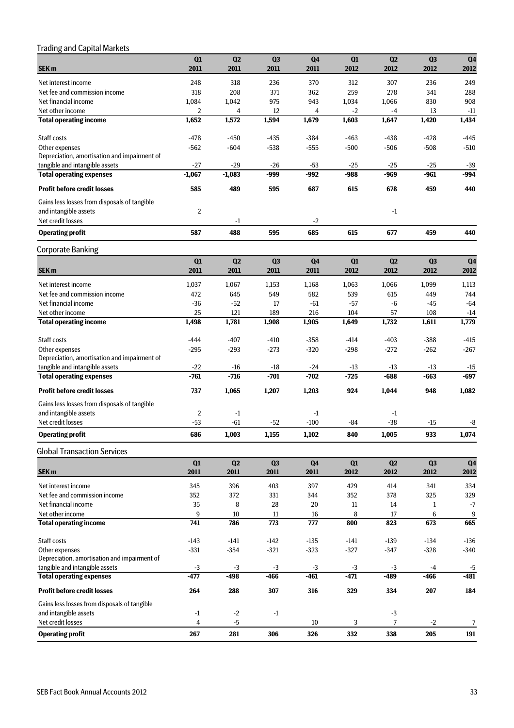## Trading and Capital Markets

| SEK m | Q1 2011 | Q2 2011 | Q3 2011 | Q4 2011 | Q1 2012 | Q2 2012 | Q3 2012 | Q4 2012 |
|---|---|---|---|---|---|---|---|---|
| Net interest income | 248 | 318 | 236 | 370 | 312 | 307 | 236 | 249 |
| Net fee and commission income | 318 | 208 | 371 | 362 | 259 | 278 | 341 | 288 |
| Net financial income | 1,084 | 1,042 | 975 | 943 | 1,034 | 1,066 | 830 | 908 |
| Net other income | 2 | 4 | 12 | 4 | -2 | -4 | 13 | -11 |
| **Total operating income** | **1,652** | **1,572** | **1,594** | **1,679** | **1,603** | **1,647** | **1,420** | **1,434** |
| Staff costs | -478 | -450 | -435 | -384 | -463 | -438 | -428 | -445 |
| Other expenses | -562 | -604 | -538 | -555 | -500 | -506 | -508 | -510 |
| Depreciation, amortisation and impairment of tangible and intangible assets | -27 | -29 | -26 | -53 | -25 | -25 | -25 | -39 |
| **Total operating expenses** | **-1,067** | **-1,083** | **-999** | **-992** | **-988** | **-969** | **-961** | **-994** |
| **Profit before credit losses** | **585** | **489** | **595** | **687** | **615** | **678** | **459** | **440** |
| Gains less losses from disposals of tangible and intangible assets | 2 | | | | | -1 | | |
| Net credit losses | | -1 | | -2 | | | | |
| **Operating profit** | **587** | **488** | **595** | **685** | **615** | **677** | **459** | **440** |

## Corporate Banking

| SEK m | Q1 2011 | Q2 2011 | Q3 2011 | Q4 2011 | Q1 2012 | Q2 2012 | Q3 2012 | Q4 2012 |
|---|---|---|---|---|---|---|---|---|
| Net interest income | 1,037 | 1,067 | 1,153 | 1,168 | 1,063 | 1,066 | 1,099 | 1,113 |
| Net fee and commission income | 472 | 645 | 549 | 582 | 539 | 615 | 449 | 744 |
| Net financial income | -36 | -52 | 17 | -61 | -57 | -6 | -45 | -64 |
| Net other income | 25 | 121 | 189 | 216 | 104 | 57 | 108 | -14 |
| **Total operating income** | **1,498** | **1,781** | **1,908** | **1,905** | **1,649** | **1,732** | **1,611** | **1,779** |
| Staff costs | -444 | -407 | -410 | -358 | -414 | -403 | -388 | -415 |
| Other expenses | -295 | -293 | -273 | -320 | -298 | -272 | -262 | -267 |
| Depreciation, amortisation and impairment of tangible and intangible assets | -22 | -16 | -18 | -24 | -13 | -13 | -13 | -15 |
| **Total operating expenses** | **-761** | **-716** | **-701** | **-702** | **-725** | **-688** | **-663** | **-697** |
| **Profit before credit losses** | **737** | **1,065** | **1,207** | **1,203** | **924** | **1,044** | **948** | **1,082** |
| Gains less losses from disposals of tangible and intangible assets | 2 | -1 | | -1 | | -1 | | |
| Net credit losses | -53 | -61 | -52 | -100 | -84 | -38 | -15 | -8 |
| **Operating profit** | **686** | **1,003** | **1,155** | **1,102** | **840** | **1,005** | **933** | **1,074** |

## Global Transaction Services

| SEK m | Q1 2011 | Q2 2011 | Q3 2011 | Q4 2011 | Q1 2012 | Q2 2012 | Q3 2012 | Q4 2012 |
|---|---|---|---|---|---|---|---|---|
| Net interest income | 345 | 396 | 403 | 397 | 429 | 414 | 341 | 334 |
| Net fee and commission income | 352 | 372 | 331 | 344 | 352 | 378 | 325 | 329 |
| Net financial income | 35 | 8 | 28 | 20 | 11 | 14 | 1 | -7 |
| Net other income | 9 | 10 | 11 | 16 | 8 | 17 | 6 | 9 |
| **Total operating income** | **741** | **786** | **773** | **777** | **800** | **823** | **673** | **665** |
| Staff costs | -143 | -141 | -142 | -135 | -141 | -139 | -134 | -136 |
| Other expenses | -331 | -354 | -321 | -323 | -327 | -347 | -328 | -340 |
| Depreciation, amortisation and impairment of tangible and intangible assets | -3 | -3 | -3 | -3 | -3 | -3 | -4 | -5 |
| **Total operating expenses** | **-477** | **-498** | **-466** | **-461** | **-471** | **-489** | **-466** | **-481** |
| **Profit before credit losses** | **264** | **288** | **307** | **316** | **329** | **334** | **207** | **184** |
| Gains less losses from disposals of tangible and intangible assets | -1 | -2 | -1 | | | -3 | | |
| Net credit losses | 4 | -5 | | 10 | 3 | 7 | -2 | 7 |
| **Operating profit** | **267** | **281** | **306** | **326** | **332** | **338** | **205** | **191** |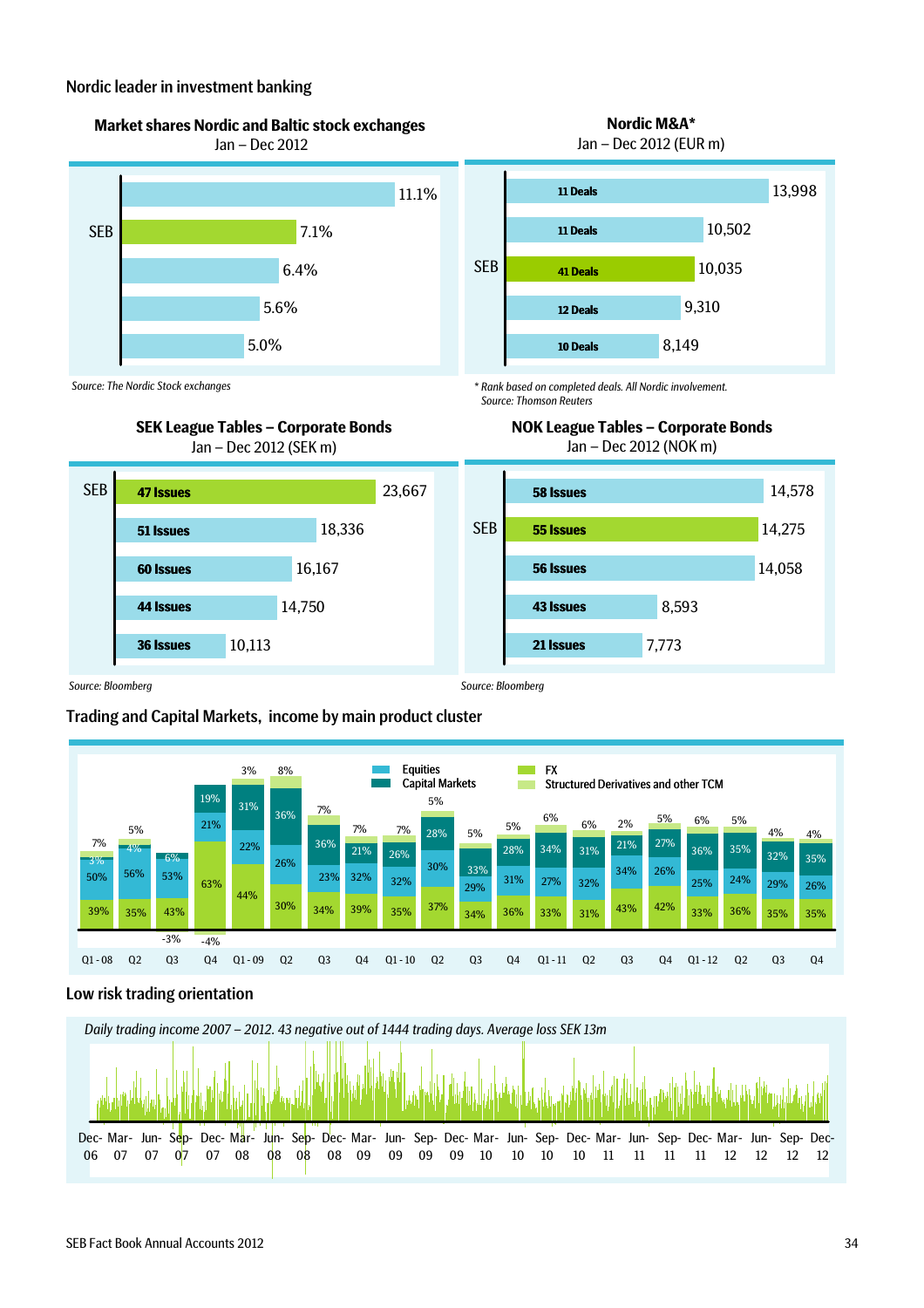## Nordic leader in investment banking

### Market shares Nordic and Baltic stock exchanges
Jan – Dec 2012

| | Market share |
|---|---|
| | 11.1% |
| SEB | 7.1% |
| | 6.4% |
| | 5.6% |
| | 5.0% |

*Source: The Nordic Stock exchanges*

### Nordic M&A*
Jan – Dec 2012 (EUR m)

| | Deals | EUR m |
|---|---|---|
| | 11 Deals | 13,998 |
| | 11 Deals | 10,502 |
| SEB | 41 Deals | 10,035 |
| | 12 Deals | 9,310 |
| | 10 Deals | 8,149 |

*\* Rank based on completed deals. All Nordic involvement.*
*Source: Thomson Reuters*

### SEK League Tables – Corporate Bonds
Jan – Dec 2012 (SEK m)

| | Issues | SEK m |
|---|---|---|
| SEB | 47 Issues | 23,667 |
| | 51 Issues | 18,336 |
| | 60 Issues | 16,167 |
| | 44 Issues | 14,750 |
| | 36 Issues | 10,113 |

*Source: Bloomberg*

### NOK League Tables – Corporate Bonds
Jan – Dec 2012 (NOK m)

| | Issues | NOK m |
|---|---|---|
| | 58 Issues | 14,578 |
| SEB | 55 Issues | 14,275 |
| | 56 Issues | 14,058 |
| | 43 Issues | 8,593 |
| | 21 Issues | 7,773 |

*Source: Bloomberg*

## Trading and Capital Markets, income by main product cluster

| Quarter | FX | Equities | Capital Markets | Structured Derivatives and other TCM |
|---|---|---|---|---|
| Q1 - 08 | 39% | 50% | 3% | 7% |
| Q2 | 35% | 56% | 4% | 5% |
| Q3 | 43% | 53% | 6% | -3% |
| Q4 | 63% | 21% | 19% | -4% |
| Q1 - 09 | 44% | 22% | 31% | 3% |
| Q2 | 30% | 26% | 36% | 8% |
| Q3 | 34% | 23% | 36% | 7% |
| Q4 | 39% | 32% | 21% | 7% |
| Q1 - 10 | 35% | 32% | 26% | 7% |
| Q2 | 37% | 30% | 28% | 5% |
| Q3 | 34% | 29% | 33% | 5% |
| Q4 | 36% | 31% | 28% | 5% |
| Q1 - 11 | 33% | 27% | 34% | 6% |
| Q2 | 31% | 32% | 31% | 6% |
| Q3 | 43% | 34% | 21% | 2% |
| Q4 | 42% | 26% | 27% | 5% |
| Q1 - 12 | 33% | 25% | 36% | 6% |
| Q2 | 36% | 24% | 35% | 5% |
| Q3 | 35% | 29% | 32% | 4% |
| Q4 | 35% | 26% | 35% | 4% |

## Low risk trading orientation

*Daily trading income 2007 – 2012. 43 negative out of 1444 trading days. Average loss SEK 13m*

Dec-06, Mar-07, Jun-07, Sep-07, Dec-07, Mar-08, Jun-08, Sep-08, Dec-08, Mar-09, Jun-09, Sep-09, Dec-09, Mar-10, Jun-10, Sep-10, Dec-10, Mar-11, Jun-11, Sep-11, Dec-11, Mar-12, Jun-12, Sep-12, Dec-12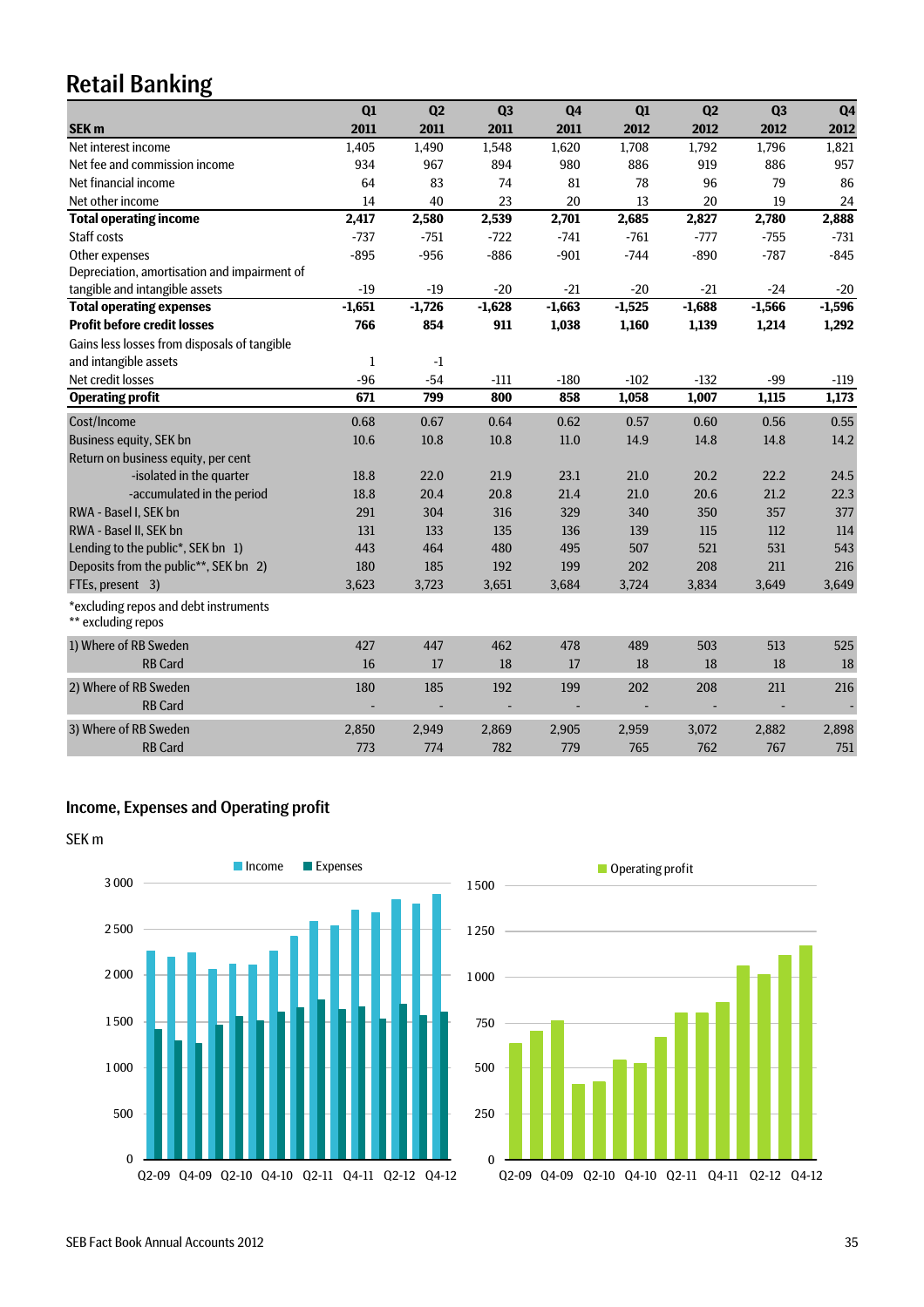# Retail Banking

| SEK m | Q1 2011 | Q2 2011 | Q3 2011 | Q4 2011 | Q1 2012 | Q2 2012 | Q3 2012 | Q4 2012 |
|---|---|---|---|---|---|---|---|---|
| Net interest income | 1,405 | 1,490 | 1,548 | 1,620 | 1,708 | 1,792 | 1,796 | 1,821 |
| Net fee and commission income | 934 | 967 | 894 | 980 | 886 | 919 | 886 | 957 |
| Net financial income | 64 | 83 | 74 | 81 | 78 | 96 | 79 | 86 |
| Net other income | 14 | 40 | 23 | 20 | 13 | 20 | 19 | 24 |
| **Total operating income** | **2,417** | **2,580** | **2,539** | **2,701** | **2,685** | **2,827** | **2,780** | **2,888** |
| Staff costs | -737 | -751 | -722 | -741 | -761 | -777 | -755 | -731 |
| Other expenses | -895 | -956 | -886 | -901 | -744 | -890 | -787 | -845 |
| Depreciation, amortisation and impairment of tangible and intangible assets | -19 | -19 | -20 | -21 | -20 | -21 | -24 | -20 |
| **Total operating expenses** | **-1,651** | **-1,726** | **-1,628** | **-1,663** | **-1,525** | **-1,688** | **-1,566** | **-1,596** |
| **Profit before credit losses** | **766** | **854** | **911** | **1,038** | **1,160** | **1,139** | **1,214** | **1,292** |
| Gains less losses from disposals of tangible and intangible assets | 1 | -1 | | | | | | |
| Net credit losses | -96 | -54 | -111 | -180 | -102 | -132 | -99 | -119 |
| **Operating profit** | **671** | **799** | **800** | **858** | **1,058** | **1,007** | **1,115** | **1,173** |
| Cost/Income | 0.68 | 0.67 | 0.64 | 0.62 | 0.57 | 0.60 | 0.56 | 0.55 |
| Business equity, SEK bn | 10.6 | 10.8 | 10.8 | 11.0 | 14.9 | 14.8 | 14.8 | 14.2 |
| Return on business equity, per cent | | | | | | | | |
| -isolated in the quarter | 18.8 | 22.0 | 21.9 | 23.1 | 21.0 | 20.2 | 22.2 | 24.5 |
| -accumulated in the period | 18.8 | 20.4 | 20.8 | 21.4 | 21.0 | 20.6 | 21.2 | 22.3 |
| RWA - Basel I, SEK bn | 291 | 304 | 316 | 329 | 340 | 350 | 357 | 377 |
| RWA - Basel II, SEK bn | 131 | 133 | 135 | 136 | 139 | 115 | 112 | 114 |
| Lending to the public*, SEK bn 1) | 443 | 464 | 480 | 495 | 507 | 521 | 531 | 543 |
| Deposits from the public**, SEK bn 2) | 180 | 185 | 192 | 199 | 202 | 208 | 211 | 216 |
| FTEs, present 3) | 3,623 | 3,723 | 3,651 | 3,684 | 3,724 | 3,834 | 3,649 | 3,649 |

*excluding repos and debt instruments
** excluding repos

| | Q1 2011 | Q2 2011 | Q3 2011 | Q4 2011 | Q1 2012 | Q2 2012 | Q3 2012 | Q4 2012 |
|---|---|---|---|---|---|---|---|---|
| 1) Where of RB Sweden | 427 | 447 | 462 | 478 | 489 | 503 | 513 | 525 |
| RB Card | 16 | 17 | 18 | 17 | 18 | 18 | 18 | 18 |
| 2) Where of RB Sweden | 180 | 185 | 192 | 199 | 202 | 208 | 211 | 216 |
| RB Card | - | - | - | - | - | - | - | - |
| 3) Where of RB Sweden | 2,850 | 2,949 | 2,869 | 2,905 | 2,959 | 3,072 | 2,882 | 2,898 |
| RB Card | 773 | 774 | 782 | 779 | 765 | 762 | 767 | 751 |

## Income, Expenses and Operating profit

SEK m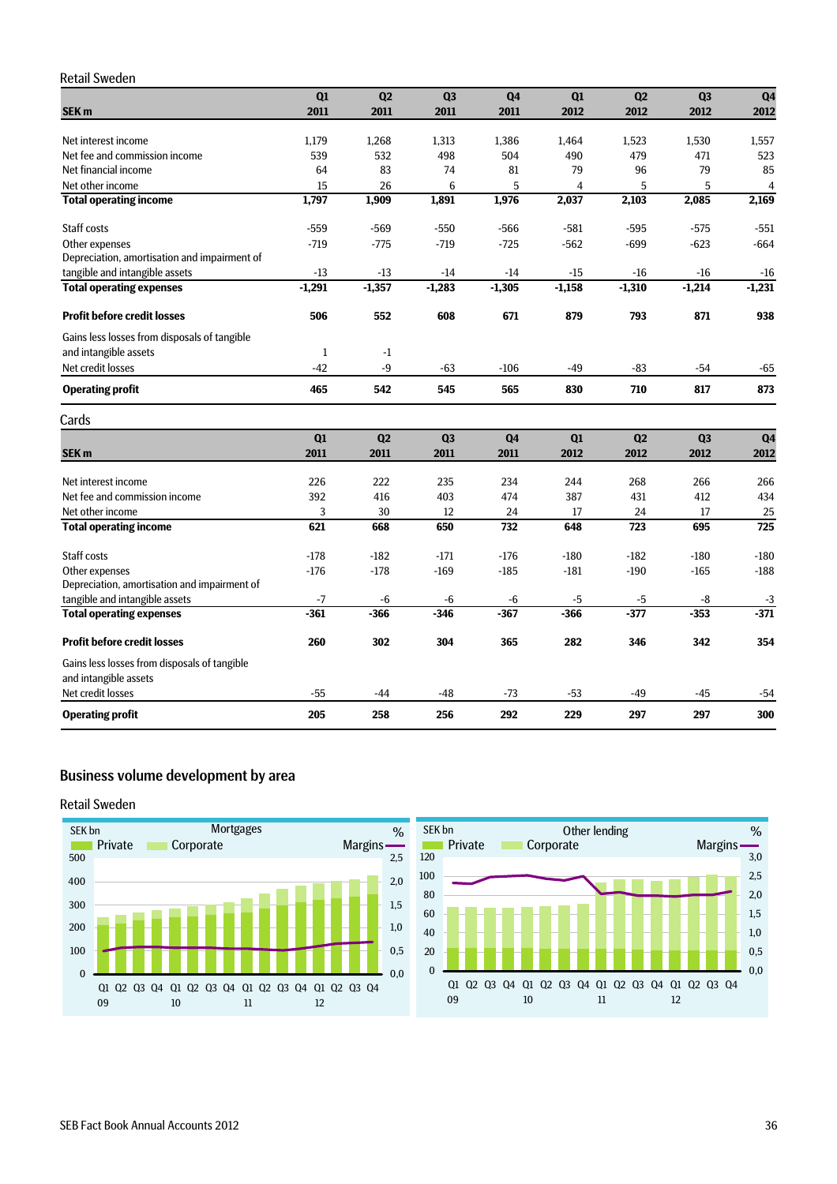## Retail Sweden

| SEK m | Q1 2011 | Q2 2011 | Q3 2011 | Q4 2011 | Q1 2012 | Q2 2012 | Q3 2012 | Q4 2012 |
|---|---|---|---|---|---|---|---|---|
| Net interest income | 1,179 | 1,268 | 1,313 | 1,386 | 1,464 | 1,523 | 1,530 | 1,557 |
| Net fee and commission income | 539 | 532 | 498 | 504 | 490 | 479 | 471 | 523 |
| Net financial income | 64 | 83 | 74 | 81 | 79 | 96 | 79 | 85 |
| Net other income | 15 | 26 | 6 | 5 | 4 | 5 | 5 | 4 |
| **Total operating income** | **1,797** | **1,909** | **1,891** | **1,976** | **2,037** | **2,103** | **2,085** | **2,169** |
| Staff costs | -559 | -569 | -550 | -566 | -581 | -595 | -575 | -551 |
| Other expenses | -719 | -775 | -719 | -725 | -562 | -699 | -623 | -664 |
| Depreciation, amortisation and impairment of tangible and intangible assets | -13 | -13 | -14 | -14 | -15 | -16 | -16 | -16 |
| **Total operating expenses** | **-1,291** | **-1,357** | **-1,283** | **-1,305** | **-1,158** | **-1,310** | **-1,214** | **-1,231** |
| **Profit before credit losses** | **506** | **552** | **608** | **671** | **879** | **793** | **871** | **938** |
| Gains less losses from disposals of tangible and intangible assets | 1 | -1 | | | | | | |
| Net credit losses | -42 | -9 | -63 | -106 | -49 | -83 | -54 | -65 |
| **Operating profit** | **465** | **542** | **545** | **565** | **830** | **710** | **817** | **873** |

## Cards

| SEK m | Q1 2011 | Q2 2011 | Q3 2011 | Q4 2011 | Q1 2012 | Q2 2012 | Q3 2012 | Q4 2012 |
|---|---|---|---|---|---|---|---|---|
| Net interest income | 226 | 222 | 235 | 234 | 244 | 268 | 266 | 266 |
| Net fee and commission income | 392 | 416 | 403 | 474 | 387 | 431 | 412 | 434 |
| Net other income | 3 | 30 | 12 | 24 | 17 | 24 | 17 | 25 |
| **Total operating income** | **621** | **668** | **650** | **732** | **648** | **723** | **695** | **725** |
| Staff costs | -178 | -182 | -171 | -176 | -180 | -182 | -180 | -180 |
| Other expenses | -176 | -178 | -169 | -185 | -181 | -190 | -165 | -188 |
| Depreciation, amortisation and impairment of tangible and intangible assets | -7 | -6 | -6 | -6 | -5 | -5 | -8 | -3 |
| **Total operating expenses** | **-361** | **-366** | **-346** | **-367** | **-366** | **-377** | **-353** | **-371** |
| **Profit before credit losses** | **260** | **302** | **304** | **365** | **282** | **346** | **342** | **354** |
| Gains less losses from disposals of tangible and intangible assets | | | | | | | | |
| Net credit losses | -55 | -44 | -48 | -73 | -53 | -49 | -45 | -54 |
| **Operating profit** | **205** | **258** | **256** | **292** | **229** | **297** | **297** | **300** |

## Business volume development by area

### Retail Sweden

Mortgages (SEK bn; Private, Corporate; Margins %; Q1 09 – Q4 12)

Other lending (SEK bn; Private, Corporate; Margins %; Q1 09 – Q4 12)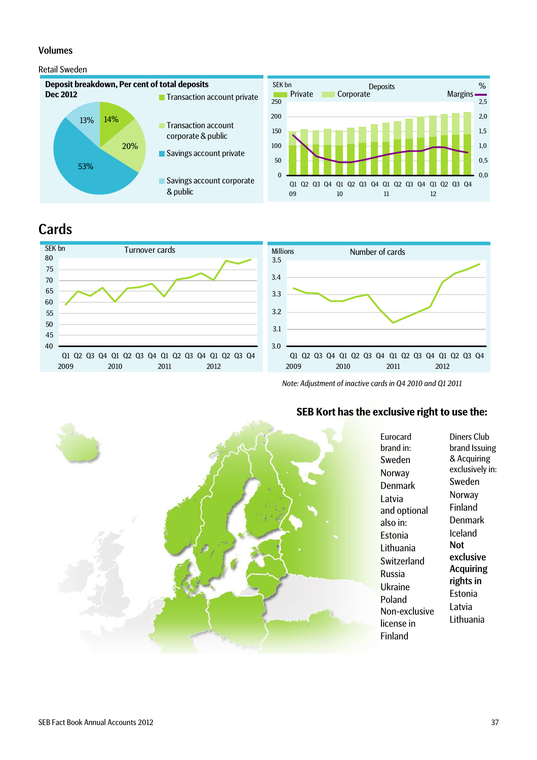## Volumes

Retail Sweden

**Deposit breakdown, Per cent of total deposits**
**Dec 2012**

- Transaction account private 14%
- Transaction account corporate & public 20%
- Savings account private 53%
- Savings account corporate & public 13%

Deposits

SEK bn — Private, Corporate; Margins %

Q1 Q2 Q3 Q4 09 · Q1 Q2 Q3 Q4 10 · Q1 Q2 Q3 Q4 11 · Q1 Q2 Q3 Q4 12

# Cards

Turnover cards

SEK bn

Q1 Q2 Q3 Q4 2009 · Q1 Q2 Q3 Q4 2010 · Q1 Q2 Q3 Q4 2011 · Q1 Q2 Q3 Q4 2012

Number of cards

Millions

Q1 Q2 Q3 Q4 2009 · Q1 Q2 Q3 Q4 2010 · Q1 Q2 Q3 Q4 2011 · Q1 Q2 Q3 Q4 2012

*Note: Adjustment of inactive cards in Q4 2010 and Q1 2011*

## SEB Kort has the exclusive right to use the:

Eurocard brand in:
Sweden
Norway
Denmark
Latvia
and optional also in:
Estonia
Lithuania
Switzerland
Russia
Ukraine
Poland
Non-exclusive license in Finland

Diners Club brand Issuing & Acquiring exclusively in:
Sweden
Norway
Finland
Denmark
Iceland
**Not exclusive Acquiring rights in**
Estonia
Latvia
Lithuania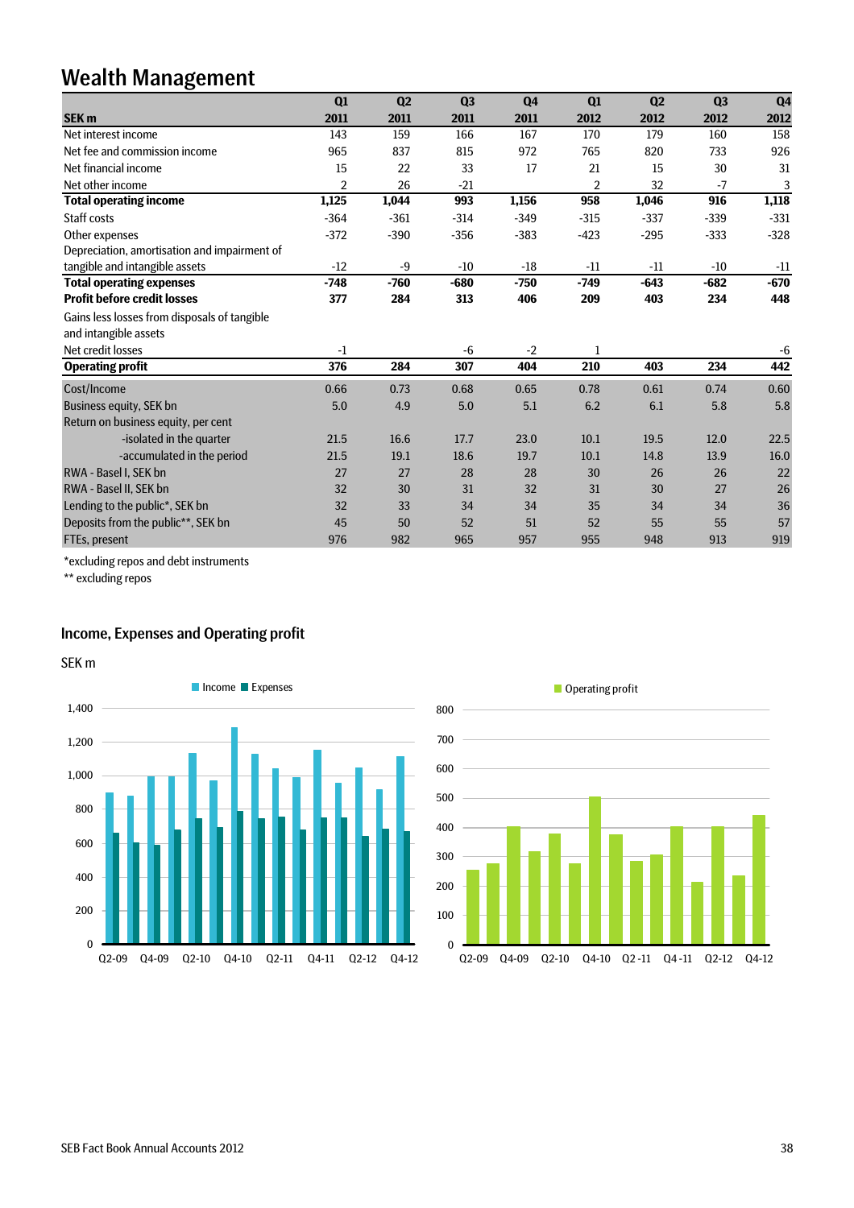# Wealth Management

| SEK m | Q1 2011 | Q2 2011 | Q3 2011 | Q4 2011 | Q1 2012 | Q2 2012 | Q3 2012 | Q4 2012 |
|---|---|---|---|---|---|---|---|---|
| Net interest income | 143 | 159 | 166 | 167 | 170 | 179 | 160 | 158 |
| Net fee and commission income | 965 | 837 | 815 | 972 | 765 | 820 | 733 | 926 |
| Net financial income | 15 | 22 | 33 | 17 | 21 | 15 | 30 | 31 |
| Net other income | 2 | 26 | -21 | | 2 | 32 | -7 | 3 |
| **Total operating income** | **1,125** | **1,044** | **993** | **1,156** | **958** | **1,046** | **916** | **1,118** |
| Staff costs | -364 | -361 | -314 | -349 | -315 | -337 | -339 | -331 |
| Other expenses | -372 | -390 | -356 | -383 | -423 | -295 | -333 | -328 |
| Depreciation, amortisation and impairment of tangible and intangible assets | -12 | -9 | -10 | -18 | -11 | -11 | -10 | -11 |
| **Total operating expenses** | **-748** | **-760** | **-680** | **-750** | **-749** | **-643** | **-682** | **-670** |
| **Profit before credit losses** | **377** | **284** | **313** | **406** | **209** | **403** | **234** | **448** |
| Gains less losses from disposals of tangible and intangible assets | | | | | | | | |
| Net credit losses | -1 | | -6 | -2 | 1 | | | -6 |
| **Operating profit** | **376** | **284** | **307** | **404** | **210** | **403** | **234** | **442** |
| Cost/Income | 0.66 | 0.73 | 0.68 | 0.65 | 0.78 | 0.61 | 0.74 | 0.60 |
| Business equity, SEK bn | 5.0 | 4.9 | 5.0 | 5.1 | 6.2 | 6.1 | 5.8 | 5.8 |
| Return on business equity, per cent | | | | | | | | |
| -isolated in the quarter | 21.5 | 16.6 | 17.7 | 23.0 | 10.1 | 19.5 | 12.0 | 22.5 |
| -accumulated in the period | 21.5 | 19.1 | 18.6 | 19.7 | 10.1 | 14.8 | 13.9 | 16.0 |
| RWA - Basel I, SEK bn | 27 | 27 | 28 | 28 | 30 | 26 | 26 | 22 |
| RWA - Basel II, SEK bn | 32 | 30 | 31 | 32 | 31 | 30 | 27 | 26 |
| Lending to the public*, SEK bn | 32 | 33 | 34 | 34 | 35 | 34 | 34 | 36 |
| Deposits from the public**, SEK bn | 45 | 50 | 52 | 51 | 52 | 55 | 55 | 57 |
| FTEs, present | 976 | 982 | 965 | 957 | 955 | 948 | 913 | 919 |

*excluding repos and debt instruments

** excluding repos

## Income, Expenses and Operating profit

SEK m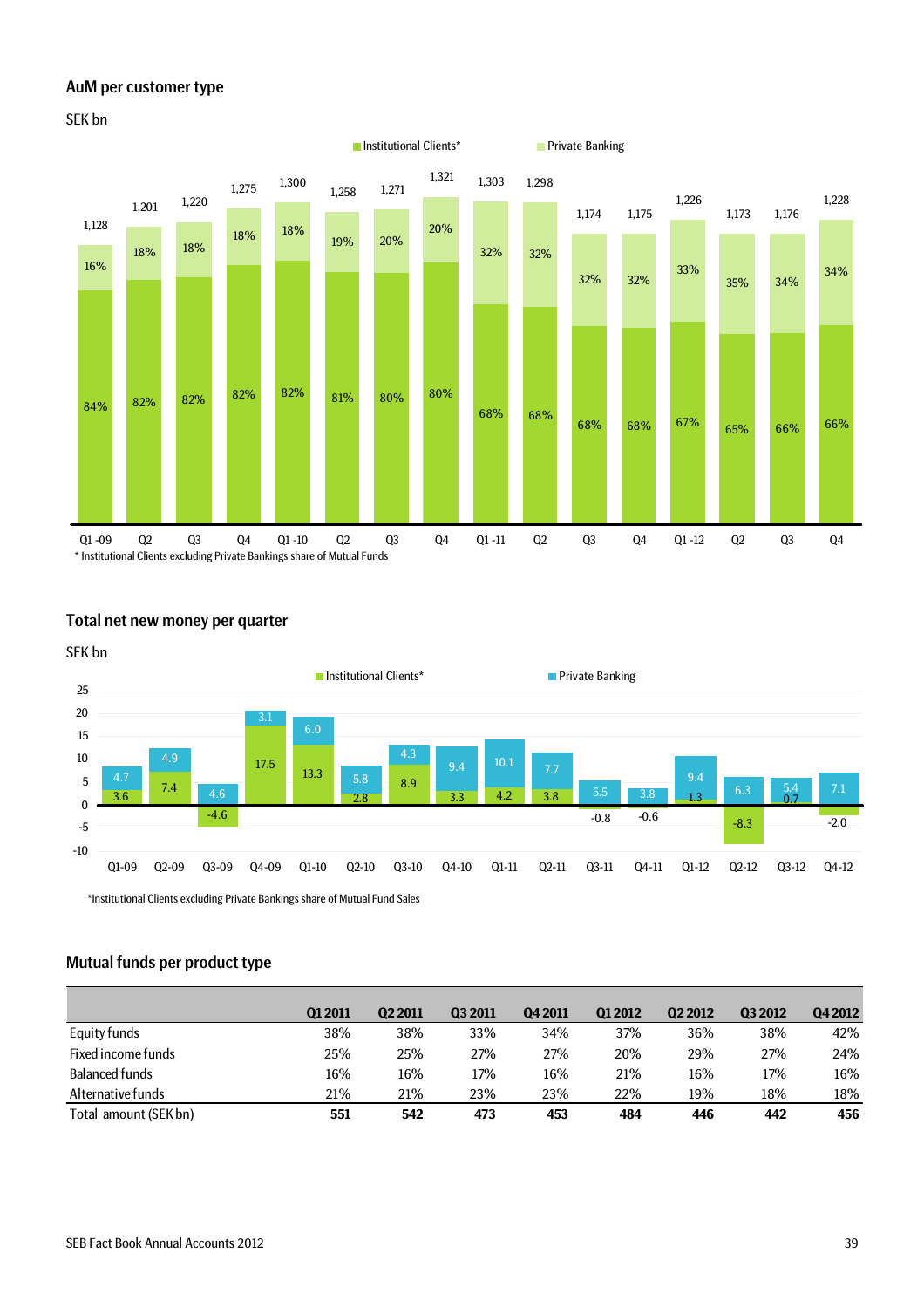## AuM per customer type

SEK bn

| Quarter | Total | Institutional Clients* | Private Banking |
|---|---|---|---|
| Q1 -09 | 1,128 | 84% | 16% |
| Q2 | 1,201 | 82% | 18% |
| Q3 | 1,220 | 82% | 18% |
| Q4 | 1,275 | 82% | 18% |
| Q1 -10 | 1,300 | 82% | 18% |
| Q2 | 1,258 | 81% | 19% |
| Q3 | 1,271 | 80% | 20% |
| Q4 | 1,321 | 80% | 20% |
| Q1 -11 | 1,303 | 68% | 32% |
| Q2 | 1,298 | 68% | 32% |
| Q3 | 1,174 | 68% | 32% |
| Q4 | 1,175 | 68% | 32% |
| Q1 -12 | 1,226 | 67% | 33% |
| Q2 | 1,173 | 65% | 35% |
| Q3 | 1,176 | 66% | 34% |
| Q4 | 1,228 | 66% | 34% |

* Institutional Clients excluding Private Bankings share of Mutual Funds

## Total net new money per quarter

SEK bn

| Quarter | Institutional Clients* | Private Banking |
|---|---|---|
| Q1-09 | 3.6 | 4.7 |
| Q2-09 | 7.4 | 4.9 |
| Q3-09 | -4.6 | 4.6 |
| Q4-09 | 17.5 | 3.1 |
| Q1-10 | 13.3 | 6.0 |
| Q2-10 | 2.8 | 5.8 |
| Q3-10 | 8.9 | 4.3 |
| Q4-10 | 3.3 | 9.4 |
| Q1-11 | 4.2 | 10.1 |
| Q2-11 | 3.8 | 7.7 |
| Q3-11 | -0.8 | 5.5 |
| Q4-11 | -0.6 | 3.8 |
| Q1-12 | 1.3 | 9.4 |
| Q2-12 | -8.3 | 6.3 |
| Q3-12 | 0.7 | 5.4 |
| Q4-12 | -2.0 | 7.1 |

*Institutional Clients excluding Private Bankings share of Mutual Fund Sales

## Mutual funds per product type

| | Q1 2011 | Q2 2011 | Q3 2011 | Q4 2011 | Q1 2012 | Q2 2012 | Q3 2012 | Q4 2012 |
|---|---|---|---|---|---|---|---|---|
| Equity funds | 38% | 38% | 33% | 34% | 37% | 36% | 38% | 42% |
| Fixed income funds | 25% | 25% | 27% | 27% | 20% | 29% | 27% | 24% |
| Balanced funds | 16% | 16% | 17% | 16% | 21% | 16% | 17% | 16% |
| Alternative funds | 21% | 21% | 23% | 23% | 22% | 19% | 18% | 18% |
| Total amount (SEK bn) | **551** | **542** | **473** | **453** | **484** | **446** | **442** | **456** |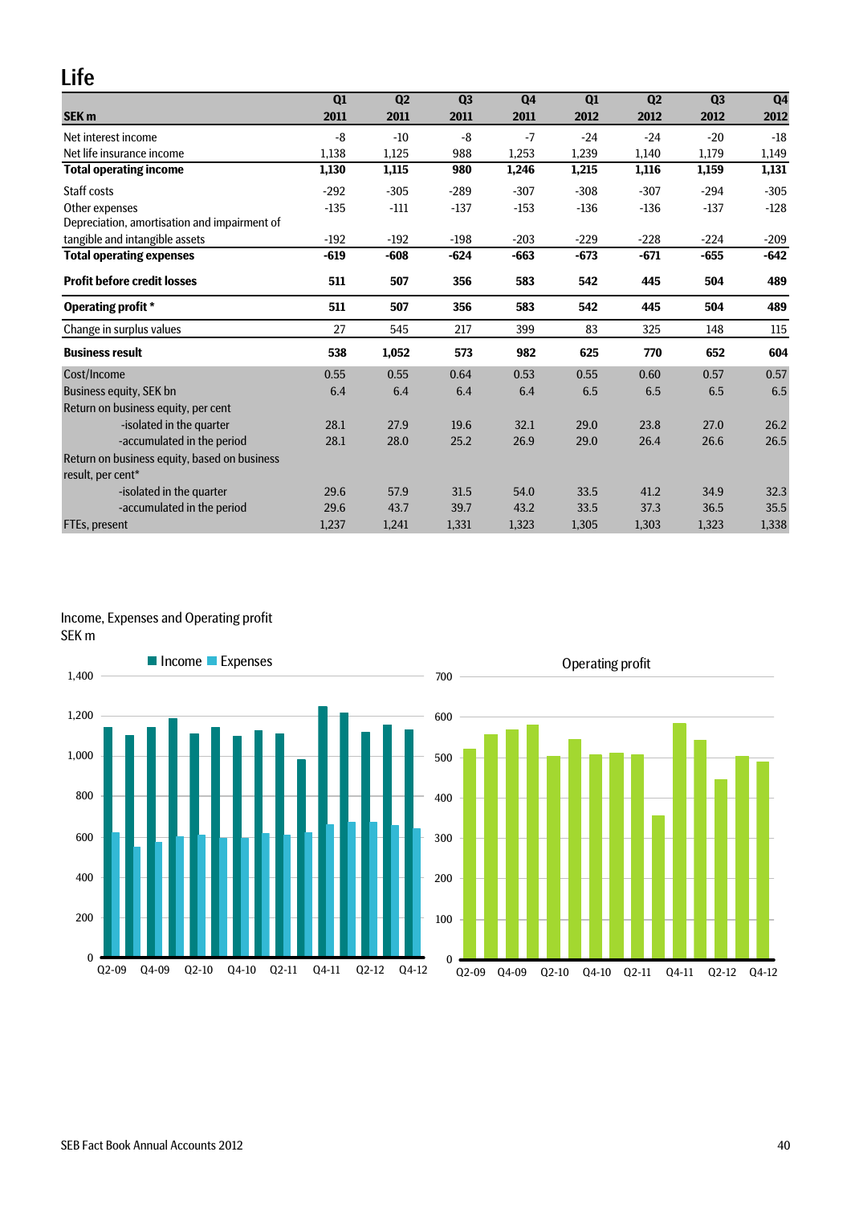# Life

| SEK m | Q1 2011 | Q2 2011 | Q3 2011 | Q4 2011 | Q1 2012 | Q2 2012 | Q3 2012 | Q4 2012 |
|---|---|---|---|---|---|---|---|---|
| Net interest income | -8 | -10 | -8 | -7 | -24 | -24 | -20 | -18 |
| Net life insurance income | 1,138 | 1,125 | 988 | 1,253 | 1,239 | 1,140 | 1,179 | 1,149 |
| **Total operating income** | **1,130** | **1,115** | **980** | **1,246** | **1,215** | **1,116** | **1,159** | **1,131** |
| Staff costs | -292 | -305 | -289 | -307 | -308 | -307 | -294 | -305 |
| Other expenses | -135 | -111 | -137 | -153 | -136 | -136 | -137 | -128 |
| Depreciation, amortisation and impairment of tangible and intangible assets | -192 | -192 | -198 | -203 | -229 | -228 | -224 | -209 |
| **Total operating expenses** | **-619** | **-608** | **-624** | **-663** | **-673** | **-671** | **-655** | **-642** |
| **Profit before credit losses** | **511** | **507** | **356** | **583** | **542** | **445** | **504** | **489** |
| **Operating profit *** | **511** | **507** | **356** | **583** | **542** | **445** | **504** | **489** |
| Change in surplus values | 27 | 545 | 217 | 399 | 83 | 325 | 148 | 115 |
| **Business result** | **538** | **1,052** | **573** | **982** | **625** | **770** | **652** | **604** |
| Cost/Income | 0.55 | 0.55 | 0.64 | 0.53 | 0.55 | 0.60 | 0.57 | 0.57 |
| Business equity, SEK bn | 6.4 | 6.4 | 6.4 | 6.4 | 6.5 | 6.5 | 6.5 | 6.5 |
| Return on business equity, per cent | | | | | | | | |
| -isolated in the quarter | 28.1 | 27.9 | 19.6 | 32.1 | 29.0 | 23.8 | 27.0 | 26.2 |
| -accumulated in the period | 28.1 | 28.0 | 25.2 | 26.9 | 29.0 | 26.4 | 26.6 | 26.5 |
| Return on business equity, based on business result, per cent* | | | | | | | | |
| -isolated in the quarter | 29.6 | 57.9 | 31.5 | 54.0 | 33.5 | 41.2 | 34.9 | 32.3 |
| -accumulated in the period | 29.6 | 43.7 | 39.7 | 43.2 | 33.5 | 37.3 | 36.5 | 35.5 |
| FTEs, present | 1,237 | 1,241 | 1,331 | 1,323 | 1,305 | 1,303 | 1,323 | 1,338 |

Income, Expenses and Operating profit
SEK m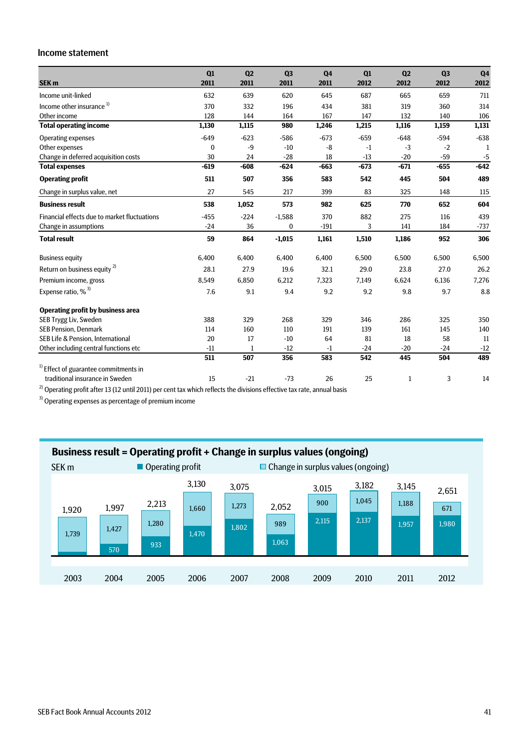## Income statement

| SEK m | Q1 2011 | Q2 2011 | Q3 2011 | Q4 2011 | Q1 2012 | Q2 2012 | Q3 2012 | Q4 2012 |
|---|---|---|---|---|---|---|---|---|
| Income unit-linked | 632 | 639 | 620 | 645 | 687 | 665 | 659 | 711 |
| Income other insurance [1] | 370 | 332 | 196 | 434 | 381 | 319 | 360 | 314 |
| Other income | 128 | 144 | 164 | 167 | 147 | 132 | 140 | 106 |
| **Total operating income** | **1,130** | **1,115** | **980** | **1,246** | **1,215** | **1,116** | **1,159** | **1,131** |
| Operating expenses | -649 | -623 | -586 | -673 | -659 | -648 | -594 | -638 |
| Other expenses | 0 | -9 | -10 | -8 | -1 | -3 | -2 | 1 |
| Change in deferred acquisition costs | 30 | 24 | -28 | 18 | -13 | -20 | -59 | -5 |
| **Total expenses** | **-619** | **-608** | **-624** | **-663** | **-673** | **-671** | **-655** | **-642** |
| **Operating profit** | **511** | **507** | **356** | **583** | **542** | **445** | **504** | **489** |
| Change in surplus value, net | 27 | 545 | 217 | 399 | 83 | 325 | 148 | 115 |
| **Business result** | **538** | **1,052** | **573** | **982** | **625** | **770** | **652** | **604** |
| Financial effects due to market fluctuations | -455 | -224 | -1,588 | 370 | 882 | 275 | 116 | 439 |
| Change in assumptions | -24 | 36 | 0 | -191 | 3 | 141 | 184 | -737 |
| **Total result** | **59** | **864** | **-1,015** | **1,161** | **1,510** | **1,186** | **952** | **306** |
| Business equity | 6,400 | 6,400 | 6,400 | 6,400 | 6,500 | 6,500 | 6,500 | 6,500 |
| Return on business equity [2] | 28.1 | 27.9 | 19.6 | 32.1 | 29.0 | 23.8 | 27.0 | 26.2 |
| Premium income, gross | 8,549 | 6,850 | 6,212 | 7,323 | 7,149 | 6,624 | 6,136 | 7,276 |
| Expense ratio, % [3] | 7.6 | 9.1 | 9.4 | 9.2 | 9.2 | 9.8 | 9.7 | 8.8 |
| **Operating profit by business area** | | | | | | | | |
| SEB Trygg Liv, Sweden | 388 | 329 | 268 | 329 | 346 | 286 | 325 | 350 |
| SEB Pension, Denmark | 114 | 160 | 110 | 191 | 139 | 161 | 145 | 140 |
| SEB Life & Pension, International | 20 | 17 | -10 | 64 | 81 | 18 | 58 | 11 |
| Other including central functions etc | -11 | 1 | -12 | -1 | -24 | -20 | -24 | -12 |
| | **511** | **507** | **356** | **583** | **542** | **445** | **504** | **489** |
| [1] Effect of guarantee commitments in traditional insurance in Sweden | 15 | -21 | -73 | 26 | 25 | 1 | 3 | 14 |

[2] Operating profit after 13 (12 until 2011) per cent tax which reflects the divisions effective tax rate, annual basis

[3] Operating expenses as percentage of premium income

### Business result = Operating profit + Change in surplus values (ongoing)

SEK m

| Year | Operating profit | Change in surplus values (ongoing) | Business result |
|---|---|---|---|
| 2003 | | 1,739 | 1,920 |
| 2004 | 570 | 1,427 | 1,997 |
| 2005 | 933 | 1,280 | 2,213 |
| 2006 | 1,470 | 1,660 | 3,130 |
| 2007 | 1,802 | 1,273 | 3,075 |
| 2008 | 1,063 | 989 | 2,052 |
| 2009 | 2,115 | 900 | 3,015 |
| 2010 | 2,137 | 1,045 | 3,182 |
| 2011 | 1,957 | 1,188 | 3,145 |
| 2012 | 1,980 | 671 | 2,651 |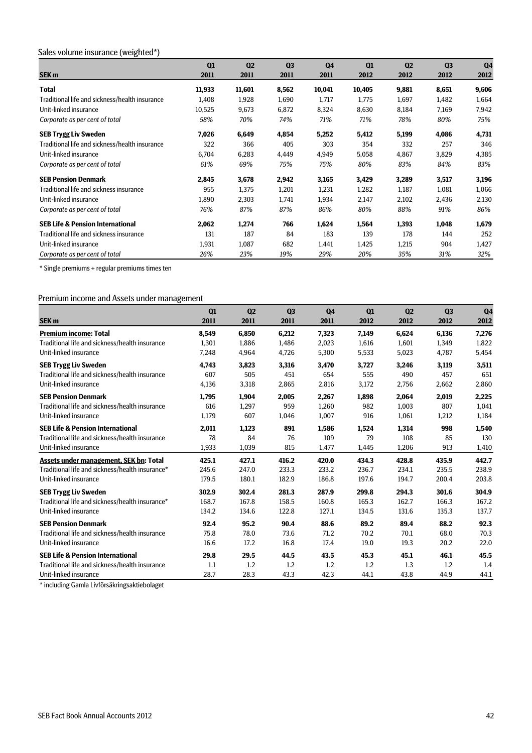## Sales volume insurance (weighted*)

| SEK m | Q1 2011 | Q2 2011 | Q3 2011 | Q4 2011 | Q1 2012 | Q2 2012 | Q3 2012 | Q4 2012 |
|---|---|---|---|---|---|---|---|---|
| **Total** | **11,933** | **11,601** | **8,562** | **10,041** | **10,405** | **9,881** | **8,651** | **9,606** |
| Traditional life and sickness/health insurance | 1,408 | 1,928 | 1,690 | 1,717 | 1,775 | 1,697 | 1,482 | 1,664 |
| Unit-linked insurance | 10,525 | 9,673 | 6,872 | 8,324 | 8,630 | 8,184 | 7,169 | 7,942 |
| *Corporate as per cent of total* | *58%* | *70%* | *74%* | *71%* | *71%* | *78%* | *80%* | *75%* |
| **SEB Trygg Liv Sweden** | **7,026** | **6,649** | **4,854** | **5,252** | **5,412** | **5,199** | **4,086** | **4,731** |
| Traditional life and sickness/health insurance | 322 | 366 | 405 | 303 | 354 | 332 | 257 | 346 |
| Unit-linked insurance | 6,704 | 6,283 | 4,449 | 4,949 | 5,058 | 4,867 | 3,829 | 4,385 |
| *Corporate as per cent of total* | *61%* | *69%* | *75%* | *75%* | *80%* | *83%* | *84%* | *83%* |
| **SEB Pension Denmark** | **2,845** | **3,678** | **2,942** | **3,165** | **3,429** | **3,289** | **3,517** | **3,196** |
| Traditional life and sickness insurance | 955 | 1,375 | 1,201 | 1,231 | 1,282 | 1,187 | 1,081 | 1,066 |
| Unit-linked insurance | 1,890 | 2,303 | 1,741 | 1,934 | 2,147 | 2,102 | 2,436 | 2,130 |
| *Corporate as per cent of total* | *76%* | *87%* | *87%* | *86%* | *80%* | *88%* | *91%* | *86%* |
| **SEB Life & Pension International** | **2,062** | **1,274** | **766** | **1,624** | **1,564** | **1,393** | **1,048** | **1,679** |
| Traditional life and sickness insurance | 131 | 187 | 84 | 183 | 139 | 178 | 144 | 252 |
| Unit-linked insurance | 1,931 | 1,087 | 682 | 1,441 | 1,425 | 1,215 | 904 | 1,427 |
| *Corporate as per cent of total* | *26%* | *23%* | *19%* | *29%* | *20%* | *35%* | *31%* | *32%* |

* Single premiums + regular premiums times ten

## Premium income and Assets under management

| SEK m | Q1 2011 | Q2 2011 | Q3 2011 | Q4 2011 | Q1 2012 | Q2 2012 | Q3 2012 | Q4 2012 |
|---|---|---|---|---|---|---|---|---|
| **Premium income: Total** | **8,549** | **6,850** | **6,212** | **7,323** | **7,149** | **6,624** | **6,136** | **7,276** |
| Traditional life and sickness/health insurance | 1,301 | 1,886 | 1,486 | 2,023 | 1,616 | 1,601 | 1,349 | 1,822 |
| Unit-linked insurance | 7,248 | 4,964 | 4,726 | 5,300 | 5,533 | 5,023 | 4,787 | 5,454 |
| **SEB Trygg Liv Sweden** | **4,743** | **3,823** | **3,316** | **3,470** | **3,727** | **3,246** | **3,119** | **3,511** |
| Traditional life and sickness/health insurance | 607 | 505 | 451 | 654 | 555 | 490 | 457 | 651 |
| Unit-linked insurance | 4,136 | 3,318 | 2,865 | 2,816 | 3,172 | 2,756 | 2,662 | 2,860 |
| **SEB Pension Denmark** | **1,795** | **1,904** | **2,005** | **2,267** | **1,898** | **2,064** | **2,019** | **2,225** |
| Traditional life and sickness/health insurance | 616 | 1,297 | 959 | 1,260 | 982 | 1,003 | 807 | 1,041 |
| Unit-linked insurance | 1,179 | 607 | 1,046 | 1,007 | 916 | 1,061 | 1,212 | 1,184 |
| **SEB Life & Pension International** | **2,011** | **1,123** | **891** | **1,586** | **1,524** | **1,314** | **998** | **1,540** |
| Traditional life and sickness/health insurance | 78 | 84 | 76 | 109 | 79 | 108 | 85 | 130 |
| Unit-linked insurance | 1,933 | 1,039 | 815 | 1,477 | 1,445 | 1,206 | 913 | 1,410 |
| **Assets under management, SEK bn: Total** | **425.1** | **427.1** | **416.2** | **420.0** | **434.3** | **428.8** | **435.9** | **442.7** |
| Traditional life and sickness/health insurance* | 245.6 | 247.0 | 233.3 | 233.2 | 236.7 | 234.1 | 235.5 | 238.9 |
| Unit-linked insurance | 179.5 | 180.1 | 182.9 | 186.8 | 197.6 | 194.7 | 200.4 | 203.8 |
| **SEB Trygg Liv Sweden** | **302.9** | **302.4** | **281.3** | **287.9** | **299.8** | **294.3** | **301.6** | **304.9** |
| Traditional life and sickness/health insurance* | 168.7 | 167.8 | 158.5 | 160.8 | 165.3 | 162.7 | 166.3 | 167.2 |
| Unit-linked insurance | 134.2 | 134.6 | 122.8 | 127.1 | 134.5 | 131.6 | 135.3 | 137.7 |
| **SEB Pension Denmark** | **92.4** | **95.2** | **90.4** | **88.6** | **89.2** | **89.4** | **88.2** | **92.3** |
| Traditional life and sickness/health insurance | 75.8 | 78.0 | 73.6 | 71.2 | 70.2 | 70.1 | 68.0 | 70.3 |
| Unit-linked insurance | 16.6 | 17.2 | 16.8 | 17.4 | 19.0 | 19.3 | 20.2 | 22.0 |
| **SEB Life & Pension International** | **29.8** | **29.5** | **44.5** | **43.5** | **45.3** | **45.1** | **46.1** | **45.5** |
| Traditional life and sickness/health insurance | 1.1 | 1.2 | 1.2 | 1.2 | 1.2 | 1.3 | 1.2 | 1.4 |
| Unit-linked insurance | 28.7 | 28.3 | 43.3 | 42.3 | 44.1 | 43.8 | 44.9 | 44.1 |

* including Gamla Livförsäkringsaktiebolaget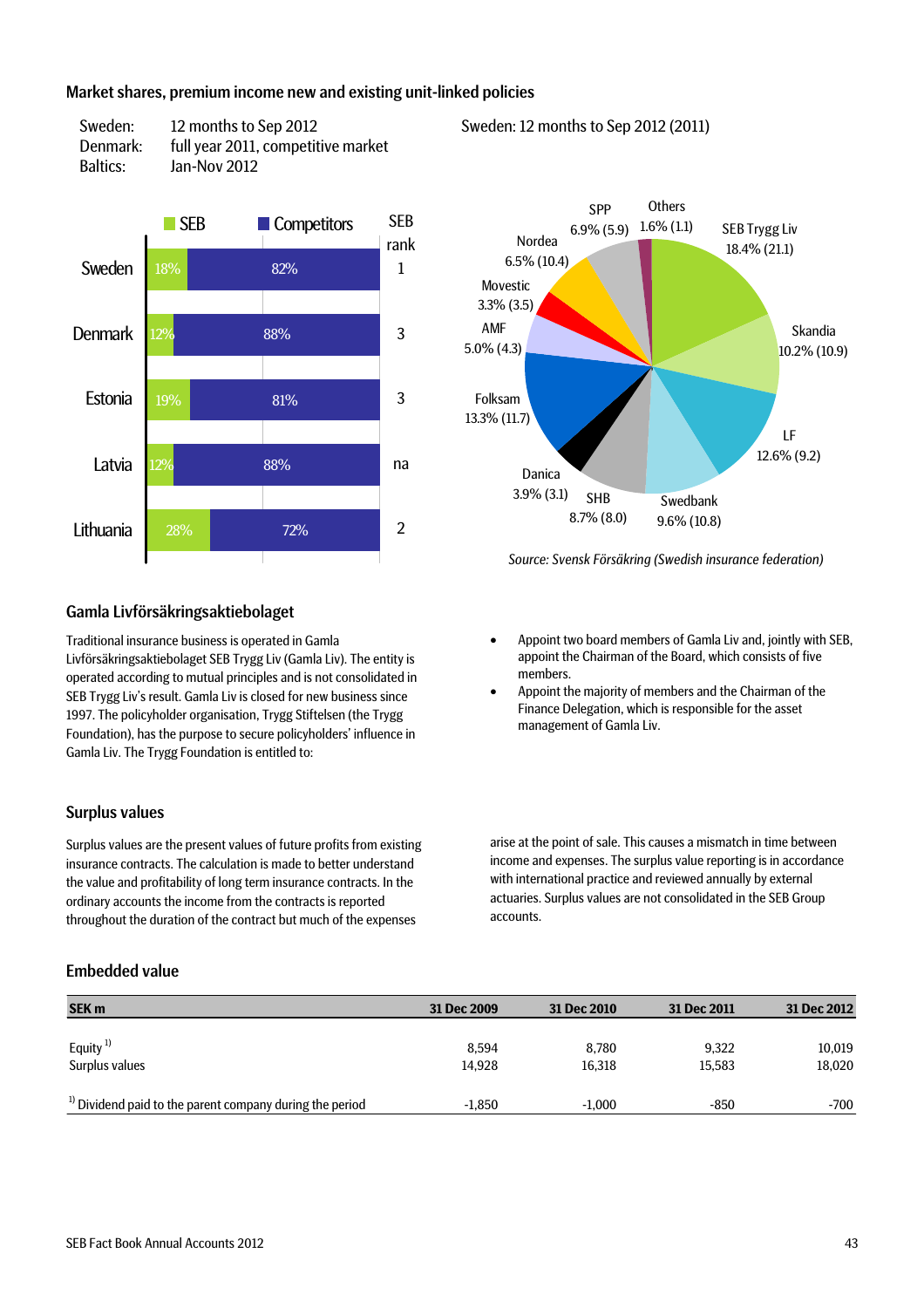## Market shares, premium income new and existing unit-linked policies

Sweden: 12 months to Sep 2012
Denmark: full year 2011, competitive market
Baltics: Jan-Nov 2012

| | SEB | Competitors | SEB rank |
|---|---|---|---|
| Sweden | 18% | 82% | 1 |
| Denmark | 12% | 88% | 3 |
| Estonia | 19% | 81% | 3 |
| Latvia | 12% | 88% | na |
| Lithuania | 28% | 72% | 2 |

Sweden: 12 months to Sep 2012 (2011)

| Company | Share (2011) |
|---|---|
| SEB Trygg Liv | 18.4% (21.1) |
| Skandia | 10.2% (10.9) |
| LF | 12.6% (9.2) |
| Swedbank | 9.6% (10.8) |
| SHB | 8.7% (8.0) |
| Danica | 3.9% (3.1) |
| Folksam | 13.3% (11.7) |
| AMF | 5.0% (4.3) |
| Movestic | 3.3% (3.5) |
| Nordea | 6.5% (10.4) |
| SPP | 6.9% (5.9) |
| Others | 1.6% (1.1) |

*Source: Svensk Försäkring (Swedish insurance federation)*

## Gamla Livförsäkringsaktiebolaget

Traditional insurance business is operated in Gamla Livförsäkringsaktiebolaget SEB Trygg Liv (Gamla Liv). The entity is operated according to mutual principles and is not consolidated in SEB Trygg Liv's result. Gamla Liv is closed for new business since 1997. The policyholder organisation, Trygg Stiftelsen (the Trygg Foundation), has the purpose to secure policyholders' influence in Gamla Liv. The Trygg Foundation is entitled to:

- Appoint two board members of Gamla Liv and, jointly with SEB, appoint the Chairman of the Board, which consists of five members.
- Appoint the majority of members and the Chairman of the Finance Delegation, which is responsible for the asset management of Gamla Liv.

## Surplus values

Surplus values are the present values of future profits from existing insurance contracts. The calculation is made to better understand the value and profitability of long term insurance contracts. In the ordinary accounts the income from the contracts is reported throughout the duration of the contract but much of the expenses arise at the point of sale. This causes a mismatch in time between income and expenses. The surplus value reporting is in accordance with international practice and reviewed annually by external actuaries. Surplus values are not consolidated in the SEB Group accounts.

## Embedded value

| SEK m | 31 Dec 2009 | 31 Dec 2010 | 31 Dec 2011 | 31 Dec 2012 |
|---|---|---|---|---|
| Equity [1] | 8,594 | 8,780 | 9,322 | 10,019 |
| Surplus values | 14,928 | 16,318 | 15,583 | 18,020 |
| [1] Dividend paid to the parent company during the period | -1,850 | -1,000 | -850 | -700 |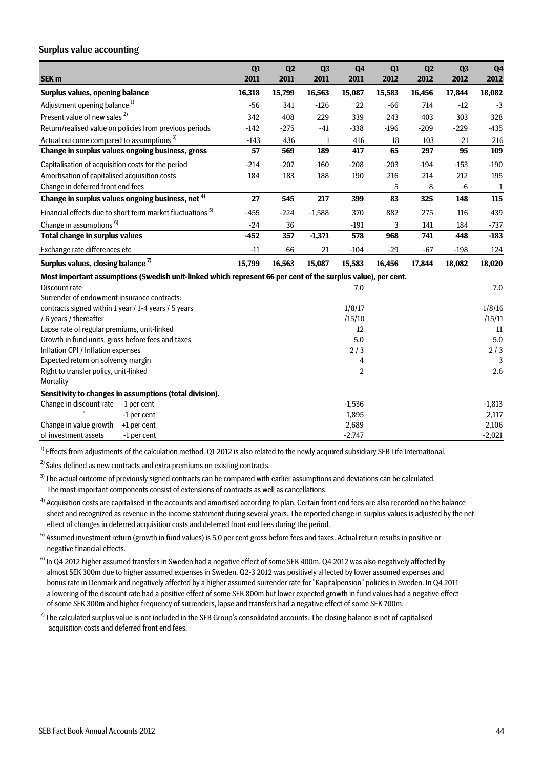## Surplus value accounting

| SEK m | Q1 2011 | Q2 2011 | Q3 2011 | Q4 2011 | Q1 2012 | Q2 2012 | Q3 2012 | Q4 2012 |
|---|---|---|---|---|---|---|---|---|
| **Surplus values, opening balance** | **16,318** | **15,799** | **16,563** | **15,087** | **15,583** | **16,456** | **17,844** | **18,082** |
| Adjustment opening balance [1] | -56 | 341 | -126 | 22 | -66 | 714 | -12 | -3 |
| Present value of new sales [2] | 342 | 408 | 229 | 339 | 243 | 403 | 303 | 328 |
| Return/realised value on policies from previous periods | -142 | -275 | -41 | -338 | -196 | -209 | -229 | -435 |
| Actual outcome compared to assumptions [3] | -143 | 436 | 1 | 416 | 18 | 103 | 21 | 216 |
| **Change in surplus values ongoing business, gross** | **57** | **569** | **189** | **417** | **65** | **297** | **95** | **109** |
| Capitalisation of acquisition costs for the period | -214 | -207 | -160 | -208 | -203 | -194 | -153 | -190 |
| Amortisation of capitalised acquisition costs | 184 | 183 | 188 | 190 | 216 | 214 | 212 | 195 |
| Change in deferred front end fees | | | | | 5 | 8 | -6 | 1 |
| **Change in surplus values ongoing business, net [4]** | **27** | **545** | **217** | **399** | **83** | **325** | **148** | **115** |
| Financial effects due to short term market fluctuations [5] | -455 | -224 | -1,588 | 370 | 882 | 275 | 116 | 439 |
| Change in assumptions [6] | -24 | 36 | | -191 | 3 | 141 | 184 | -737 |
| **Total change in surplus values** | **-452** | **357** | **-1,371** | **578** | **968** | **741** | **448** | **-183** |
| Exchange rate differences etc | -11 | 66 | 21 | -104 | -29 | -67 | -198 | 124 |
| **Surplus values, closing balance [7]** | **15,799** | **16,563** | **15,087** | **15,583** | **16,456** | **17,844** | **18,082** | **18,020** |
| **Most important assumptions (Swedish unit-linked which represent 66 per cent of the surplus value), per cent.** | | | | | | | | |
| Discount rate | | | | 7.0 | | | | 7.0 |
| Surrender of endowment insurance contracts: | | | | | | | | |
| contracts signed within 1 year / 1-4 years / 5 years | | | | 1/8/17 | | | | 1/8/16 |
| / 6 years / thereafter | | | | /15/10 | | | | /15/11 |
| Lapse rate of regular premiums, unit-linked | | | | 12 | | | | 11 |
| Growth in fund units, gross before fees and taxes | | | | 5.0 | | | | 5.0 |
| Inflation CPI / Inflation expenses | | | | 2 / 3 | | | | 2 / 3 |
| Expected return on solvency margin | | | | 4 | | | | 3 |
| Right to transfer policy, unit-linked | | | | 2 | | | | 2.6 |
| Mortality | | | | | | | | |
| **Sensitivity to changes in assumptions (total division).** | | | | | | | | |
| Change in discount rate +1 per cent | | | | -1,536 | | | | -1,813 |
| " -1 per cent | | | | 1,895 | | | | 2,117 |
| Change in value growth +1 per cent | | | | 2,689 | | | | 2,106 |
| of investment assets -1 per cent | | | | -2,747 | | | | -2,021 |

[1] Effects from adjustments of the calculation method. Q1 2012 is also related to the newly acquired subsidiary SEB Life International.

[2] Sales defined as new contracts and extra premiums on existing contracts.

[3] The actual outcome of previously signed contracts can be compared with earlier assumptions and deviations can be calculated. The most important components consist of extensions of contracts as well as cancellations.

[4] Acquisition costs are capitalised in the accounts and amortised according to plan. Certain front end fees are also recorded on the balance sheet and recognized as revenue in the income statement during several years. The reported change in surplus values is adjusted by the net effect of changes in deferred acquisition costs and deferred front end fees during the period.

[5] Assumed investment return (growth in fund values) is 5.0 per cent gross before fees and taxes. Actual return results in positive or negative financial effects.

[6] In Q4 2012 higher assumed transfers in Sweden had a negative effect of some SEK 400m. Q4 2012 was also negatively affected by almost SEK 300m due to higher assumed expenses in Sweden. Q2-3 2012 was positively affected by lower assumed expenses and bonus rate in Denmark and negatively affected by a higher assumed surrender rate for "Kapitalpension" policies in Sweden. In Q4 2011 a lowering of the discount rate had a positive effect of some SEK 800m but lower expected growth in fund values had a negative effect of some SEK 300m and higher frequency of surrenders, lapse and transfers had a negative effect of some SEK 700m.

[7] The calculated surplus value is not included in the SEB Group's consolidated accounts. The closing balance is net of capitalised acquisition costs and deferred front end fees.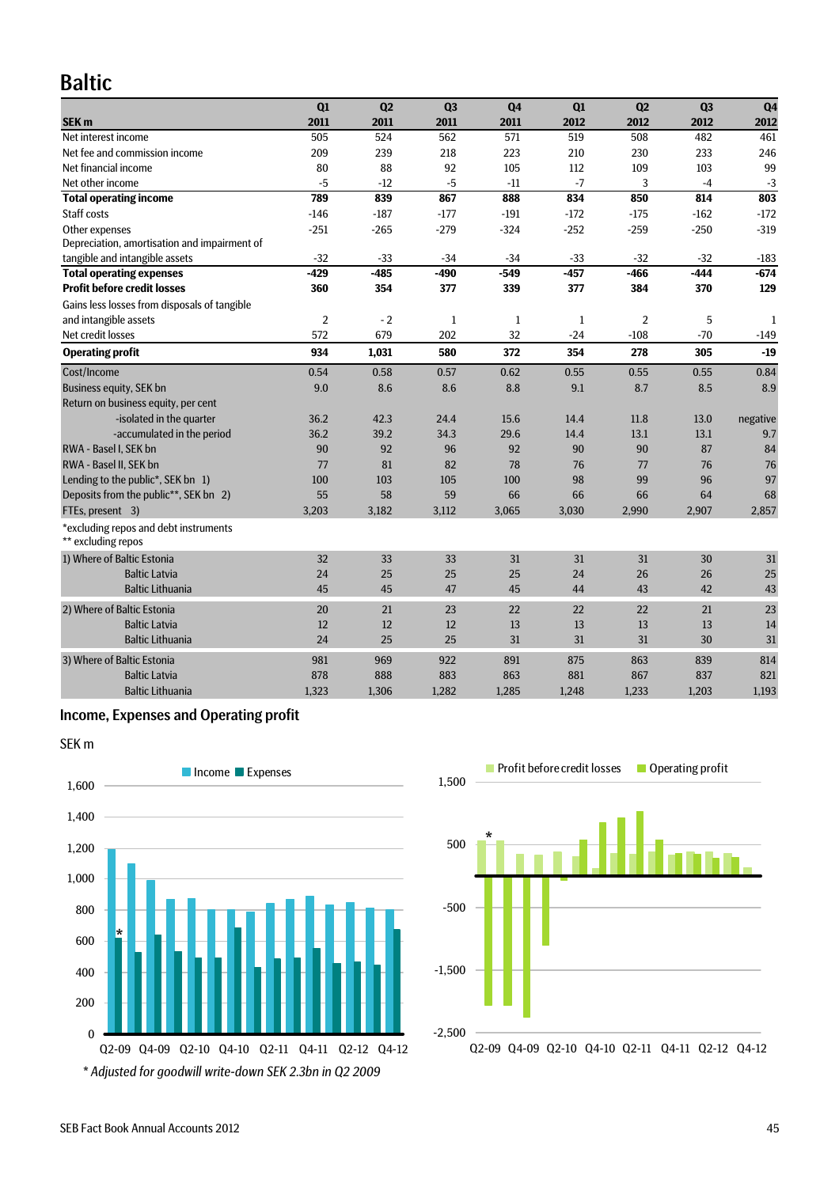# Baltic

| SEK m | Q1 2011 | Q2 2011 | Q3 2011 | Q4 2011 | Q1 2012 | Q2 2012 | Q3 2012 | Q4 2012 |
|---|---|---|---|---|---|---|---|---|
| Net interest income | 505 | 524 | 562 | 571 | 519 | 508 | 482 | 461 |
| Net fee and commission income | 209 | 239 | 218 | 223 | 210 | 230 | 233 | 246 |
| Net financial income | 80 | 88 | 92 | 105 | 112 | 109 | 103 | 99 |
| Net other income | -5 | -12 | -5 | -11 | -7 | 3 | -4 | -3 |
| **Total operating income** | **789** | **839** | **867** | **888** | **834** | **850** | **814** | **803** |
| Staff costs | -146 | -187 | -177 | -191 | -172 | -175 | -162 | -172 |
| Other expenses | -251 | -265 | -279 | -324 | -252 | -259 | -250 | -319 |
| Depreciation, amortisation and impairment of tangible and intangible assets | -32 | -33 | -34 | -34 | -33 | -32 | -32 | -183 |
| **Total operating expenses** | **-429** | **-485** | **-490** | **-549** | **-457** | **-466** | **-444** | **-674** |
| **Profit before credit losses** | **360** | **354** | **377** | **339** | **377** | **384** | **370** | **129** |
| Gains less losses from disposals of tangible and intangible assets | 2 | - 2 | 1 | 1 | 1 | 2 | 5 | 1 |
| Net credit losses | 572 | 679 | 202 | 32 | -24 | -108 | -70 | -149 |
| **Operating profit** | **934** | **1,031** | **580** | **372** | **354** | **278** | **305** | **-19** |
| Cost/Income | 0.54 | 0.58 | 0.57 | 0.62 | 0.55 | 0.55 | 0.55 | 0.84 |
| Business equity, SEK bn | 9.0 | 8.6 | 8.6 | 8.8 | 9.1 | 8.7 | 8.5 | 8.9 |
| Return on business equity, per cent | | | | | | | | |
| -isolated in the quarter | 36.2 | 42.3 | 24.4 | 15.6 | 14.4 | 11.8 | 13.0 | negative |
| -accumulated in the period | 36.2 | 39.2 | 34.3 | 29.6 | 14.4 | 13.1 | 13.1 | 9.7 |
| RWA - Basel I, SEK bn | 90 | 92 | 96 | 92 | 90 | 90 | 87 | 84 |
| RWA - Basel II, SEK bn | 77 | 81 | 82 | 78 | 76 | 77 | 76 | 76 |
| Lending to the public*, SEK bn 1) | 100 | 103 | 105 | 100 | 98 | 99 | 96 | 97 |
| Deposits from the public**, SEK bn 2) | 55 | 58 | 59 | 66 | 66 | 66 | 64 | 68 |
| FTEs, present 3) | 3,203 | 3,182 | 3,112 | 3,065 | 3,030 | 2,990 | 2,907 | 2,857 |

*excluding repos and debt instruments
** excluding repos

| | Q1 2011 | Q2 2011 | Q3 2011 | Q4 2011 | Q1 2012 | Q2 2012 | Q3 2012 | Q4 2012 |
|---|---|---|---|---|---|---|---|---|
| 1) Where of Baltic Estonia | 32 | 33 | 33 | 31 | 31 | 31 | 30 | 31 |
| Baltic Latvia | 24 | 25 | 25 | 25 | 24 | 26 | 26 | 25 |
| Baltic Lithuania | 45 | 45 | 47 | 45 | 44 | 43 | 42 | 43 |
| 2) Where of Baltic Estonia | 20 | 21 | 23 | 22 | 22 | 22 | 21 | 23 |
| Baltic Latvia | 12 | 12 | 12 | 13 | 13 | 13 | 13 | 14 |
| Baltic Lithuania | 24 | 25 | 25 | 31 | 31 | 31 | 30 | 31 |
| 3) Where of Baltic Estonia | 981 | 969 | 922 | 891 | 875 | 863 | 839 | 814 |
| Baltic Latvia | 878 | 888 | 883 | 863 | 881 | 867 | 837 | 821 |
| Baltic Lithuania | 1,323 | 1,306 | 1,282 | 1,285 | 1,248 | 1,233 | 1,203 | 1,193 |

## Income, Expenses and Operating profit

SEK m

* Adjusted for goodwill write-down SEK 2.3bn in Q2 2009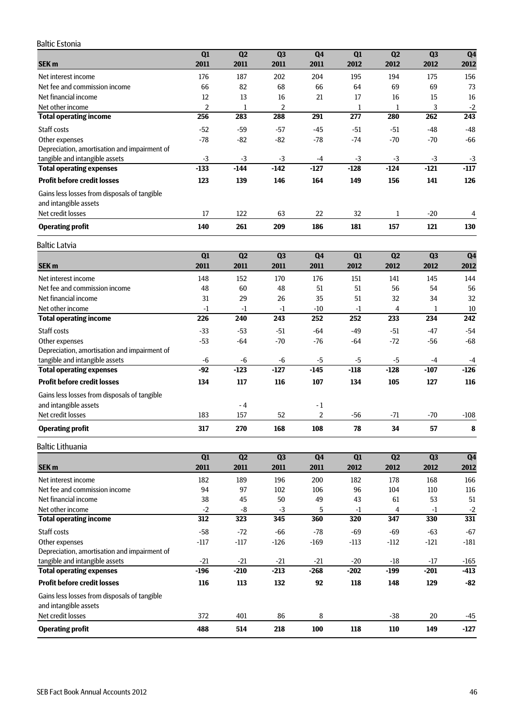## Baltic Estonia

| SEK m | Q1 2011 | Q2 2011 | Q3 2011 | Q4 2011 | Q1 2012 | Q2 2012 | Q3 2012 | Q4 2012 |
|---|---|---|---|---|---|---|---|---|
| Net interest income | 176 | 187 | 202 | 204 | 195 | 194 | 175 | 156 |
| Net fee and commission income | 66 | 82 | 68 | 66 | 64 | 69 | 69 | 73 |
| Net financial income | 12 | 13 | 16 | 21 | 17 | 16 | 15 | 16 |
| Net other income | 2 | 1 | 2 | | 1 | 1 | 3 | -2 |
| **Total operating income** | **256** | **283** | **288** | **291** | **277** | **280** | **262** | **243** |
| Staff costs | -52 | -59 | -57 | -45 | -51 | -51 | -48 | -48 |
| Other expenses | -78 | -82 | -82 | -78 | -74 | -70 | -70 | -66 |
| Depreciation, amortisation and impairment of tangible and intangible assets | -3 | -3 | -3 | -4 | -3 | -3 | -3 | -3 |
| **Total operating expenses** | **-133** | **-144** | **-142** | **-127** | **-128** | **-124** | **-121** | **-117** |
| **Profit before credit losses** | **123** | **139** | **146** | **164** | **149** | **156** | **141** | **126** |
| Gains less losses from disposals of tangible and intangible assets | | | | | | | | |
| Net credit losses | 17 | 122 | 63 | 22 | 32 | 1 | -20 | 4 |
| **Operating profit** | **140** | **261** | **209** | **186** | **181** | **157** | **121** | **130** |

## Baltic Latvia

| SEK m | Q1 2011 | Q2 2011 | Q3 2011 | Q4 2011 | Q1 2012 | Q2 2012 | Q3 2012 | Q4 2012 |
|---|---|---|---|---|---|---|---|---|
| Net interest income | 148 | 152 | 170 | 176 | 151 | 141 | 145 | 144 |
| Net fee and commission income | 48 | 60 | 48 | 51 | 51 | 56 | 54 | 56 |
| Net financial income | 31 | 29 | 26 | 35 | 51 | 32 | 34 | 32 |
| Net other income | -1 | -1 | -1 | -10 | -1 | 4 | 1 | 10 |
| **Total operating income** | **226** | **240** | **243** | **252** | **252** | **233** | **234** | **242** |
| Staff costs | -33 | -53 | -51 | -64 | -49 | -51 | -47 | -54 |
| Other expenses | -53 | -64 | -70 | -76 | -64 | -72 | -56 | -68 |
| Depreciation, amortisation and impairment of tangible and intangible assets | -6 | -6 | -6 | -5 | -5 | -5 | -4 | -4 |
| **Total operating expenses** | **-92** | **-123** | **-127** | **-145** | **-118** | **-128** | **-107** | **-126** |
| **Profit before credit losses** | **134** | **117** | **116** | **107** | **134** | **105** | **127** | **116** |
| Gains less losses from disposals of tangible and intangible assets | | - 4 | | - 1 | | | | |
| Net credit losses | 183 | 157 | 52 | 2 | -56 | -71 | -70 | -108 |
| **Operating profit** | **317** | **270** | **168** | **108** | **78** | **34** | **57** | **8** |

## Baltic Lithuania

| SEK m | Q1 2011 | Q2 2011 | Q3 2011 | Q4 2011 | Q1 2012 | Q2 2012 | Q3 2012 | Q4 2012 |
|---|---|---|---|---|---|---|---|---|
| Net interest income | 182 | 189 | 196 | 200 | 182 | 178 | 168 | 166 |
| Net fee and commission income | 94 | 97 | 102 | 106 | 96 | 104 | 110 | 116 |
| Net financial income | 38 | 45 | 50 | 49 | 43 | 61 | 53 | 51 |
| Net other income | -2 | -8 | -3 | 5 | -1 | 4 | -1 | -2 |
| **Total operating income** | **312** | **323** | **345** | **360** | **320** | **347** | **330** | **331** |
| Staff costs | -58 | -72 | -66 | -78 | -69 | -69 | -63 | -67 |
| Other expenses | -117 | -117 | -126 | -169 | -113 | -112 | -121 | -181 |
| Depreciation, amortisation and impairment of tangible and intangible assets | -21 | -21 | -21 | -21 | -20 | -18 | -17 | -165 |
| **Total operating expenses** | **-196** | **-210** | **-213** | **-268** | **-202** | **-199** | **-201** | **-413** |
| **Profit before credit losses** | **116** | **113** | **132** | **92** | **118** | **148** | **129** | **-82** |
| Gains less losses from disposals of tangible and intangible assets | | | | | | | | |
| Net credit losses | 372 | 401 | 86 | 8 | | -38 | 20 | -45 |
| **Operating profit** | **488** | **514** | **218** | **100** | **118** | **110** | **149** | **-127** |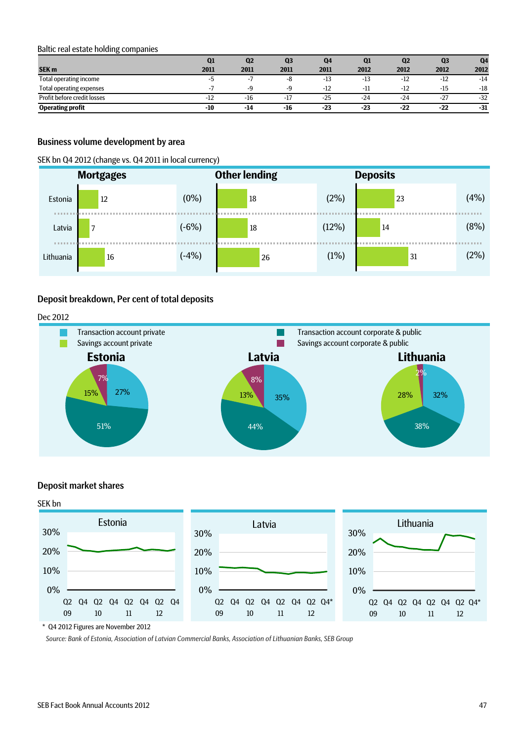Baltic real estate holding companies

| SEK m | Q1 2011 | Q2 2011 | Q3 2011 | Q4 2011 | Q1 2012 | Q2 2012 | Q3 2012 | Q4 2012 |
|---|---|---|---|---|---|---|---|---|
| Total operating income | -5 | -7 | -8 | -13 | -13 | -12 | -12 | -14 |
| Total operating expenses | -7 | -9 | -9 | -12 | -11 | -12 | -15 | -18 |
| Profit before credit losses | -12 | -16 | -17 | -25 | -24 | -24 | -27 | -32 |
| **Operating profit** | **-10** | **-14** | **-16** | **-23** | **-23** | **-22** | **-22** | **-31** |

## Business volume development by area

SEK bn Q4 2012 (change vs. Q4 2011 in local currency)

| | Mortgages | | Other lending | | Deposits | |
|---|---|---|---|---|---|---|
| Estonia | 12 | (0%) | 18 | (2%) | 23 | (4%) |
| Latvia | 7 | (-6%) | 18 | (12%) | 14 | (8%) |
| Lithuania | 16 | (-4%) | 26 | (1%) | 31 | (2%) |

## Deposit breakdown, Per cent of total deposits

Dec 2012

| | Estonia | Latvia | Lithuania |
|---|---|---|---|
| Transaction account private | 27% | 35% | 32% |
| Savings account private | 15% | 13% | 28% |
| Transaction account corporate & public | 51% | 44% | 38% |
| Savings account corporate & public | 7% | 8% | 2% |

## Deposit market shares

SEK bn

Estonia, Latvia, Lithuania (0%–30%; Q2 09 – Q4 12)

\* Q4 2012 Figures are November 2012

*Source: Bank of Estonia, Association of Latvian Commercial Banks, Association of Lithuanian Banks, SEB Group*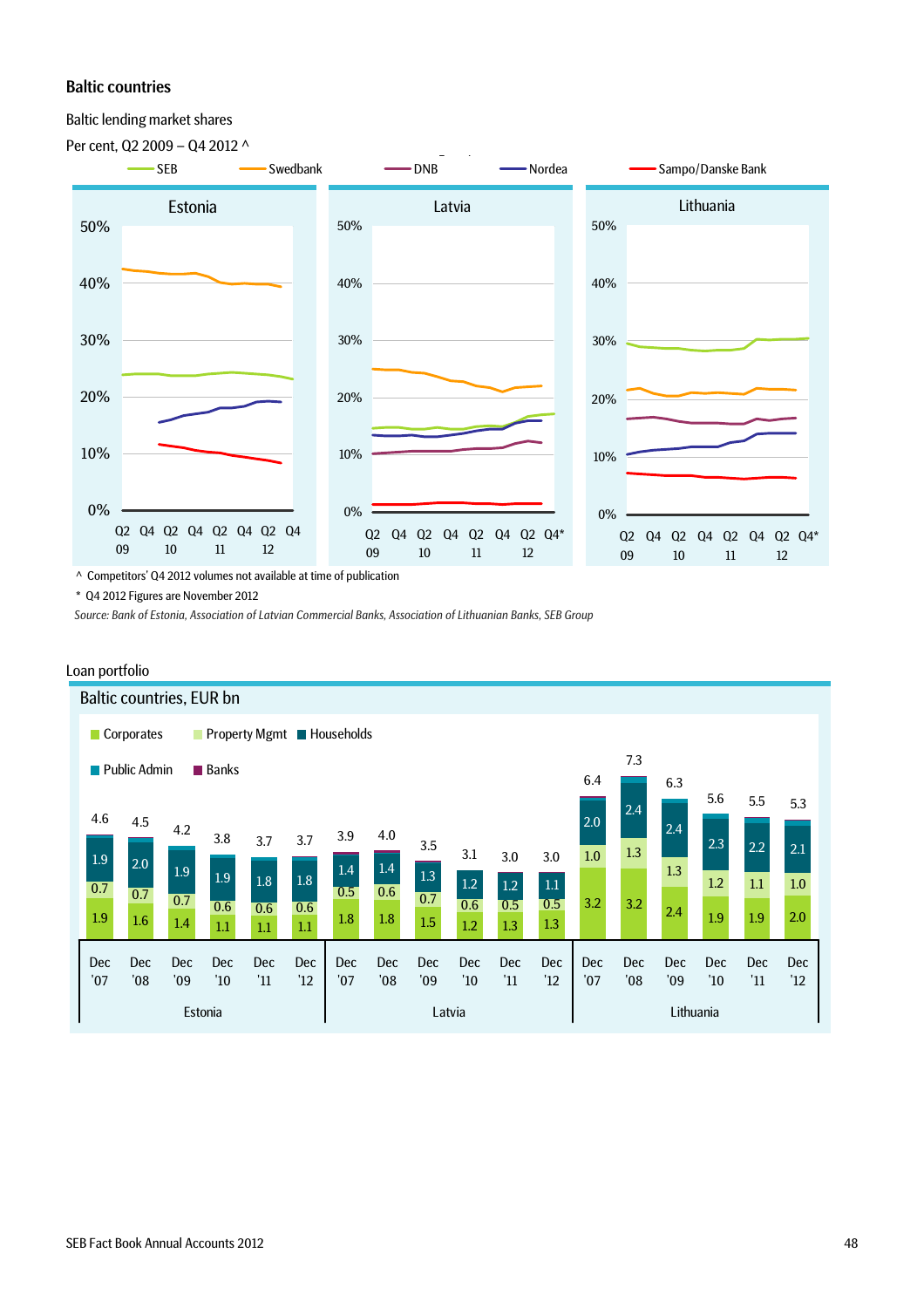## Baltic countries

Baltic lending market shares

Per cent, Q2 2009 – Q4 2012 ^

SEB, Swedbank, DNB, Nordea, Sampo/Danske Bank

Estonia | Latvia | Lithuania

^ Competitors' Q4 2012 volumes not available at time of publication

\* Q4 2012 Figures are November 2012

*Source: Bank of Estonia, Association of Latvian Commercial Banks, Association of Lithuanian Banks, SEB Group*

Loan portfolio

Baltic countries, EUR bn

| Country | Period | Total | Corporates | Property Mgmt | Households |
|---|---|---|---|---|---|
| Estonia | Dec '07 | 4.6 | 1.9 | 0.7 | 1.9 |
| Estonia | Dec '08 | 4.5 | 1.6 | 0.7 | 2.0 |
| Estonia | Dec '09 | 4.2 | 1.4 | 0.7 | 1.9 |
| Estonia | Dec '10 | 3.8 | 1.1 | 0.6 | 1.9 |
| Estonia | Dec '11 | 3.7 | 1.1 | 0.6 | 1.8 |
| Estonia | Dec '12 | 3.7 | 1.1 | 0.6 | 1.8 |
| Latvia | Dec '07 | 3.9 | 1.8 | 0.5 | 1.4 |
| Latvia | Dec '08 | 4.0 | 1.8 | 0.6 | 1.4 |
| Latvia | Dec '09 | 3.5 | 1.5 | 0.7 | 1.3 |
| Latvia | Dec '10 | 3.1 | 1.2 | 0.6 | 1.2 |
| Latvia | Dec '11 | 3.0 | 1.3 | 0.5 | 1.2 |
| Latvia | Dec '12 | 3.0 | 1.3 | 0.5 | 1.1 |
| Lithuania | Dec '07 | 6.4 | 3.2 | 1.0 | 2.0 |
| Lithuania | Dec '08 | 7.3 | 3.2 | 1.3 | 2.4 |
| Lithuania | Dec '09 | 6.3 | 2.4 | 1.3 | 2.4 |
| Lithuania | Dec '10 | 5.6 | 1.9 | 1.2 | 2.3 |
| Lithuania | Dec '11 | 5.5 | 1.9 | 1.1 | 2.2 |
| Lithuania | Dec '12 | 5.3 | 2.0 | 1.0 | 2.1 |

Legend: Corporates, Property Mgmt, Households, Public Admin, Banks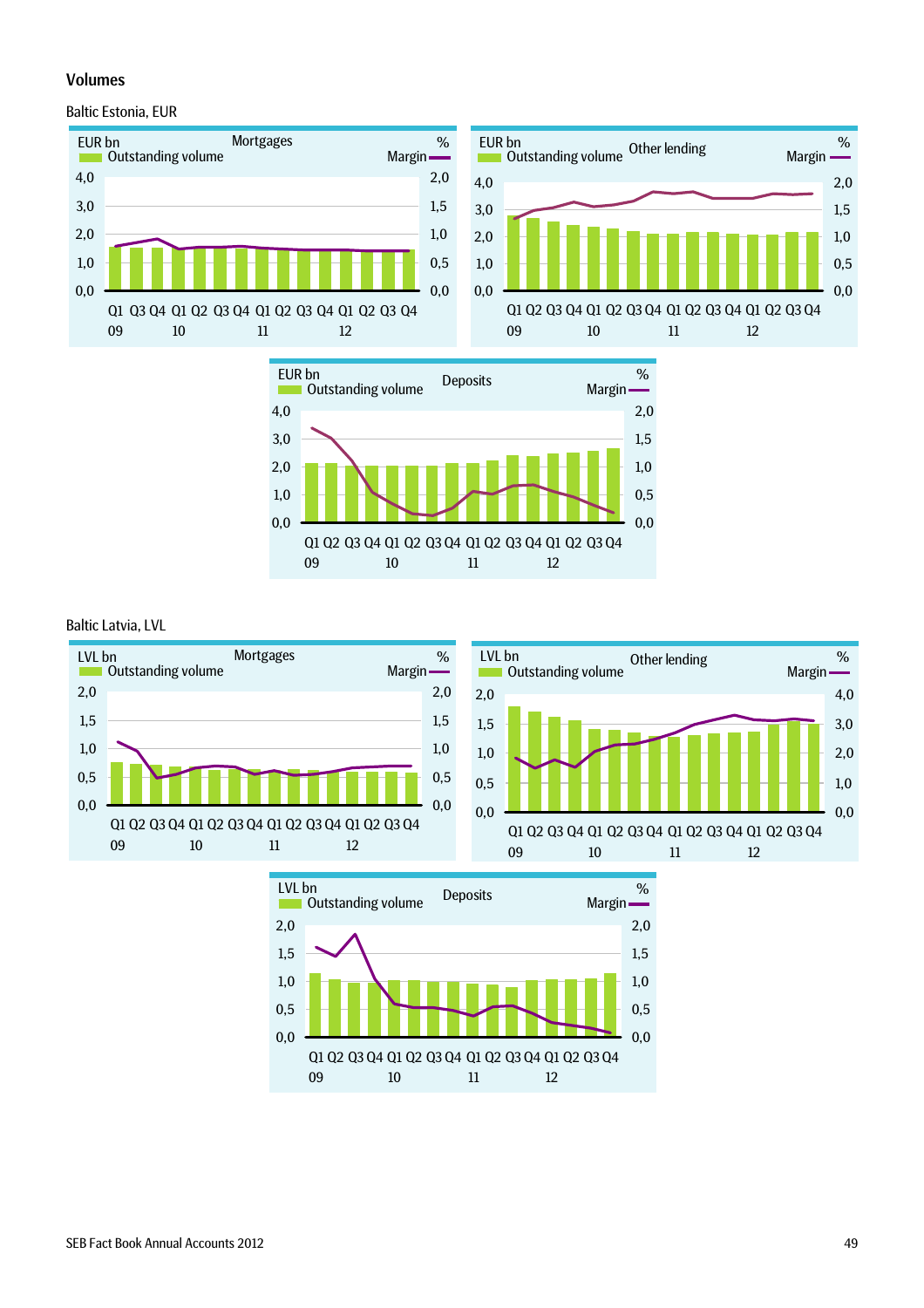# Volumes

Baltic Estonia, EUR

Mortgages
EUR bn — Outstanding volume; % — Margin

Other lending
EUR bn — Outstanding volume; % — Margin

Deposits
EUR bn — Outstanding volume; % — Margin

Baltic Latvia, LVL

Mortgages
LVL bn — Outstanding volume; % — Margin

Other lending
LVL bn — Outstanding volume; % — Margin

Deposits
LVL bn — Outstanding volume; % — Margin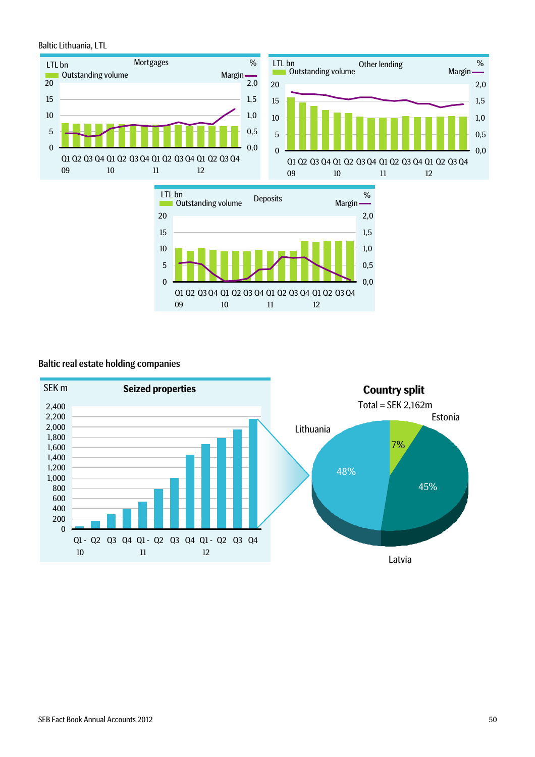Baltic Lithuania, LTL

**Mortgages**

LTL bn — Outstanding volume; % — Margin

Q1 Q2 Q3 Q4 09 | Q1 Q2 Q3 Q4 10 | Q1 Q2 Q3 Q4 11 | Q1 Q2 Q3 Q4 12

**Other lending**

LTL bn — Outstanding volume; % — Margin

Q1 Q2 Q3 Q4 09 | Q1 Q2 Q3 Q4 10 | Q1 Q2 Q3 Q4 11 | Q1 Q2 Q3 Q4 12

**Deposits**

LTL bn — Outstanding volume; % — Margin

Q1 Q2 Q3 Q4 09 | Q1 Q2 Q3 Q4 10 | Q1 Q2 Q3 Q4 11 | Q1 Q2 Q3 Q4 12

## Baltic real estate holding companies

**Seized properties**

SEK m

Q1-10, Q2, Q3, Q4, Q1-11, Q2, Q3, Q4, Q1-12, Q2, Q3, Q4

**Country split**

Total = SEK 2,162m

| Country | Share |
|---|---|
| Lithuania | 48% |
| Latvia | 45% |
| Estonia | 7% |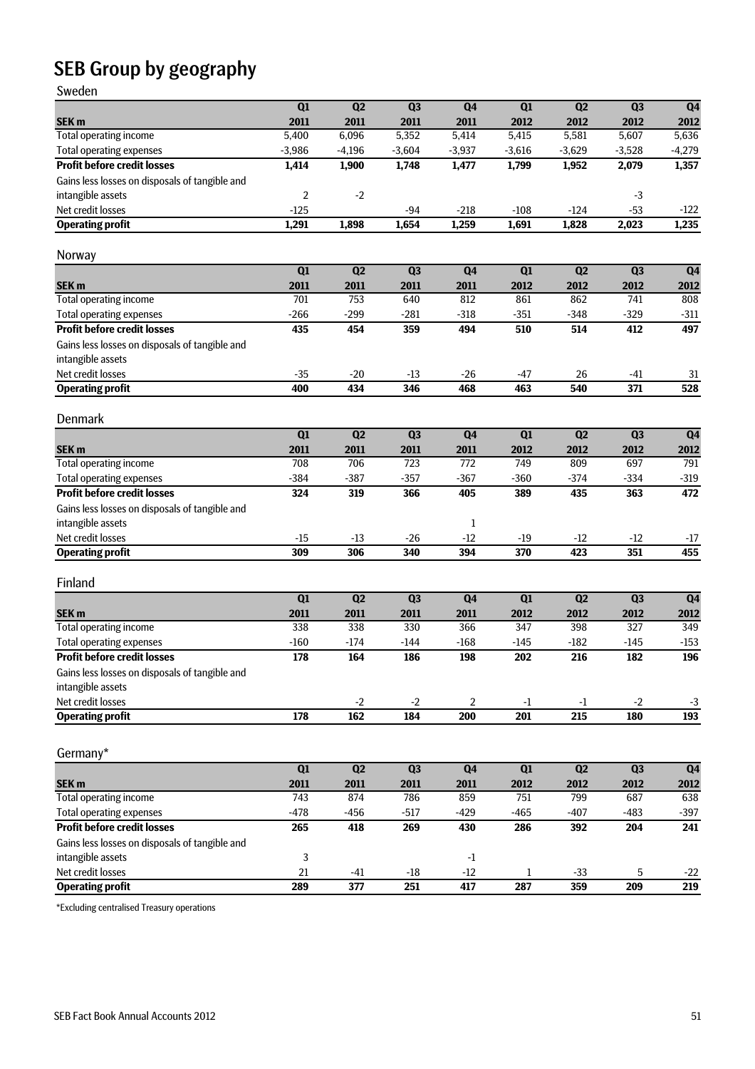# SEB Group by geography

## Sweden

| SEK m | Q1 2011 | Q2 2011 | Q3 2011 | Q4 2011 | Q1 2012 | Q2 2012 | Q3 2012 | Q4 2012 |
|---|---|---|---|---|---|---|---|---|
| Total operating income | 5,400 | 6,096 | 5,352 | 5,414 | 5,415 | 5,581 | 5,607 | 5,636 |
| Total operating expenses | -3,986 | -4,196 | -3,604 | -3,937 | -3,616 | -3,629 | -3,528 | -4,279 |
| **Profit before credit losses** | **1,414** | **1,900** | **1,748** | **1,477** | **1,799** | **1,952** | **2,079** | **1,357** |
| Gains less losses on disposals of tangible and intangible assets | 2 | -2 | | | | | -3 | |
| Net credit losses | -125 | | -94 | -218 | -108 | -124 | -53 | -122 |
| **Operating profit** | **1,291** | **1,898** | **1,654** | **1,259** | **1,691** | **1,828** | **2,023** | **1,235** |

## Norway

| SEK m | Q1 2011 | Q2 2011 | Q3 2011 | Q4 2011 | Q1 2012 | Q2 2012 | Q3 2012 | Q4 2012 |
|---|---|---|---|---|---|---|---|---|
| Total operating income | 701 | 753 | 640 | 812 | 861 | 862 | 741 | 808 |
| Total operating expenses | -266 | -299 | -281 | -318 | -351 | -348 | -329 | -311 |
| **Profit before credit losses** | **435** | **454** | **359** | **494** | **510** | **514** | **412** | **497** |
| Gains less losses on disposals of tangible and intangible assets | | | | | | | | |
| Net credit losses | -35 | -20 | -13 | -26 | -47 | 26 | -41 | 31 |
| **Operating profit** | **400** | **434** | **346** | **468** | **463** | **540** | **371** | **528** |

## Denmark

| SEK m | Q1 2011 | Q2 2011 | Q3 2011 | Q4 2011 | Q1 2012 | Q2 2012 | Q3 2012 | Q4 2012 |
|---|---|---|---|---|---|---|---|---|
| Total operating income | 708 | 706 | 723 | 772 | 749 | 809 | 697 | 791 |
| Total operating expenses | -384 | -387 | -357 | -367 | -360 | -374 | -334 | -319 |
| **Profit before credit losses** | **324** | **319** | **366** | **405** | **389** | **435** | **363** | **472** |
| Gains less losses on disposals of tangible and intangible assets | | | | 1 | | | | |
| Net credit losses | -15 | -13 | -26 | -12 | -19 | -12 | -12 | -17 |
| **Operating profit** | **309** | **306** | **340** | **394** | **370** | **423** | **351** | **455** |

## Finland

| SEK m | Q1 2011 | Q2 2011 | Q3 2011 | Q4 2011 | Q1 2012 | Q2 2012 | Q3 2012 | Q4 2012 |
|---|---|---|---|---|---|---|---|---|
| Total operating income | 338 | 338 | 330 | 366 | 347 | 398 | 327 | 349 |
| Total operating expenses | -160 | -174 | -144 | -168 | -145 | -182 | -145 | -153 |
| **Profit before credit losses** | **178** | **164** | **186** | **198** | **202** | **216** | **182** | **196** |
| Gains less losses on disposals of tangible and intangible assets | | | | | | | | |
| Net credit losses | | -2 | -2 | 2 | -1 | -1 | -2 | -3 |
| **Operating profit** | **178** | **162** | **184** | **200** | **201** | **215** | **180** | **193** |

## Germany*

| SEK m | Q1 2011 | Q2 2011 | Q3 2011 | Q4 2011 | Q1 2012 | Q2 2012 | Q3 2012 | Q4 2012 |
|---|---|---|---|---|---|---|---|---|
| Total operating income | 743 | 874 | 786 | 859 | 751 | 799 | 687 | 638 |
| Total operating expenses | -478 | -456 | -517 | -429 | -465 | -407 | -483 | -397 |
| **Profit before credit losses** | **265** | **418** | **269** | **430** | **286** | **392** | **204** | **241** |
| Gains less losses on disposals of tangible and intangible assets | 3 | | | -1 | | | | |
| Net credit losses | 21 | -41 | -18 | -12 | 1 | -33 | 5 | -22 |
| **Operating profit** | **289** | **377** | **251** | **417** | **287** | **359** | **209** | **219** |

*Excluding centralised Treasury operations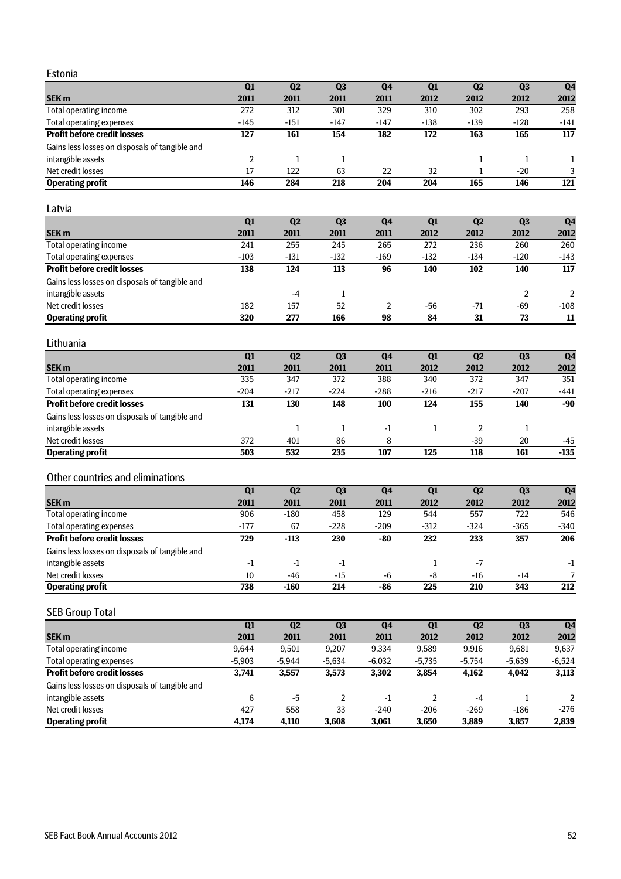## Estonia

| SEK m | Q1 2011 | Q2 2011 | Q3 2011 | Q4 2011 | Q1 2012 | Q2 2012 | Q3 2012 | Q4 2012 |
|---|---|---|---|---|---|---|---|---|
| Total operating income | 272 | 312 | 301 | 329 | 310 | 302 | 293 | 258 |
| Total operating expenses | -145 | -151 | -147 | -147 | -138 | -139 | -128 | -141 |
| **Profit before credit losses** | **127** | **161** | **154** | **182** | **172** | **163** | **165** | **117** |
| Gains less losses on disposals of tangible and intangible assets | 2 | 1 | 1 | | | 1 | 1 | 1 |
| Net credit losses | 17 | 122 | 63 | 22 | 32 | 1 | -20 | 3 |
| **Operating profit** | **146** | **284** | **218** | **204** | **204** | **165** | **146** | **121** |

## Latvia

| SEK m | Q1 2011 | Q2 2011 | Q3 2011 | Q4 2011 | Q1 2012 | Q2 2012 | Q3 2012 | Q4 2012 |
|---|---|---|---|---|---|---|---|---|
| Total operating income | 241 | 255 | 245 | 265 | 272 | 236 | 260 | 260 |
| Total operating expenses | -103 | -131 | -132 | -169 | -132 | -134 | -120 | -143 |
| **Profit before credit losses** | **138** | **124** | **113** | **96** | **140** | **102** | **140** | **117** |
| Gains less losses on disposals of tangible and intangible assets | | -4 | 1 | | | | 2 | 2 |
| Net credit losses | 182 | 157 | 52 | 2 | -56 | -71 | -69 | -108 |
| **Operating profit** | **320** | **277** | **166** | **98** | **84** | **31** | **73** | **11** |

## Lithuania

| SEK m | Q1 2011 | Q2 2011 | Q3 2011 | Q4 2011 | Q1 2012 | Q2 2012 | Q3 2012 | Q4 2012 |
|---|---|---|---|---|---|---|---|---|
| Total operating income | 335 | 347 | 372 | 388 | 340 | 372 | 347 | 351 |
| Total operating expenses | -204 | -217 | -224 | -288 | -216 | -217 | -207 | -441 |
| **Profit before credit losses** | **131** | **130** | **148** | **100** | **124** | **155** | **140** | **-90** |
| Gains less losses on disposals of tangible and intangible assets | | 1 | 1 | -1 | 1 | 2 | 1 | |
| Net credit losses | 372 | 401 | 86 | 8 | | -39 | 20 | -45 |
| **Operating profit** | **503** | **532** | **235** | **107** | **125** | **118** | **161** | **-135** |

## Other countries and eliminations

| SEK m | Q1 2011 | Q2 2011 | Q3 2011 | Q4 2011 | Q1 2012 | Q2 2012 | Q3 2012 | Q4 2012 |
|---|---|---|---|---|---|---|---|---|
| Total operating income | 906 | -180 | 458 | 129 | 544 | 557 | 722 | 546 |
| Total operating expenses | -177 | 67 | -228 | -209 | -312 | -324 | -365 | -340 |
| **Profit before credit losses** | **729** | **-113** | **230** | **-80** | **232** | **233** | **357** | **206** |
| Gains less losses on disposals of tangible and intangible assets | -1 | -1 | -1 | | 1 | -7 | | -1 |
| Net credit losses | 10 | -46 | -15 | -6 | -8 | -16 | -14 | 7 |
| **Operating profit** | **738** | **-160** | **214** | **-86** | **225** | **210** | **343** | **212** |

## SEB Group Total

| SEK m | Q1 2011 | Q2 2011 | Q3 2011 | Q4 2011 | Q1 2012 | Q2 2012 | Q3 2012 | Q4 2012 |
|---|---|---|---|---|---|---|---|---|
| Total operating income | 9,644 | 9,501 | 9,207 | 9,334 | 9,589 | 9,916 | 9,681 | 9,637 |
| Total operating expenses | -5,903 | -5,944 | -5,634 | -6,032 | -5,735 | -5,754 | -5,639 | -6,524 |
| **Profit before credit losses** | **3,741** | **3,557** | **3,573** | **3,302** | **3,854** | **4,162** | **4,042** | **3,113** |
| Gains less losses on disposals of tangible and intangible assets | 6 | -5 | 2 | -1 | 2 | -4 | 1 | 2 |
| Net credit losses | 427 | 558 | 33 | -240 | -206 | -269 | -186 | -276 |
| **Operating profit** | **4,174** | **4,110** | **3,608** | **3,061** | **3,650** | **3,889** | **3,857** | **2,839** |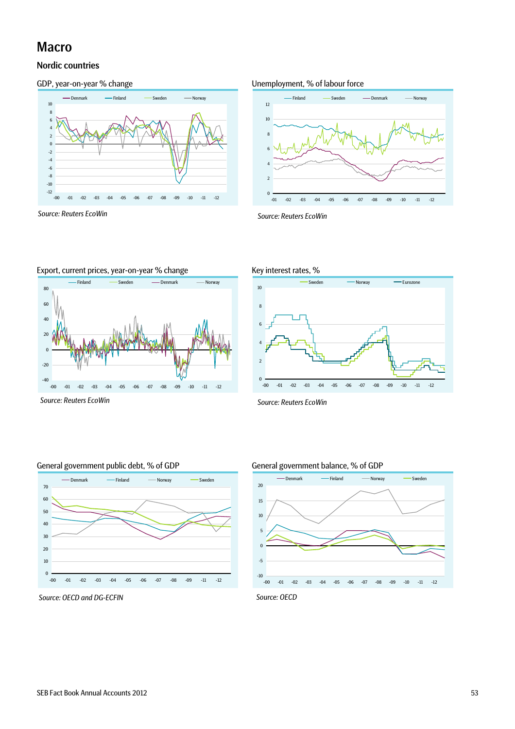# Macro

## Nordic countries

### GDP, year-on-year % change

Source: Reuters EcoWin

### Unemployment, % of labour force

Source: Reuters EcoWin

### Export, current prices, year-on-year % change

Source: Reuters EcoWin

### Key interest rates, %

Source: Reuters EcoWin

### General government public debt, % of GDP

Source: OECD and DG-ECFIN

### General government balance, % of GDP

Source: OECD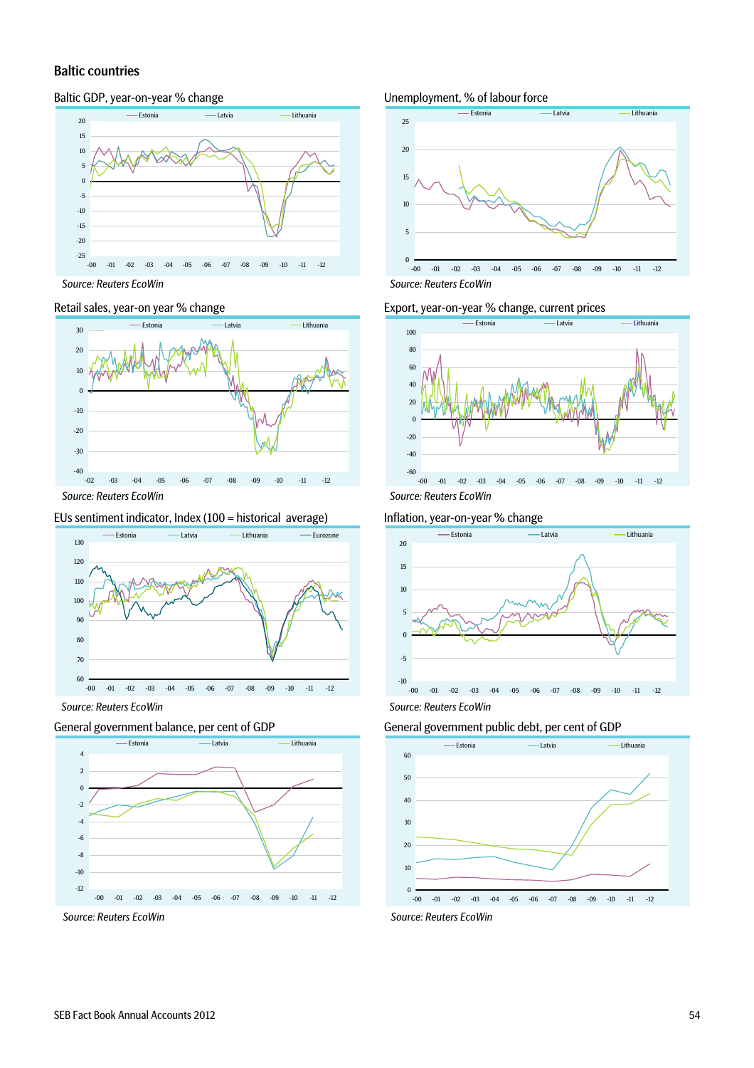## Baltic countries

Baltic GDP, year-on-year % change

Source: Reuters EcoWin

Unemployment, % of labour force

Source: Reuters EcoWin

Retail sales, year-on year % change

Source: Reuters EcoWin

Export, year-on-year % change, current prices

Source: Reuters EcoWin

EUs sentiment indicator, Index (100 = historical average)

Source: Reuters EcoWin

Inflation, year-on-year % change

Source: Reuters EcoWin

General government balance, per cent of GDP

Source: Reuters EcoWin

General government public debt, per cent of GDP

Source: Reuters EcoWin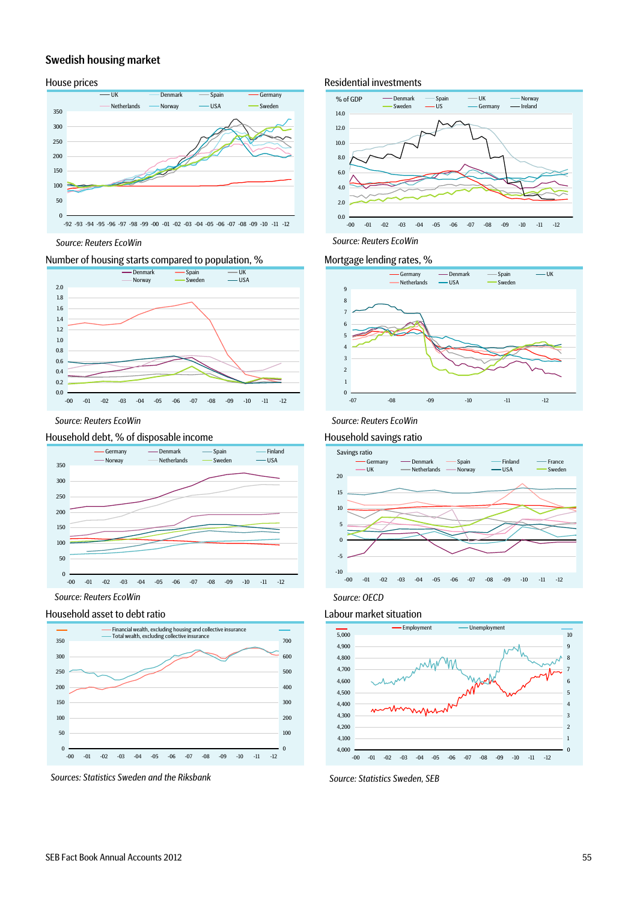## Swedish housing market

### House prices

Source: Reuters EcoWin

### Residential investments

Source: Reuters EcoWin

### Number of housing starts compared to population, %

Source: Reuters EcoWin

### Mortgage lending rates, %

Source: Reuters EcoWin

### Household debt, % of disposable income

Source: Reuters EcoWin

### Household savings ratio

Source: OECD

### Household asset to debt ratio

Sources: Statistics Sweden and the Riksbank

### Labour market situation

Source: Statistics Sweden, SEB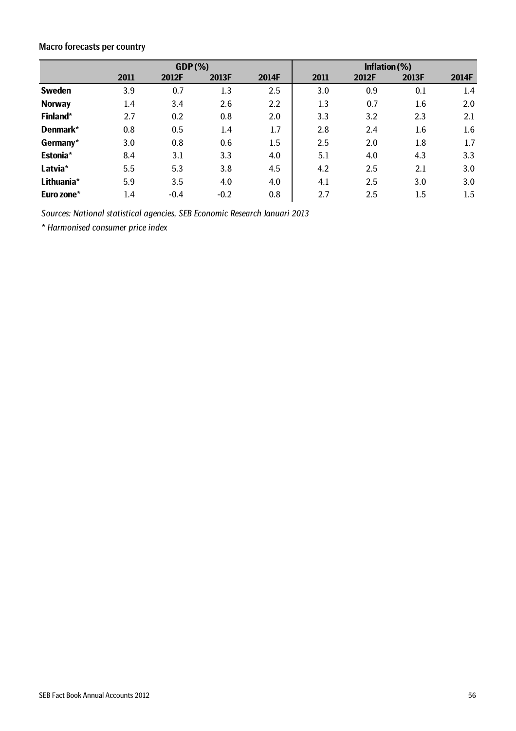**Macro forecasts per country**

| | GDP (%) | | | | Inflation (%) | | | |
|---|---|---|---|---|---|---|---|---|
| | 2011 | 2012F | 2013F | 2014F | 2011 | 2012F | 2013F | 2014F |
| **Sweden** | 3.9 | 0.7 | 1.3 | 2.5 | 3.0 | 0.9 | 0.1 | 1.4 |
| **Norway** | 1.4 | 3.4 | 2.6 | 2.2 | 1.3 | 0.7 | 1.6 | 2.0 |
| **Finland*** | 2.7 | 0.2 | 0.8 | 2.0 | 3.3 | 3.2 | 2.3 | 2.1 |
| **Denmark*** | 0.8 | 0.5 | 1.4 | 1.7 | 2.8 | 2.4 | 1.6 | 1.6 |
| **Germany*** | 3.0 | 0.8 | 0.6 | 1.5 | 2.5 | 2.0 | 1.8 | 1.7 |
| **Estonia*** | 8.4 | 3.1 | 3.3 | 4.0 | 5.1 | 4.0 | 4.3 | 3.3 |
| **Latvia*** | 5.5 | 5.3 | 3.8 | 4.5 | 4.2 | 2.5 | 2.1 | 3.0 |
| **Lithuania*** | 5.9 | 3.5 | 4.0 | 4.0 | 4.1 | 2.5 | 3.0 | 3.0 |
| **Euro zone*** | 1.4 | -0.4 | -0.2 | 0.8 | 2.7 | 2.5 | 1.5 | 1.5 |

*Sources: National statistical agencies, SEB Economic Research Januari 2013*

*\* Harmonised consumer price index*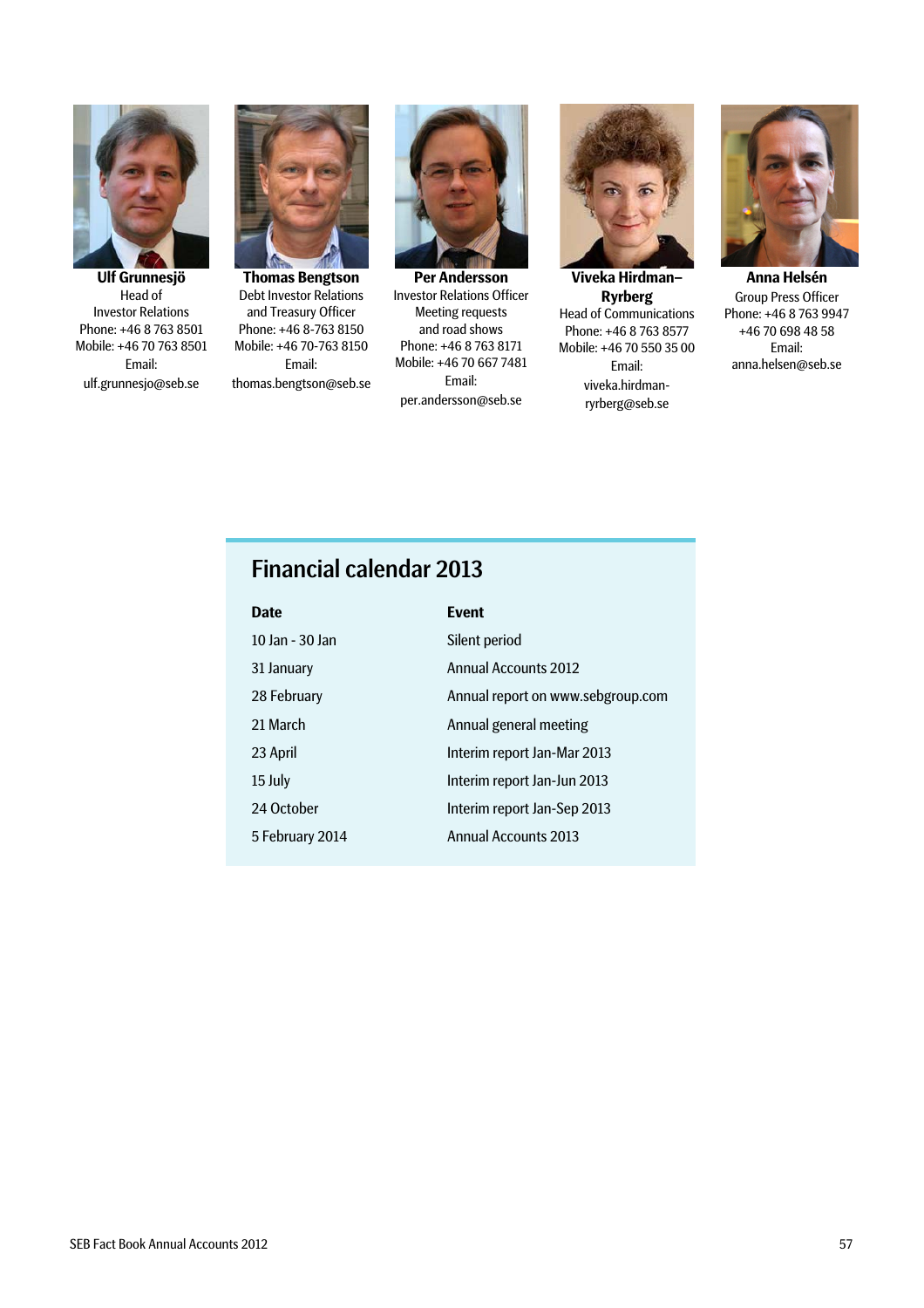**Ulf Grunnesjö**
Head of
Investor Relations
Phone: +46 8 763 8501
Mobile: +46 70 763 8501
Email:
ulf.grunnesjo@seb.se

**Thomas Bengtson**
Debt Investor Relations
and Treasury Officer
Phone: +46 8-763 8150
Mobile: +46 70-763 8150
Email:
thomas.bengtson@seb.se

**Per Andersson**
Investor Relations Officer
Meeting requests
and road shows
Phone: +46 8 763 8171
Mobile: +46 70 667 7481
Email:
per.andersson@seb.se

**Viveka Hirdman–Ryrberg**
Head of Communications
Phone: +46 8 763 8577
Mobile: +46 70 550 35 00
Email:
viveka.hirdman-ryrberg@seb.se

**Anna Helsén**
Group Press Officer
Phone: +46 8 763 9947
+46 70 698 48 58
Email:
anna.helsen@seb.se

## Financial calendar 2013

| Date | Event |
|---|---|
| 10 Jan - 30 Jan | Silent period |
| 31 January | Annual Accounts 2012 |
| 28 February | Annual report on www.sebgroup.com |
| 21 March | Annual general meeting |
| 23 April | Interim report Jan-Mar 2013 |
| 15 July | Interim report Jan-Jun 2013 |
| 24 October | Interim report Jan-Sep 2013 |
| 5 February 2014 | Annual Accounts 2013 |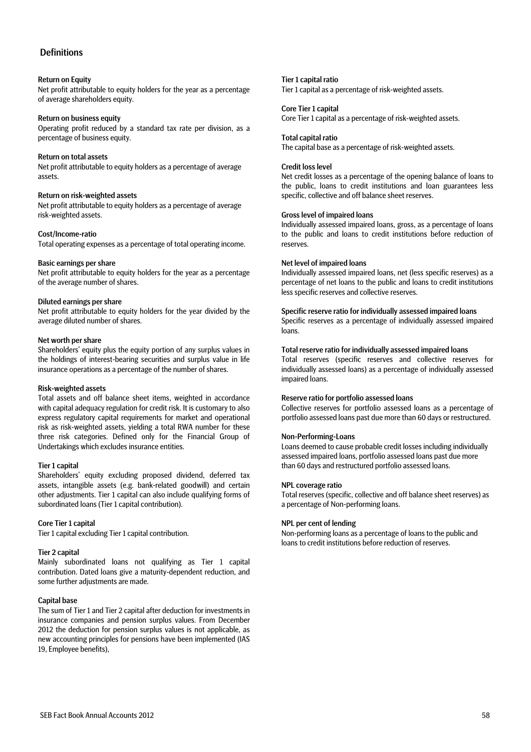# Definitions

**Return on Equity**
Net profit attributable to equity holders for the year as a percentage of average shareholders equity.

**Return on business equity**
Operating profit reduced by a standard tax rate per division, as a percentage of business equity.

**Return on total assets**
Net profit attributable to equity holders as a percentage of average assets.

**Return on risk-weighted assets**
Net profit attributable to equity holders as a percentage of average risk-weighted assets.

**Cost/Income-ratio**
Total operating expenses as a percentage of total operating income.

**Basic earnings per share**
Net profit attributable to equity holders for the year as a percentage of the average number of shares.

**Diluted earnings per share**
Net profit attributable to equity holders for the year divided by the average diluted number of shares.

**Net worth per share**
Shareholders' equity plus the equity portion of any surplus values in the holdings of interest-bearing securities and surplus value in life insurance operations as a percentage of the number of shares.

**Risk-weighted assets**
Total assets and off balance sheet items, weighted in accordance with capital adequacy regulation for credit risk. It is customary to also express regulatory capital requirements for market and operational risk as risk-weighted assets, yielding a total RWA number for these three risk categories. Defined only for the Financial Group of Undertakings which excludes insurance entities.

**Tier 1 capital**
Shareholders' equity excluding proposed dividend, deferred tax assets, intangible assets (e.g. bank-related goodwill) and certain other adjustments. Tier 1 capital can also include qualifying forms of subordinated loans (Tier 1 capital contribution).

**Core Tier 1 capital**
Tier 1 capital excluding Tier 1 capital contribution.

**Tier 2 capital**
Mainly subordinated loans not qualifying as Tier 1 capital contribution. Dated loans give a maturity-dependent reduction, and some further adjustments are made.

**Capital base**
The sum of Tier 1 and Tier 2 capital after deduction for investments in insurance companies and pension surplus values. From December 2012 the deduction for pension surplus values is not applicable, as new accounting principles for pensions have been implemented (IAS 19, Employee benefits),

**Tier 1 capital ratio**
Tier 1 capital as a percentage of risk-weighted assets.

**Core Tier 1 capital**
Core Tier 1 capital as a percentage of risk-weighted assets.

**Total capital ratio**
The capital base as a percentage of risk-weighted assets.

**Credit loss level**
Net credit losses as a percentage of the opening balance of loans to the public, loans to credit institutions and loan guarantees less specific, collective and off balance sheet reserves.

**Gross level of impaired loans**
Individually assessed impaired loans, gross, as a percentage of loans to the public and loans to credit institutions before reduction of reserves.

**Net level of impaired loans**
Individually assessed impaired loans, net (less specific reserves) as a percentage of net loans to the public and loans to credit institutions less specific reserves and collective reserves.

**Specific reserve ratio for individually assessed impaired loans**
Specific reserves as a percentage of individually assessed impaired loans.

**Total reserve ratio for individually assessed impaired loans**
Total reserves (specific reserves and collective reserves for individually assessed loans) as a percentage of individually assessed impaired loans.

**Reserve ratio for portfolio assessed loans**
Collective reserves for portfolio assessed loans as a percentage of portfolio assessed loans past due more than 60 days or restructured.

**Non-Performing-Loans**
Loans deemed to cause probable credit losses including individually assessed impaired loans, portfolio assessed loans past due more than 60 days and restructured portfolio assessed loans.

**NPL coverage ratio**
Total reserves (specific, collective and off balance sheet reserves) as a percentage of Non-performing loans.

**NPL per cent of lending**
Non-performing loans as a percentage of loans to the public and loans to credit institutions before reduction of reserves.